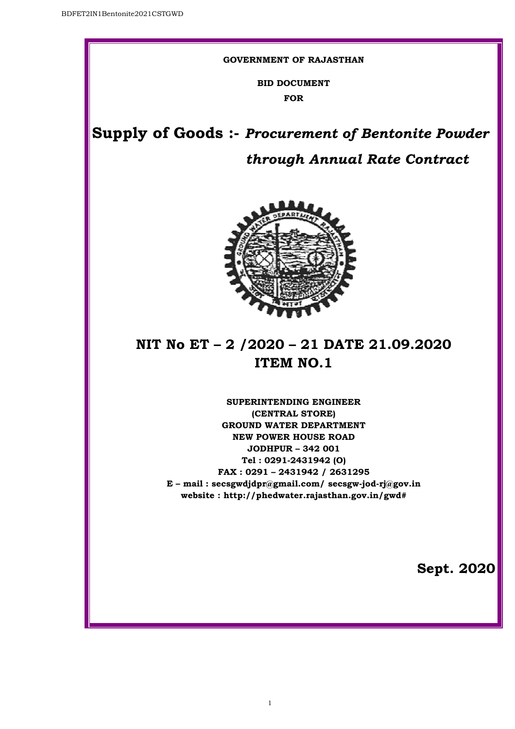**GOVERNMENT OF RAJASTHAN**

**BID DOCUMENT**

**FOR**

# Supply of Goods :- *Procurement of Bentonite Powder through Annual Rate Contract*

# NIT No ET – 2 /2020 – 21 DATE 21.09.2020
# ITEM NO.1

**SUPERINTENDING ENGINEER**
**(CENTRAL STORE)**
**GROUND WATER DEPARTMENT**
**NEW POWER HOUSE ROAD**
**JODHPUR – 342 001**
**Tel : 0291-2431942 (O)**
**FAX : 0291 – 2431942 / 2631295**
**E – mail : secsgwdjdpr@gmail.com/ secsgw-jod-rj@gov.in**
**website : http://phedwater.rajasthan.gov.in/gwd#**

**Sept. 2020**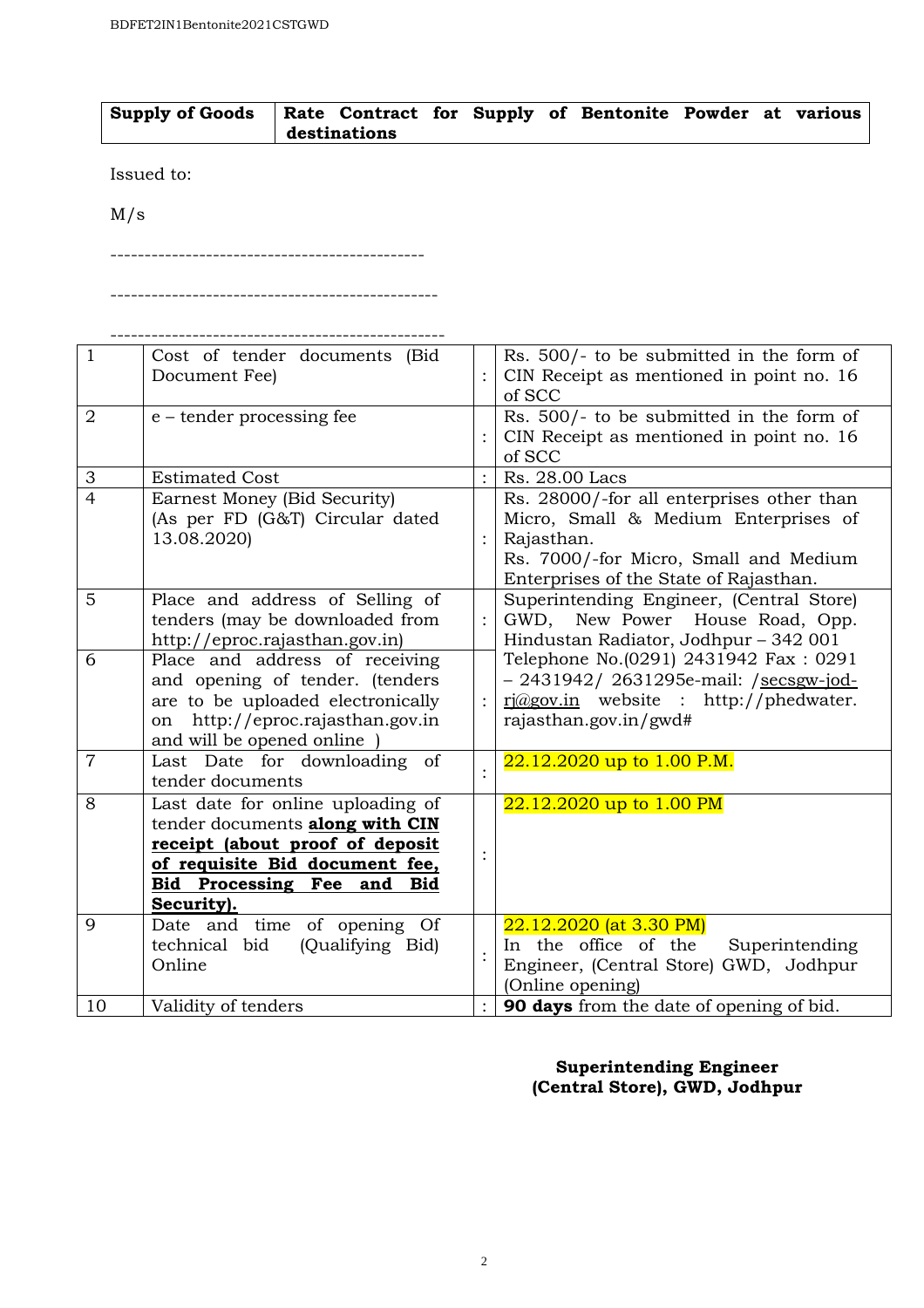| **Supply of Goods** | **Rate Contract for Supply of Bentonite Powder at various destinations** |
|---|---|

Issued to:

M/s

----------------------------------------------

------------------------------------------------

-------------------------------------------------

| 1 | Cost of tender documents (Bid Document Fee) | : | Rs. 500/- to be submitted in the form of CIN Receipt as mentioned in point no. 16 of SCC |
|---|---|---|---|
| 2 | e – tender processing fee | : | Rs. 500/- to be submitted in the form of CIN Receipt as mentioned in point no. 16 of SCC |
| 3 | Estimated Cost | : | Rs. 28.00 Lacs |
| 4 | Earnest Money (Bid Security) (As per FD (G&T) Circular dated 13.08.2020) | : | Rs. 28000/-for all enterprises other than Micro, Small & Medium Enterprises of Rajasthan. Rs. 7000/-for Micro, Small and Medium Enterprises of the State of Rajasthan. |
| 5 | Place and address of Selling of tenders (may be downloaded from http://eproc.rajasthan.gov.in) | : | Superintending Engineer, (Central Store) GWD, New Power House Road, Opp. Hindustan Radiator, Jodhpur – 342 001 Telephone No.(0291) 2431942 Fax : 0291 – 2431942/ 2631295e-mail: /secsgw-jod-rj@gov.in website : http://phedwater. rajasthan.gov.in/gwd# |
| 6 | Place and address of receiving and opening of tender. (tenders are to be uploaded electronically on http://eproc.rajasthan.gov.in and will be opened online ) | : | |
| 7 | Last Date for downloading of tender documents | : | 22.12.2020 up to 1.00 P.M. |
| 8 | Last date for online uploading of tender documents **along with CIN receipt (about proof of deposit of requisite Bid document fee, Bid Processing Fee and Bid Security).** | : | 22.12.2020 up to 1.00 PM |
| 9 | Date and time of opening Of technical bid (Qualifying Bid) Online | : | 22.12.2020 (at 3.30 PM) In the office of the Superintending Engineer, (Central Store) GWD, Jodhpur (Online opening) |
| 10 | Validity of tenders | : | **90 days** from the date of opening of bid. |

**Superintending Engineer**
**(Central Store), GWD, Jodhpur**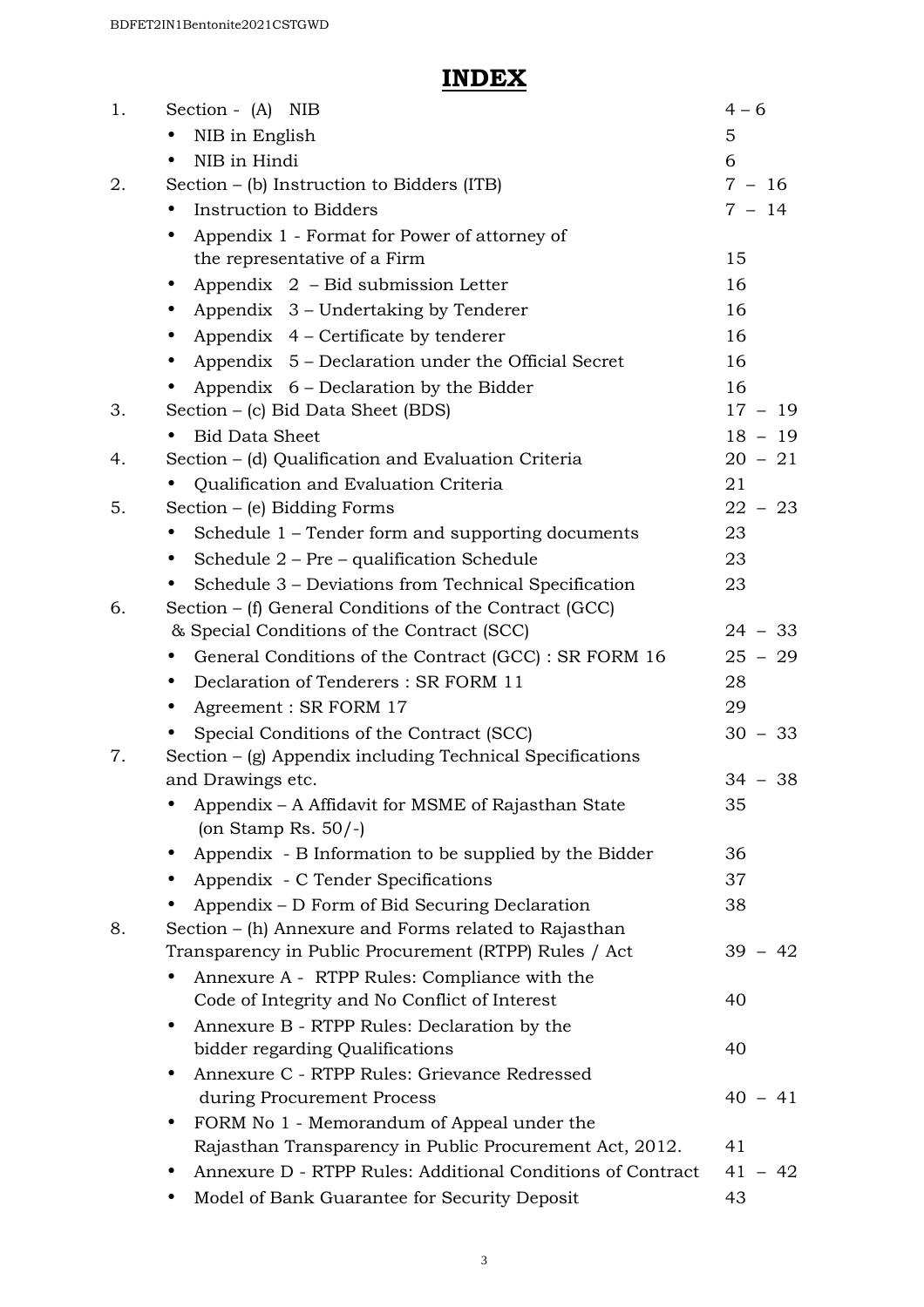# INDEX

| | | |
|---|---|---|
| 1. | Section - (A) NIB | 4 – 6 |
| | • NIB in English | 5 |
| | • NIB in Hindi | 6 |
| 2. | Section – (b) Instruction to Bidders (ITB) | 7 – 16 |
| | • Instruction to Bidders | 7 – 14 |
| | • Appendix 1 - Format for Power of attorney of the representative of a Firm | 15 |
| | • Appendix 2 – Bid submission Letter | 16 |
| | • Appendix 3 – Undertaking by Tenderer | 16 |
| | • Appendix 4 – Certificate by tenderer | 16 |
| | • Appendix 5 – Declaration under the Official Secret | 16 |
| | • Appendix 6 – Declaration by the Bidder | 16 |
| 3. | Section – (c) Bid Data Sheet (BDS) | 17 – 19 |
| | • Bid Data Sheet | 18 – 19 |
| 4. | Section – (d) Qualification and Evaluation Criteria | 20 – 21 |
| | • Qualification and Evaluation Criteria | 21 |
| 5. | Section – (e) Bidding Forms | 22 – 23 |
| | • Schedule 1 – Tender form and supporting documents | 23 |
| | • Schedule 2 – Pre – qualification Schedule | 23 |
| | • Schedule 3 – Deviations from Technical Specification | 23 |
| 6. | Section – (f) General Conditions of the Contract (GCC) & Special Conditions of the Contract (SCC) | 24 – 33 |
| | • General Conditions of the Contract (GCC) : SR FORM 16 | 25 – 29 |
| | • Declaration of Tenderers : SR FORM 11 | 28 |
| | • Agreement : SR FORM 17 | 29 |
| | • Special Conditions of the Contract (SCC) | 30 – 33 |
| 7. | Section – (g) Appendix including Technical Specifications and Drawings etc. | 34 – 38 |
| | • Appendix – A Affidavit for MSME of Rajasthan State (on Stamp Rs. 50/-) | 35 |
| | • Appendix - B Information to be supplied by the Bidder | 36 |
| | • Appendix - C Tender Specifications | 37 |
| | • Appendix – D Form of Bid Securing Declaration | 38 |
| 8. | Section – (h) Annexure and Forms related to Rajasthan Transparency in Public Procurement (RTPP) Rules / Act | 39 – 42 |
| | • Annexure A - RTPP Rules: Compliance with the Code of Integrity and No Conflict of Interest | 40 |
| | • Annexure B - RTPP Rules: Declaration by the bidder regarding Qualifications | 40 |
| | • Annexure C - RTPP Rules: Grievance Redressed during Procurement Process | 40 – 41 |
| | • FORM No 1 - Memorandum of Appeal under the Rajasthan Transparency in Public Procurement Act, 2012. | 41 |
| | • Annexure D - RTPP Rules: Additional Conditions of Contract | 41 – 42 |
| | • Model of Bank Guarantee for Security Deposit | 43 |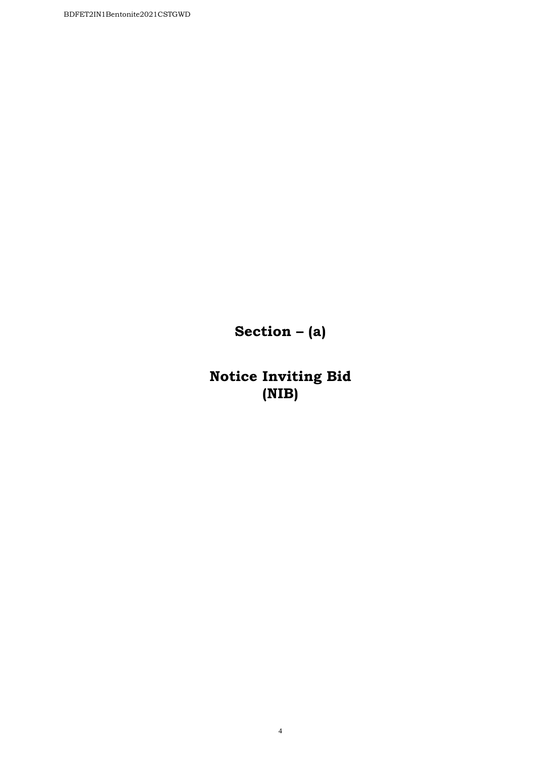# Section – (a)

# Notice Inviting Bid
# (NIB)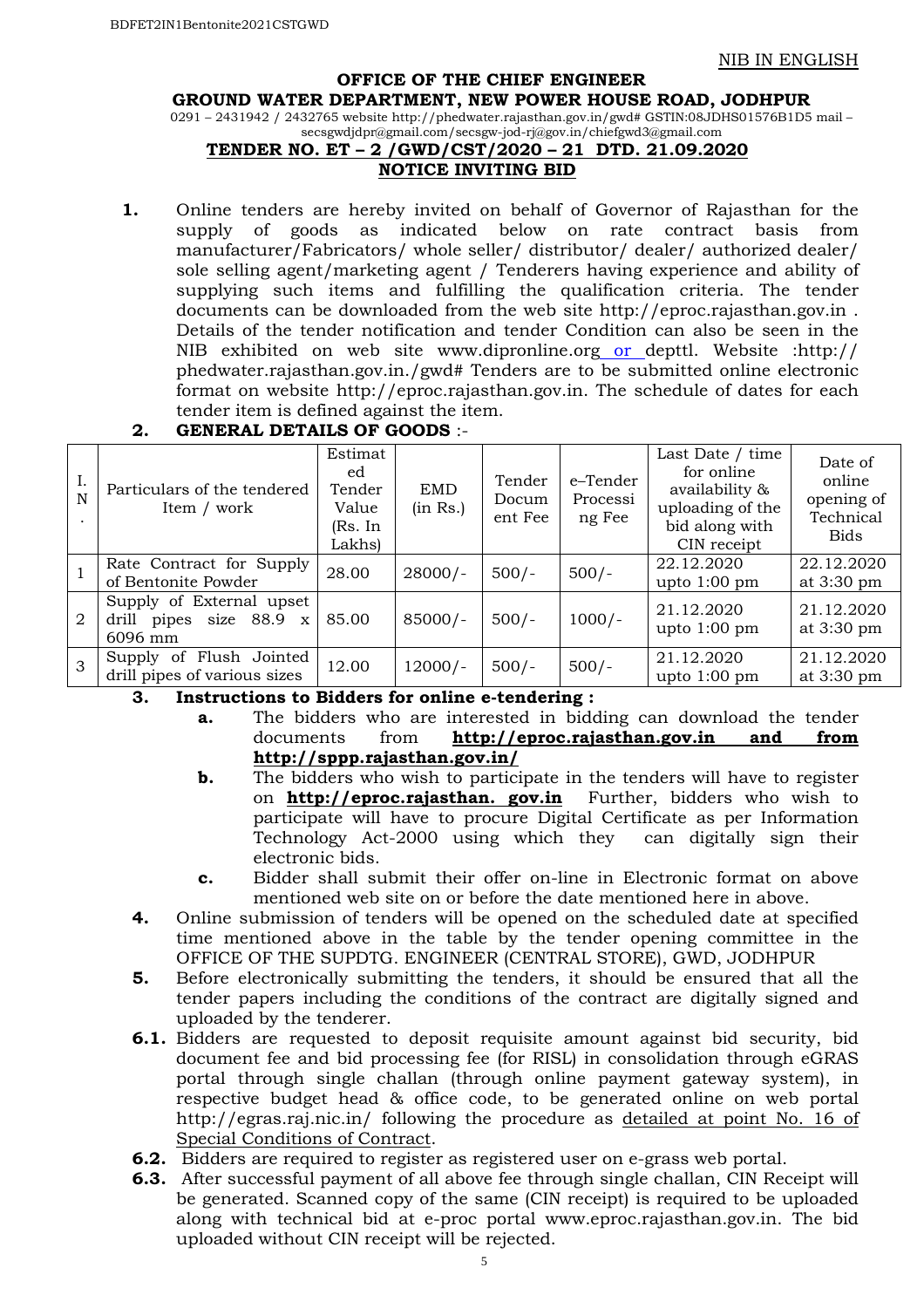NIB IN ENGLISH

**OFFICE OF THE CHIEF ENGINEER**

**GROUND WATER DEPARTMENT, NEW POWER HOUSE ROAD, JODHPUR**

0291 – 2431942 / 2432765 website http://phedwater.rajasthan.gov.in/gwd# GSTIN:08JDHS01576B1D5 mail – secsgwdjdpr@gmail.com/secsgw-jod-rj@gov.in/chiefgwd3@gmail.com

**TENDER NO. ET – 2 /GWD/CST/2020 – 21 DTD. 21.09.2020**

**NOTICE INVITING BID**

**1.** Online tenders are hereby invited on behalf of Governor of Rajasthan for the supply of goods as indicated below on rate contract basis from manufacturer/Fabricators/ whole seller/ distributor/ dealer/ authorized dealer/ sole selling agent/marketing agent / Tenderers having experience and ability of supplying such items and fulfilling the qualification criteria. The tender documents can be downloaded from the web site http://eproc.rajasthan.gov.in . Details of the tender notification and tender Condition can also be seen in the NIB exhibited on web site www.dipronline.org or depttl. Website :http:// phedwater.rajasthan.gov.in./gwd# Tenders are to be submitted online electronic format on website http://eproc.rajasthan.gov.in. The schedule of dates for each tender item is defined against the item.

**2. GENERAL DETAILS OF GOODS** :-

| I. N. | Particulars of the tendered Item / work | Estimated Tender Value (Rs. In Lakhs) | EMD (in Rs.) | Tender Document Fee | e–Tender Processing Fee | Last Date / time for online availability & uploading of the bid along with CIN receipt | Date of online opening of Technical Bids |
|---|---|---|---|---|---|---|---|
| 1 | Rate Contract for Supply of Bentonite Powder | 28.00 | 28000/- | 500/- | 500/- | 22.12.2020 upto 1:00 pm | 22.12.2020 at 3:30 pm |
| 2 | Supply of External upset drill pipes size 88.9 x 6096 mm | 85.00 | 85000/- | 500/- | 1000/- | 21.12.2020 upto 1:00 pm | 21.12.2020 at 3:30 pm |
| 3 | Supply of Flush Jointed drill pipes of various sizes | 12.00 | 12000/- | 500/- | 500/- | 21.12.2020 upto 1:00 pm | 21.12.2020 at 3:30 pm |

**3. Instructions to Bidders for online e-tendering :**

- **a.** The bidders who are interested in bidding can download the tender documents from **http://eproc.rajasthan.gov.in and from http://sppp.rajasthan.gov.in/**
- **b.** The bidders who wish to participate in the tenders will have to register on **http://eproc.rajasthan. gov.in** Further, bidders who wish to participate will have to procure Digital Certificate as per Information Technology Act-2000 using which they can digitally sign their electronic bids.
- **c.** Bidder shall submit their offer on-line in Electronic format on above mentioned web site on or before the date mentioned here in above.

**4.** Online submission of tenders will be opened on the scheduled date at specified time mentioned above in the table by the tender opening committee in the OFFICE OF THE SUPDTG. ENGINEER (CENTRAL STORE), GWD, JODHPUR

**5.** Before electronically submitting the tenders, it should be ensured that all the tender papers including the conditions of the contract are digitally signed and uploaded by the tenderer.

**6.1.** Bidders are requested to deposit requisite amount against bid security, bid document fee and bid processing fee (for RISL) in consolidation through eGRAS portal through single challan (through online payment gateway system), in respective budget head & office code, to be generated online on web portal http://egras.raj.nic.in/ following the procedure as detailed at point No. 16 of Special Conditions of Contract.

**6.2.** Bidders are required to register as registered user on e-grass web portal.

**6.3.** After successful payment of all above fee through single challan, CIN Receipt will be generated. Scanned copy of the same (CIN receipt) is required to be uploaded along with technical bid at e-proc portal www.eproc.rajasthan.gov.in. The bid uploaded without CIN receipt will be rejected.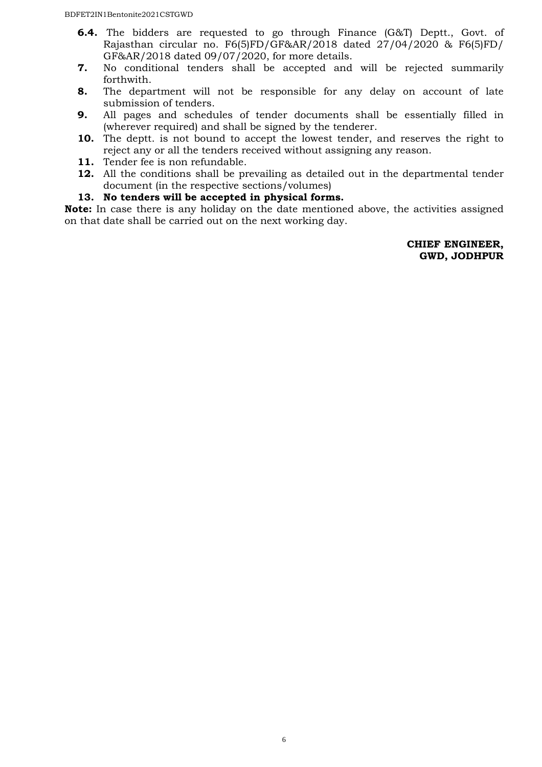**6.4.** The bidders are requested to go through Finance (G&T) Deptt., Govt. of Rajasthan circular no. F6(5)FD/GF&AR/2018 dated 27/04/2020 & F6(5)FD/ GF&AR/2018 dated 09/07/2020, for more details.

**7.** No conditional tenders shall be accepted and will be rejected summarily forthwith.

**8.** The department will not be responsible for any delay on account of late submission of tenders.

**9.** All pages and schedules of tender documents shall be essentially filled in (wherever required) and shall be signed by the tenderer.

**10.** The deptt. is not bound to accept the lowest tender, and reserves the right to reject any or all the tenders received without assigning any reason.

**11.** Tender fee is non refundable.

**12.** All the conditions shall be prevailing as detailed out in the departmental tender document (in the respective sections/volumes)

**13. No tenders will be accepted in physical forms.**

**Note:** In case there is any holiday on the date mentioned above, the activities assigned on that date shall be carried out on the next working day.

**CHIEF ENGINEER,**
**GWD, JODHPUR**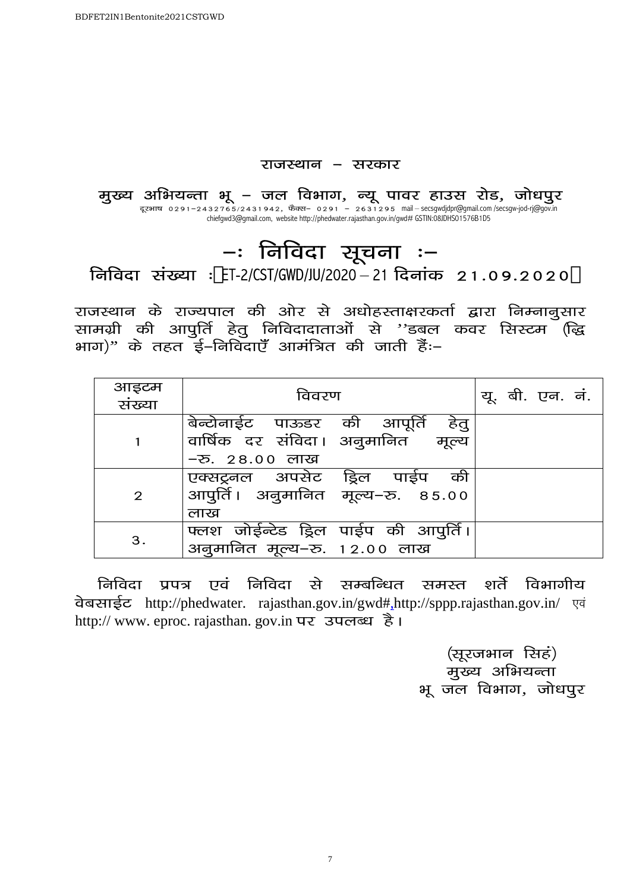## राजस्थान – सरकार

## मुख्य अभियन्ता भू – जल विभाग, न्यू पावर हाउस रोड, जोधपुर

दूरभाष 0291–2432765/2431942, फैक्स– 0291 – 2631295 mail – secsgwdjdpr@gmail.com /secsgw-jod-rj@gov.in chiefgwd3@gmail.com, website http://phedwater.rajasthan.gov.in/gwd# GSTIN:08JDHS01576B1D5

# –: निविदा सूचना :–

**निविदा संख्या : ET-2/CST/GWD/JU/2020 – 21 दिनांक 21.09.2020**

राजस्थान के राज्यपाल की ओर से अधोहस्ताक्षरकर्ता द्वारा निम्नानुसार सामग्री की आपुर्ति हेतु निविदादाताओं से ''डबल कवर सिस्टम (द्विभाग)" के तहत ई–निविदाएँ आमंत्रित की जाती हैं:–

| आइटम संख्या | विवरण | यू. बी. एन. नं. |
|---|---|---|
| 1 | बेन्टोनाईट पाऊडर की आपूर्ति हेतु वार्षिक दर संविदा। अनुमानित मूल्य –रु. 28.00 लाख | |
| 2 | एक्सट्रनल अपसेट ड्रिल पाईप की आपुर्ति। अनुमानित मूल्य–रु. 85.00 लाख | |
| 3. | फ्लश जोईन्टेड ड्रिल पाईप की आपुर्ति। अनुमानित मूल्य–रु. 12.00 लाख | |

निविदा प्रपत्र एवं निविदा से सम्बन्धित समस्त शर्ते विभागीय वेबसाईट http://phedwater. rajasthan.gov.in/gwd#,http://sppp.rajasthan.gov.in/ एवं http:// www. eproc. rajasthan. gov.in पर उपलब्ध है।

(सूरजभान सिहं)
मुख्य अभियन्ता
भू जल विभाग, जोधपुर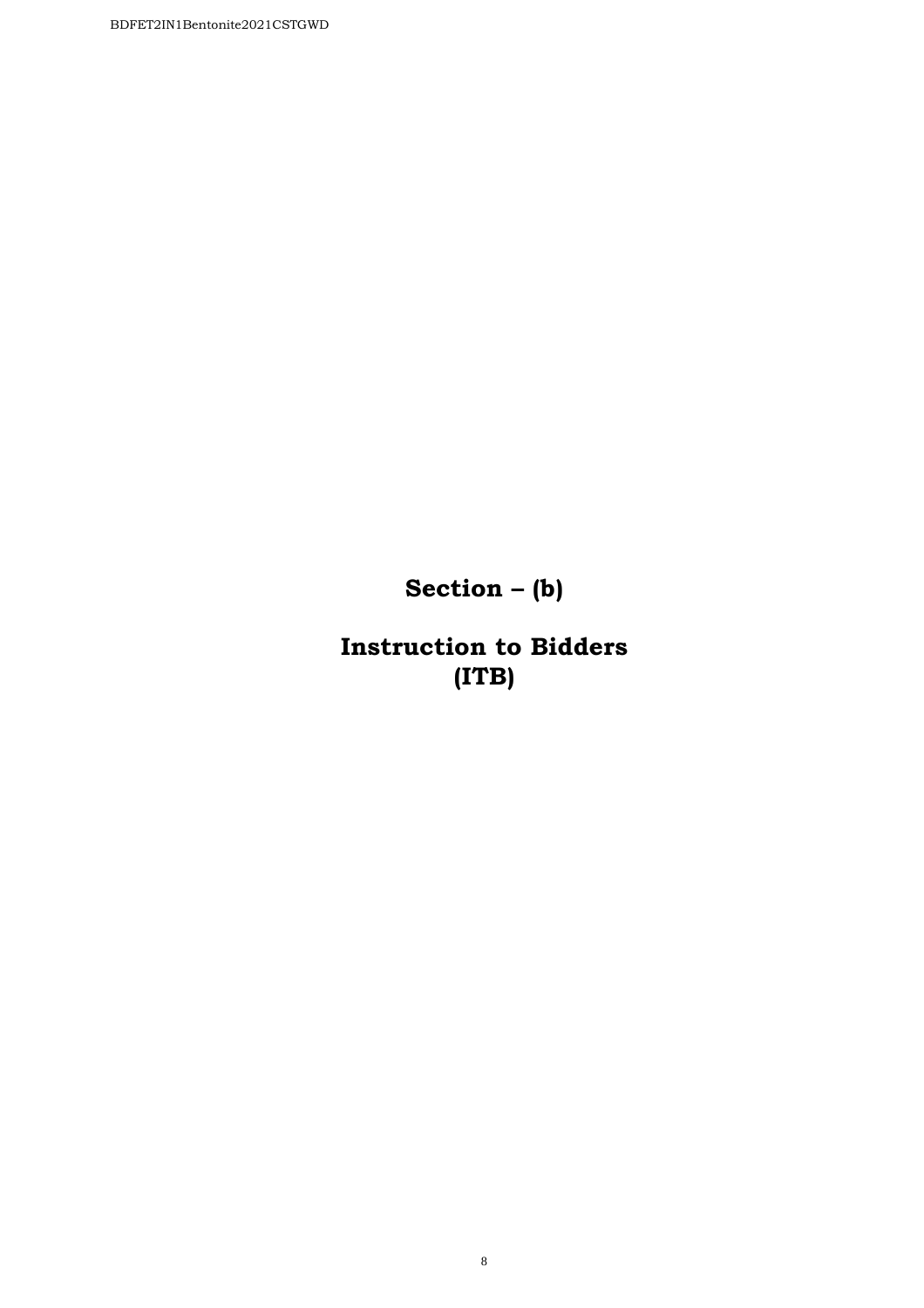# Section – (b)

# Instruction to Bidders (ITB)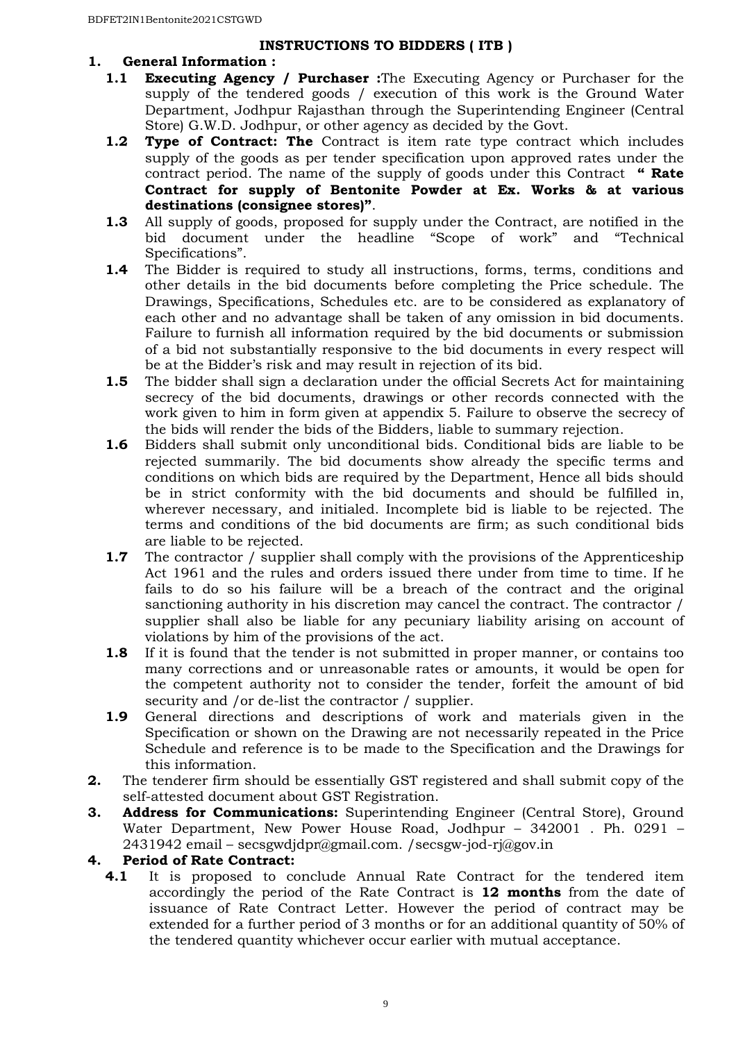## INSTRUCTIONS TO BIDDERS ( ITB )

**1. General Information :**

**1.1** **Executing Agency / Purchaser :**The Executing Agency or Purchaser for the supply of the tendered goods / execution of this work is the Ground Water Department, Jodhpur Rajasthan through the Superintending Engineer (Central Store) G.W.D. Jodhpur, or other agency as decided by the Govt.

**1.2** **Type of Contract: The** Contract is item rate type contract which includes supply of the goods as per tender specification upon approved rates under the contract period. The name of the supply of goods under this Contract **" Rate Contract for supply of Bentonite Powder at Ex. Works & at various destinations (consignee stores)"**.

**1.3** All supply of goods, proposed for supply under the Contract, are notified in the bid document under the headline "Scope of work" and "Technical Specifications".

**1.4** The Bidder is required to study all instructions, forms, terms, conditions and other details in the bid documents before completing the Price schedule. The Drawings, Specifications, Schedules etc. are to be considered as explanatory of each other and no advantage shall be taken of any omission in bid documents. Failure to furnish all information required by the bid documents or submission of a bid not substantially responsive to the bid documents in every respect will be at the Bidder's risk and may result in rejection of its bid.

**1.5** The bidder shall sign a declaration under the official Secrets Act for maintaining secrecy of the bid documents, drawings or other records connected with the work given to him in form given at appendix 5. Failure to observe the secrecy of the bids will render the bids of the Bidders, liable to summary rejection.

**1.6** Bidders shall submit only unconditional bids. Conditional bids are liable to be rejected summarily. The bid documents show already the specific terms and conditions on which bids are required by the Department, Hence all bids should be in strict conformity with the bid documents and should be fulfilled in, wherever necessary, and initialed. Incomplete bid is liable to be rejected. The terms and conditions of the bid documents are firm; as such conditional bids are liable to be rejected.

**1.7** The contractor / supplier shall comply with the provisions of the Apprenticeship Act 1961 and the rules and orders issued there under from time to time. If he fails to do so his failure will be a breach of the contract and the original sanctioning authority in his discretion may cancel the contract. The contractor / supplier shall also be liable for any pecuniary liability arising on account of violations by him of the provisions of the act.

**1.8** If it is found that the tender is not submitted in proper manner, or contains too many corrections and or unreasonable rates or amounts, it would be open for the competent authority not to consider the tender, forfeit the amount of bid security and /or de-list the contractor / supplier.

**1.9** General directions and descriptions of work and materials given in the Specification or shown on the Drawing are not necessarily repeated in the Price Schedule and reference is to be made to the Specification and the Drawings for this information.

**2.** The tenderer firm should be essentially GST registered and shall submit copy of the self-attested document about GST Registration.

**3.** **Address for Communications:** Superintending Engineer (Central Store), Ground Water Department, New Power House Road, Jodhpur – 342001 . Ph. 0291 – 2431942 email – secsgwdjdpr@gmail.com. /secsgw-jod-rj@gov.in

**4. Period of Rate Contract:**

**4.1** It is proposed to conclude Annual Rate Contract for the tendered item accordingly the period of the Rate Contract is **12 months** from the date of issuance of Rate Contract Letter. However the period of contract may be extended for a further period of 3 months or for an additional quantity of 50% of the tendered quantity whichever occur earlier with mutual acceptance.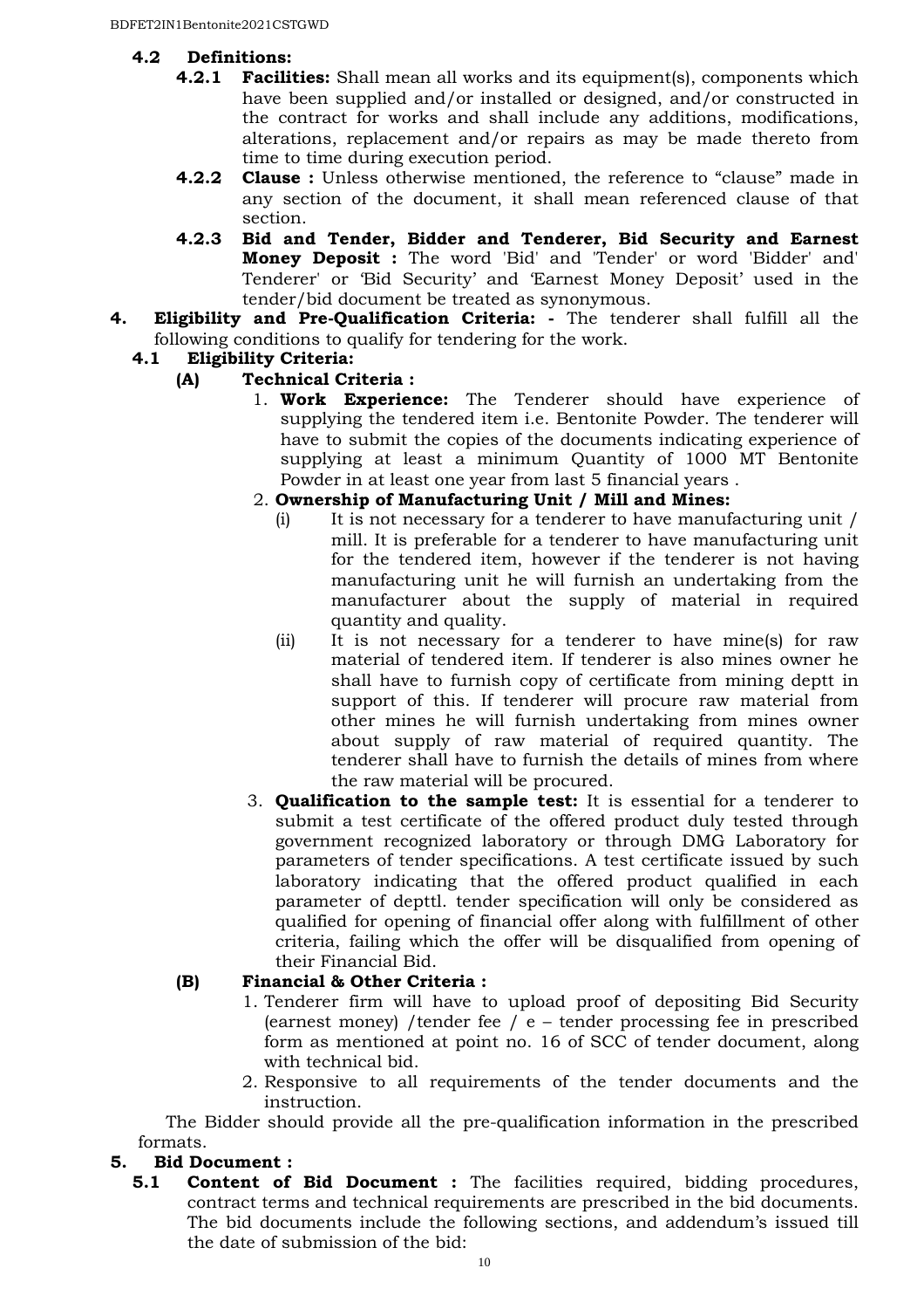### 4.2 Definitions:

**4.2.1 Facilities:** Shall mean all works and its equipment(s), components which have been supplied and/or installed or designed, and/or constructed in the contract for works and shall include any additions, modifications, alterations, replacement and/or repairs as may be made thereto from time to time during execution period.

**4.2.2 Clause :** Unless otherwise mentioned, the reference to "clause" made in any section of the document, it shall mean referenced clause of that section.

**4.2.3 Bid and Tender, Bidder and Tenderer, Bid Security and Earnest Money Deposit :** The word 'Bid' and 'Tender' or word 'Bidder' and' Tenderer' or 'Bid Security' and 'Earnest Money Deposit' used in the tender/bid document be treated as synonymous.

## 4. Eligibility and Pre-Qualification Criteria: -

The tenderer shall fulfill all the following conditions to qualify for tendering for the work.

### 4.1 Eligibility Criteria:

**(A) Technical Criteria :**

1. **Work Experience:** The Tenderer should have experience of supplying the tendered item i.e. Bentonite Powder. The tenderer will have to submit the copies of the documents indicating experience of supplying at least a minimum Quantity of 1000 MT Bentonite Powder in at least one year from last 5 financial years .
2. **Ownership of Manufacturing Unit / Mill and Mines:**
   - (i) It is not necessary for a tenderer to have manufacturing unit / mill. It is preferable for a tenderer to have manufacturing unit for the tendered item, however if the tenderer is not having manufacturing unit he will furnish an undertaking from the manufacturer about the supply of material in required quantity and quality.
   - (ii) It is not necessary for a tenderer to have mine(s) for raw material of tendered item. If tenderer is also mines owner he shall have to furnish copy of certificate from mining deptt in support of this. If tenderer will procure raw material from other mines he will furnish undertaking from mines owner about supply of raw material of required quantity. The tenderer shall have to furnish the details of mines from where the raw material will be procured.
3. **Qualification to the sample test:** It is essential for a tenderer to submit a test certificate of the offered product duly tested through government recognized laboratory or through DMG Laboratory for parameters of tender specifications. A test certificate issued by such laboratory indicating that the offered product qualified in each parameter of depttl. tender specification will only be considered as qualified for opening of financial offer along with fulfillment of other criteria, failing which the offer will be disqualified from opening of their Financial Bid.

**(B) Financial & Other Criteria :**

1. Tenderer firm will have to upload proof of depositing Bid Security (earnest money) /tender fee / e – tender processing fee in prescribed form as mentioned at point no. 16 of SCC of tender document, along with technical bid.
2. Responsive to all requirements of the tender documents and the instruction.

The Bidder should provide all the pre-qualification information in the prescribed formats.

## 5. Bid Document :

**5.1 Content of Bid Document :** The facilities required, bidding procedures, contract terms and technical requirements are prescribed in the bid documents. The bid documents include the following sections, and addendum's issued till the date of submission of the bid: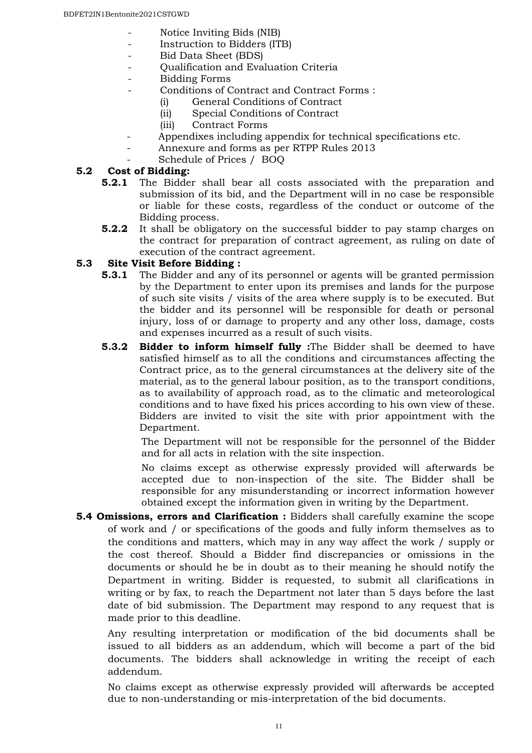- Notice Inviting Bids (NIB)
- Instruction to Bidders (ITB)
- Bid Data Sheet (BDS)
- Qualification and Evaluation Criteria
- Bidding Forms
- Conditions of Contract and Contract Forms :
  - (i) General Conditions of Contract
  - (ii) Special Conditions of Contract
  - (iii) Contract Forms
- Appendixes including appendix for technical specifications etc.
- Annexure and forms as per RTPP Rules 2013
- Schedule of Prices / BOQ

**5.2 Cost of Bidding:**

**5.2.1** The Bidder shall bear all costs associated with the preparation and submission of its bid, and the Department will in no case be responsible or liable for these costs, regardless of the conduct or outcome of the Bidding process.

**5.2.2** It shall be obligatory on the successful bidder to pay stamp charges on the contract for preparation of contract agreement, as ruling on date of execution of the contract agreement.

**5.3 Site Visit Before Bidding :**

**5.3.1** The Bidder and any of its personnel or agents will be granted permission by the Department to enter upon its premises and lands for the purpose of such site visits / visits of the area where supply is to be executed. But the bidder and its personnel will be responsible for death or personal injury, loss of or damage to property and any other loss, damage, costs and expenses incurred as a result of such visits.

**5.3.2** **Bidder to inform himself fully :**The Bidder shall be deemed to have satisfied himself as to all the conditions and circumstances affecting the Contract price, as to the general circumstances at the delivery site of the material, as to the general labour position, as to the transport conditions, as to availability of approach road, as to the climatic and meteorological conditions and to have fixed his prices according to his own view of these. Bidders are invited to visit the site with prior appointment with the Department.

The Department will not be responsible for the personnel of the Bidder and for all acts in relation with the site inspection.

No claims except as otherwise expressly provided will afterwards be accepted due to non-inspection of the site. The Bidder shall be responsible for any misunderstanding or incorrect information however obtained except the information given in writing by the Department.

**5.4 Omissions, errors and Clarification :** Bidders shall carefully examine the scope of work and / or specifications of the goods and fully inform themselves as to the conditions and matters, which may in any way affect the work / supply or the cost thereof. Should a Bidder find discrepancies or omissions in the documents or should he be in doubt as to their meaning he should notify the Department in writing. Bidder is requested, to submit all clarifications in writing or by fax, to reach the Department not later than 5 days before the last date of bid submission. The Department may respond to any request that is made prior to this deadline.

Any resulting interpretation or modification of the bid documents shall be issued to all bidders as an addendum, which will become a part of the bid documents. The bidders shall acknowledge in writing the receipt of each addendum.

No claims except as otherwise expressly provided will afterwards be accepted due to non-understanding or mis-interpretation of the bid documents.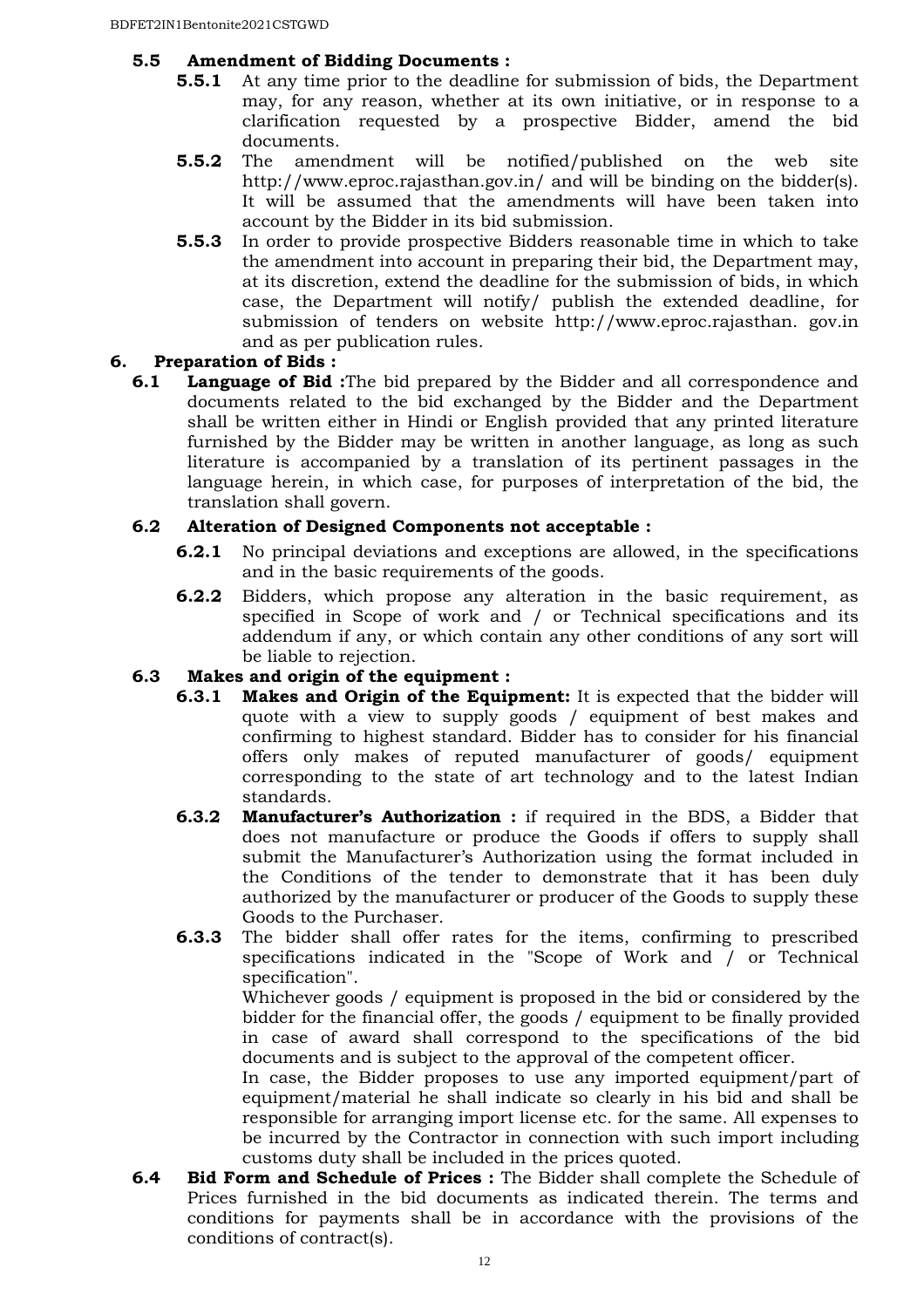### 5.5 Amendment of Bidding Documents :

**5.5.1** At any time prior to the deadline for submission of bids, the Department may, for any reason, whether at its own initiative, or in response to a clarification requested by a prospective Bidder, amend the bid documents.

**5.5.2** The amendment will be notified/published on the web site http://www.eproc.rajasthan.gov.in/ and will be binding on the bidder(s). It will be assumed that the amendments will have been taken into account by the Bidder in its bid submission.

**5.5.3** In order to provide prospective Bidders reasonable time in which to take the amendment into account in preparing their bid, the Department may, at its discretion, extend the deadline for the submission of bids, in which case, the Department will notify/ publish the extended deadline, for submission of tenders on website http://www.eproc.rajasthan. gov.in and as per publication rules.

## 6. Preparation of Bids :

**6.1 Language of Bid :**The bid prepared by the Bidder and all correspondence and documents related to the bid exchanged by the Bidder and the Department shall be written either in Hindi or English provided that any printed literature furnished by the Bidder may be written in another language, as long as such literature is accompanied by a translation of its pertinent passages in the language herein, in which case, for purposes of interpretation of the bid, the translation shall govern.

### 6.2 Alteration of Designed Components not acceptable :

**6.2.1** No principal deviations and exceptions are allowed, in the specifications and in the basic requirements of the goods.

**6.2.2** Bidders, which propose any alteration in the basic requirement, as specified in Scope of work and / or Technical specifications and its addendum if any, or which contain any other conditions of any sort will be liable to rejection.

### 6.3 Makes and origin of the equipment :

**6.3.1 Makes and Origin of the Equipment:** It is expected that the bidder will quote with a view to supply goods / equipment of best makes and confirming to highest standard. Bidder has to consider for his financial offers only makes of reputed manufacturer of goods/ equipment corresponding to the state of art technology and to the latest Indian standards.

**6.3.2 Manufacturer's Authorization :** if required in the BDS, a Bidder that does not manufacture or produce the Goods if offers to supply shall submit the Manufacturer's Authorization using the format included in the Conditions of the tender to demonstrate that it has been duly authorized by the manufacturer or producer of the Goods to supply these Goods to the Purchaser.

**6.3.3** The bidder shall offer rates for the items, confirming to prescribed specifications indicated in the "Scope of Work and / or Technical specification".

Whichever goods / equipment is proposed in the bid or considered by the bidder for the financial offer, the goods / equipment to be finally provided in case of award shall correspond to the specifications of the bid documents and is subject to the approval of the competent officer.

In case, the Bidder proposes to use any imported equipment/part of equipment/material he shall indicate so clearly in his bid and shall be responsible for arranging import license etc. for the same. All expenses to be incurred by the Contractor in connection with such import including customs duty shall be included in the prices quoted.

**6.4 Bid Form and Schedule of Prices :** The Bidder shall complete the Schedule of Prices furnished in the bid documents as indicated therein. The terms and conditions for payments shall be in accordance with the provisions of the conditions of contract(s).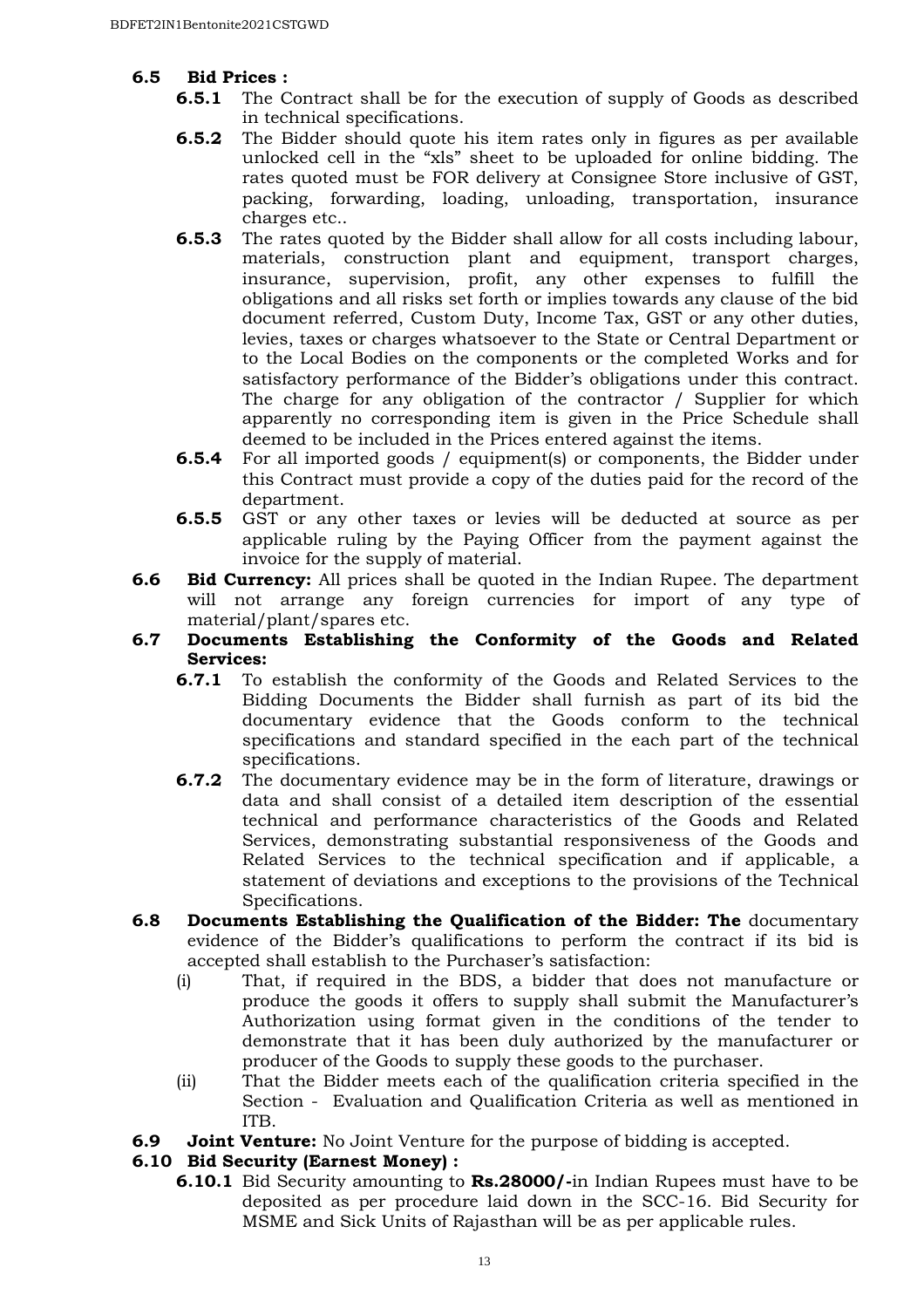**6.5 Bid Prices :**

**6.5.1** The Contract shall be for the execution of supply of Goods as described in technical specifications.

**6.5.2** The Bidder should quote his item rates only in figures as per available unlocked cell in the "xls" sheet to be uploaded for online bidding. The rates quoted must be FOR delivery at Consignee Store inclusive of GST, packing, forwarding, loading, unloading, transportation, insurance charges etc..

**6.5.3** The rates quoted by the Bidder shall allow for all costs including labour, materials, construction plant and equipment, transport charges, insurance, supervision, profit, any other expenses to fulfill the obligations and all risks set forth or implies towards any clause of the bid document referred, Custom Duty, Income Tax, GST or any other duties, levies, taxes or charges whatsoever to the State or Central Department or to the Local Bodies on the components or the completed Works and for satisfactory performance of the Bidder's obligations under this contract. The charge for any obligation of the contractor / Supplier for which apparently no corresponding item is given in the Price Schedule shall deemed to be included in the Prices entered against the items.

**6.5.4** For all imported goods / equipment(s) or components, the Bidder under this Contract must provide a copy of the duties paid for the record of the department.

**6.5.5** GST or any other taxes or levies will be deducted at source as per applicable ruling by the Paying Officer from the payment against the invoice for the supply of material.

**6.6 Bid Currency:** All prices shall be quoted in the Indian Rupee. The department will not arrange any foreign currencies for import of any type of material/plant/spares etc.

**6.7 Documents Establishing the Conformity of the Goods and Related Services:**

**6.7.1** To establish the conformity of the Goods and Related Services to the Bidding Documents the Bidder shall furnish as part of its bid the documentary evidence that the Goods conform to the technical specifications and standard specified in the each part of the technical specifications.

**6.7.2** The documentary evidence may be in the form of literature, drawings or data and shall consist of a detailed item description of the essential technical and performance characteristics of the Goods and Related Services, demonstrating substantial responsiveness of the Goods and Related Services to the technical specification and if applicable, a statement of deviations and exceptions to the provisions of the Technical Specifications.

**6.8 Documents Establishing the Qualification of the Bidder: The** documentary evidence of the Bidder's qualifications to perform the contract if its bid is accepted shall establish to the Purchaser's satisfaction:

(i) That, if required in the BDS, a bidder that does not manufacture or produce the goods it offers to supply shall submit the Manufacturer's Authorization using format given in the conditions of the tender to demonstrate that it has been duly authorized by the manufacturer or producer of the Goods to supply these goods to the purchaser.

(ii) That the Bidder meets each of the qualification criteria specified in the Section - Evaluation and Qualification Criteria as well as mentioned in ITB.

**6.9 Joint Venture:** No Joint Venture for the purpose of bidding is accepted.

**6.10 Bid Security (Earnest Money) :**

**6.10.1** Bid Security amounting to **Rs.28000/-**in Indian Rupees must have to be deposited as per procedure laid down in the SCC-16. Bid Security for MSME and Sick Units of Rajasthan will be as per applicable rules.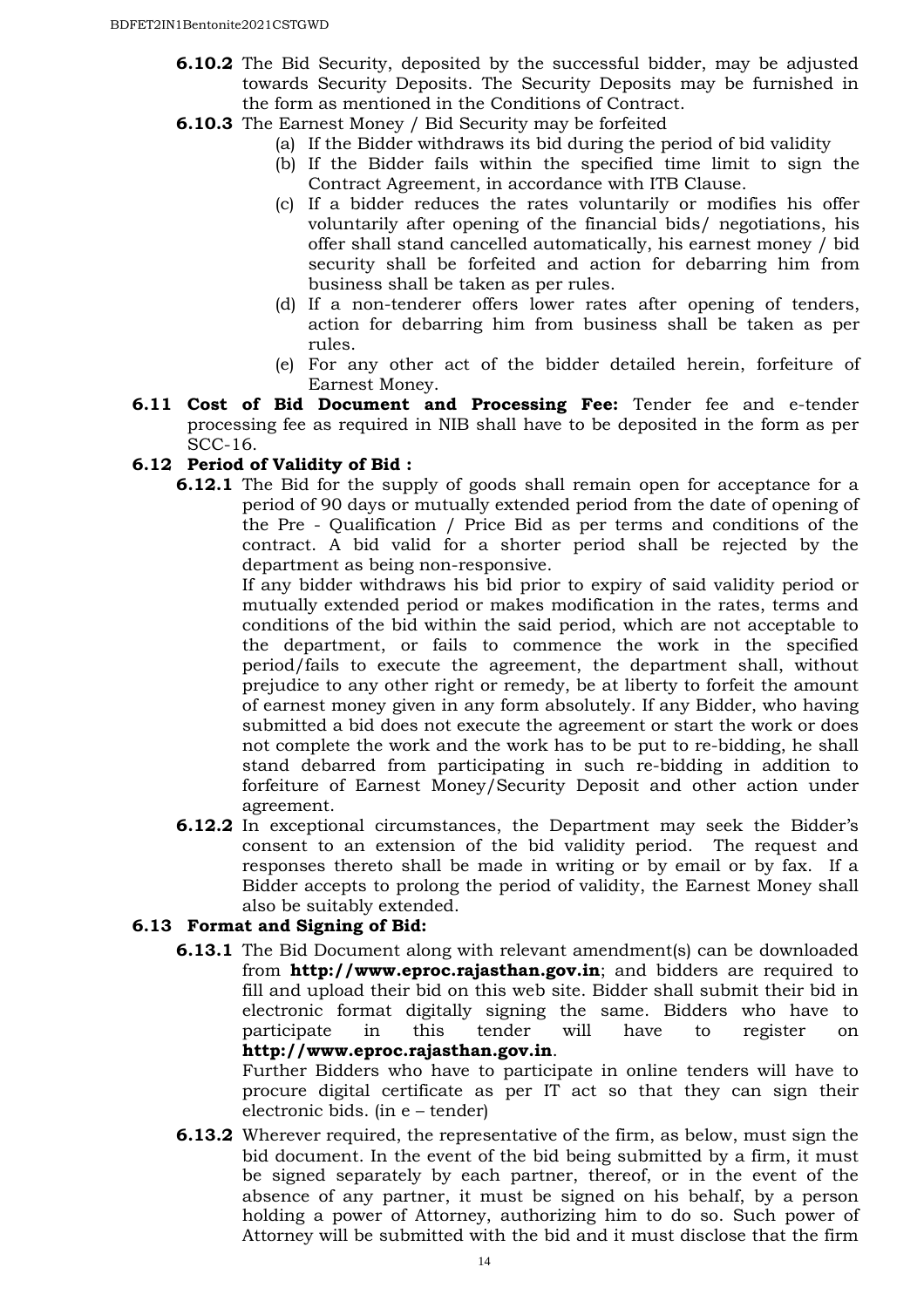**6.10.2** The Bid Security, deposited by the successful bidder, may be adjusted towards Security Deposits. The Security Deposits may be furnished in the form as mentioned in the Conditions of Contract.

**6.10.3** The Earnest Money / Bid Security may be forfeited

- (a) If the Bidder withdraws its bid during the period of bid validity
- (b) If the Bidder fails within the specified time limit to sign the Contract Agreement, in accordance with ITB Clause.
- (c) If a bidder reduces the rates voluntarily or modifies his offer voluntarily after opening of the financial bids/ negotiations, his offer shall stand cancelled automatically, his earnest money / bid security shall be forfeited and action for debarring him from business shall be taken as per rules.
- (d) If a non-tenderer offers lower rates after opening of tenders, action for debarring him from business shall be taken as per rules.
- (e) For any other act of the bidder detailed herein, forfeiture of Earnest Money.

**6.11 Cost of Bid Document and Processing Fee:** Tender fee and e-tender processing fee as required in NIB shall have to be deposited in the form as per SCC-16.

**6.12 Period of Validity of Bid :**

**6.12.1** The Bid for the supply of goods shall remain open for acceptance for a period of 90 days or mutually extended period from the date of opening of the Pre - Qualification / Price Bid as per terms and conditions of the contract. A bid valid for a shorter period shall be rejected by the department as being non-responsive.

If any bidder withdraws his bid prior to expiry of said validity period or mutually extended period or makes modification in the rates, terms and conditions of the bid within the said period, which are not acceptable to the department, or fails to commence the work in the specified period/fails to execute the agreement, the department shall, without prejudice to any other right or remedy, be at liberty to forfeit the amount of earnest money given in any form absolutely. If any Bidder, who having submitted a bid does not execute the agreement or start the work or does not complete the work and the work has to be put to re-bidding, he shall stand debarred from participating in such re-bidding in addition to forfeiture of Earnest Money/Security Deposit and other action under agreement.

**6.12.2** In exceptional circumstances, the Department may seek the Bidder's consent to an extension of the bid validity period. The request and responses thereto shall be made in writing or by email or by fax. If a Bidder accepts to prolong the period of validity, the Earnest Money shall also be suitably extended.

**6.13 Format and Signing of Bid:**

**6.13.1** The Bid Document along with relevant amendment(s) can be downloaded from **http://www.eproc.rajasthan.gov.in**; and bidders are required to fill and upload their bid on this web site. Bidder shall submit their bid in electronic format digitally signing the same. Bidders who have to participate in this tender will have to register on **http://www.eproc.rajasthan.gov.in**.

Further Bidders who have to participate in online tenders will have to procure digital certificate as per IT act so that they can sign their electronic bids. (in e – tender)

**6.13.2** Wherever required, the representative of the firm, as below, must sign the bid document. In the event of the bid being submitted by a firm, it must be signed separately by each partner, thereof, or in the event of the absence of any partner, it must be signed on his behalf, by a person holding a power of Attorney, authorizing him to do so. Such power of Attorney will be submitted with the bid and it must disclose that the firm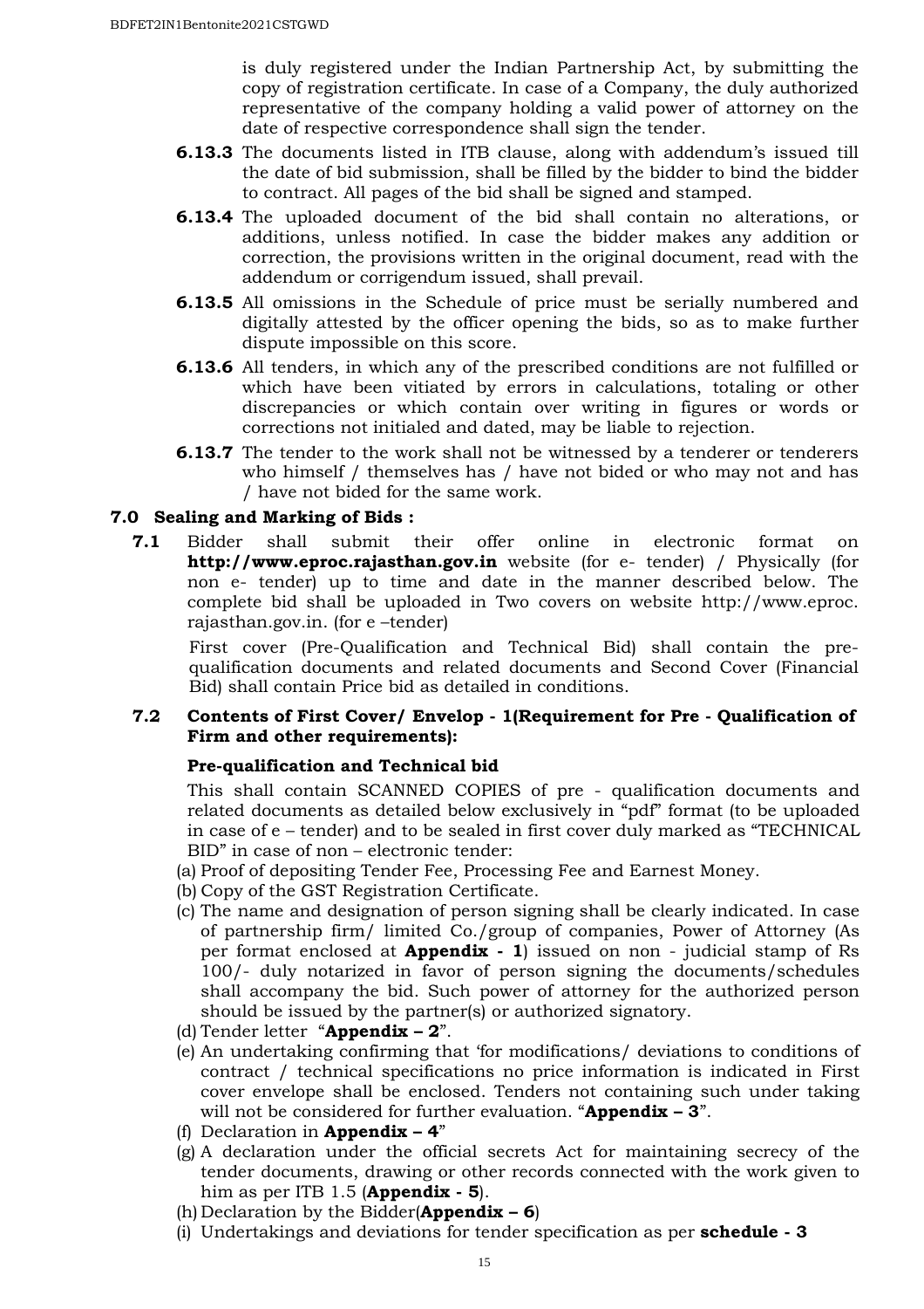is duly registered under the Indian Partnership Act, by submitting the copy of registration certificate. In case of a Company, the duly authorized representative of the company holding a valid power of attorney on the date of respective correspondence shall sign the tender.

**6.13.3** The documents listed in ITB clause, along with addendum's issued till the date of bid submission, shall be filled by the bidder to bind the bidder to contract. All pages of the bid shall be signed and stamped.

**6.13.4** The uploaded document of the bid shall contain no alterations, or additions, unless notified. In case the bidder makes any addition or correction, the provisions written in the original document, read with the addendum or corrigendum issued, shall prevail.

**6.13.5** All omissions in the Schedule of price must be serially numbered and digitally attested by the officer opening the bids, so as to make further dispute impossible on this score.

**6.13.6** All tenders, in which any of the prescribed conditions are not fulfilled or which have been vitiated by errors in calculations, totaling or other discrepancies or which contain over writing in figures or words or corrections not initialed and dated, may be liable to rejection.

**6.13.7** The tender to the work shall not be witnessed by a tenderer or tenderers who himself / themselves has / have not bided or who may not and has / have not bided for the same work.

## 7.0 Sealing and Marking of Bids :

**7.1** Bidder shall submit their offer online in electronic format on **http://www.eproc.rajasthan.gov.in** website (for e- tender) / Physically (for non e- tender) up to time and date in the manner described below. The complete bid shall be uploaded in Two covers on website http://www.eproc. rajasthan.gov.in. (for e –tender)

First cover (Pre-Qualification and Technical Bid) shall contain the pre-qualification documents and related documents and Second Cover (Financial Bid) shall contain Price bid as detailed in conditions.

### 7.2 Contents of First Cover/ Envelop - 1(Requirement for Pre - Qualification of Firm and other requirements):

**Pre-qualification and Technical bid**

This shall contain SCANNED COPIES of pre - qualification documents and related documents as detailed below exclusively in "pdf" format (to be uploaded in case of e – tender) and to be sealed in first cover duly marked as "TECHNICAL BID" in case of non – electronic tender:

(a) Proof of depositing Tender Fee, Processing Fee and Earnest Money.
(b) Copy of the GST Registration Certificate.
(c) The name and designation of person signing shall be clearly indicated. In case of partnership firm/ limited Co./group of companies, Power of Attorney (As per format enclosed at **Appendix - 1**) issued on non - judicial stamp of Rs 100/- duly notarized in favor of person signing the documents/schedules shall accompany the bid. Such power of attorney for the authorized person should be issued by the partner(s) or authorized signatory.
(d) Tender letter "**Appendix – 2**".
(e) An undertaking confirming that 'for modifications/ deviations to conditions of contract / technical specifications no price information is indicated in First cover envelope shall be enclosed. Tenders not containing such under taking will not be considered for further evaluation. "**Appendix – 3**".
(f) Declaration in **Appendix – 4**"
(g) A declaration under the official secrets Act for maintaining secrecy of the tender documents, drawing or other records connected with the work given to him as per ITB 1.5 (**Appendix - 5**).
(h) Declaration by the Bidder(**Appendix – 6**)
(i) Undertakings and deviations for tender specification as per **schedule - 3**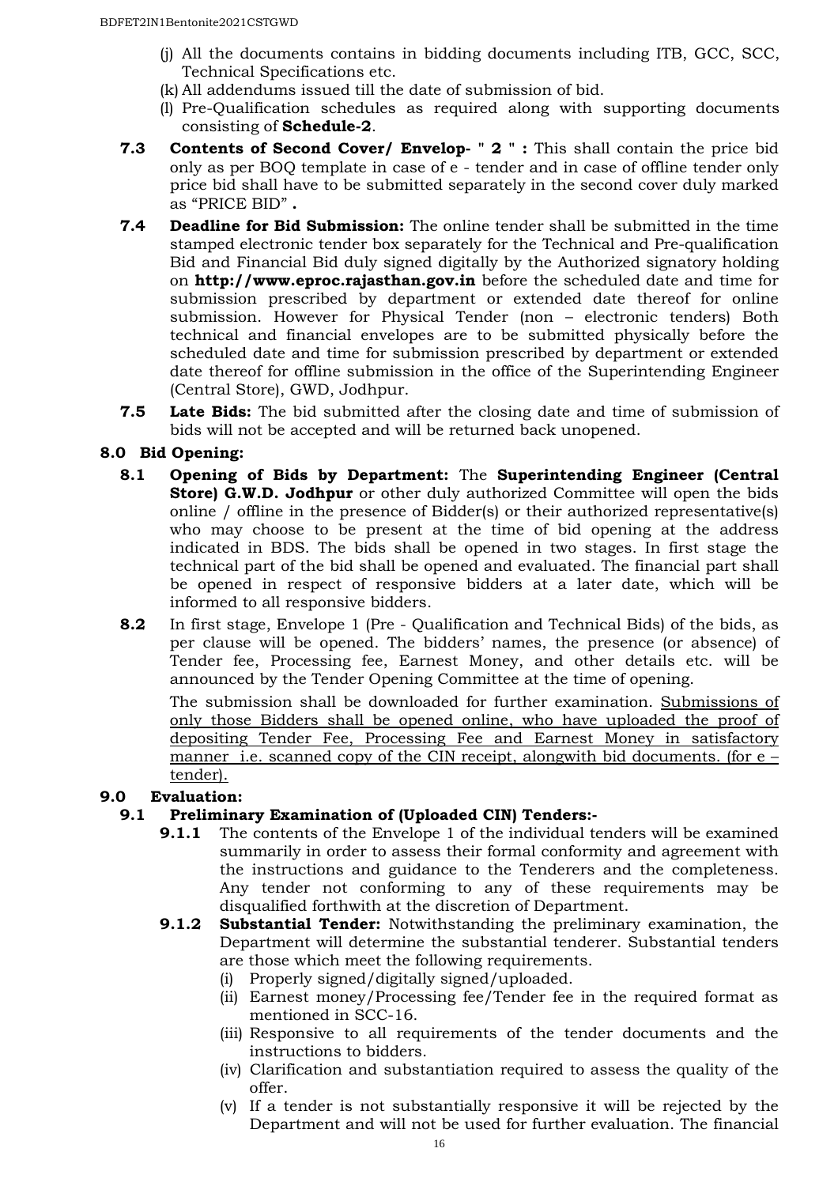(j) All the documents contains in bidding documents including ITB, GCC, SCC, Technical Specifications etc.

(k) All addendums issued till the date of submission of bid.

(l) Pre-Qualification schedules as required along with supporting documents consisting of **Schedule-2**.

**7.3 Contents of Second Cover/ Envelop- " 2 " :** This shall contain the price bid only as per BOQ template in case of e - tender and in case of offline tender only price bid shall have to be submitted separately in the second cover duly marked as "PRICE BID" **.**

**7.4 Deadline for Bid Submission:** The online tender shall be submitted in the time stamped electronic tender box separately for the Technical and Pre-qualification Bid and Financial Bid duly signed digitally by the Authorized signatory holding on **http://www.eproc.rajasthan.gov.in** before the scheduled date and time for submission prescribed by department or extended date thereof for online submission. However for Physical Tender (non – electronic tenders) Both technical and financial envelopes are to be submitted physically before the scheduled date and time for submission prescribed by department or extended date thereof for offline submission in the office of the Superintending Engineer (Central Store), GWD, Jodhpur.

**7.5 Late Bids:** The bid submitted after the closing date and time of submission of bids will not be accepted and will be returned back unopened.

## 8.0 Bid Opening:

**8.1 Opening of Bids by Department:** The **Superintending Engineer (Central Store) G.W.D. Jodhpur** or other duly authorized Committee will open the bids online / offline in the presence of Bidder(s) or their authorized representative(s) who may choose to be present at the time of bid opening at the address indicated in BDS. The bids shall be opened in two stages. In first stage the technical part of the bid shall be opened and evaluated. The financial part shall be opened in respect of responsive bidders at a later date, which will be informed to all responsive bidders.

**8.2** In first stage, Envelope 1 (Pre - Qualification and Technical Bids) of the bids, as per clause will be opened. The bidders' names, the presence (or absence) of Tender fee, Processing fee, Earnest Money, and other details etc. will be announced by the Tender Opening Committee at the time of opening.

The submission shall be downloaded for further examination. <u>Submissions of only those Bidders shall be opened online, who have uploaded the proof of depositing Tender Fee, Processing Fee and Earnest Money in satisfactory manner i.e. scanned copy of the CIN receipt, alongwith bid documents. (for e – tender).</u>

## 9.0 Evaluation:

### 9.1 Preliminary Examination of (Uploaded CIN) Tenders:-

**9.1.1** The contents of the Envelope 1 of the individual tenders will be examined summarily in order to assess their formal conformity and agreement with the instructions and guidance to the Tenderers and the completeness. Any tender not conforming to any of these requirements may be disqualified forthwith at the discretion of Department.

**9.1.2 Substantial Tender:** Notwithstanding the preliminary examination, the Department will determine the substantial tenderer. Substantial tenders are those which meet the following requirements.

(i) Properly signed/digitally signed/uploaded.

(ii) Earnest money/Processing fee/Tender fee in the required format as mentioned in SCC-16.

(iii) Responsive to all requirements of the tender documents and the instructions to bidders.

(iv) Clarification and substantiation required to assess the quality of the offer.

(v) If a tender is not substantially responsive it will be rejected by the Department and will not be used for further evaluation. The financial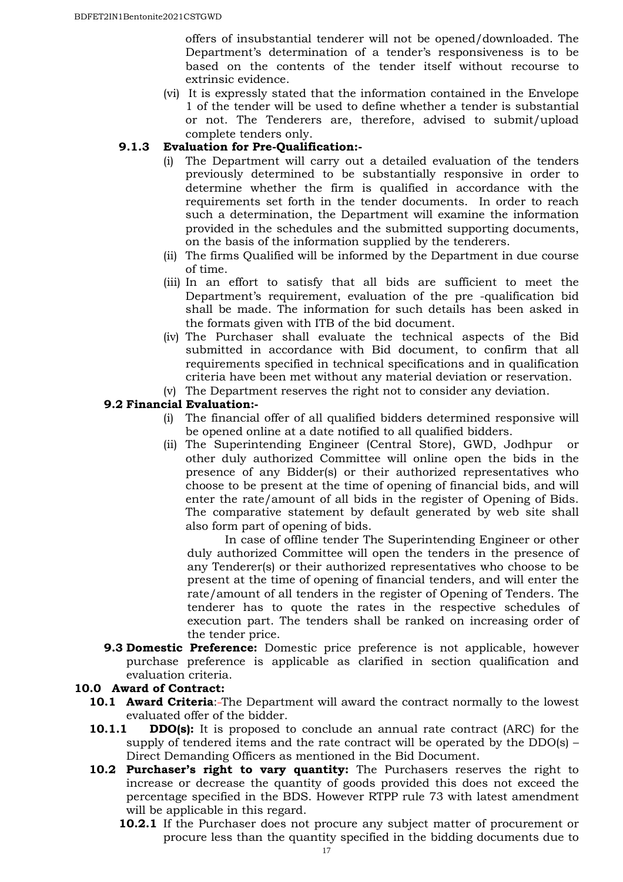offers of insubstantial tenderer will not be opened/downloaded. The Department's determination of a tender's responsiveness is to be based on the contents of the tender itself without recourse to extrinsic evidence.

(vi) It is expressly stated that the information contained in the Envelope 1 of the tender will be used to define whether a tender is substantial or not. The Tenderers are, therefore, advised to submit/upload complete tenders only.

**9.1.3 Evaluation for Pre-Qualification:-**

(i) The Department will carry out a detailed evaluation of the tenders previously determined to be substantially responsive in order to determine whether the firm is qualified in accordance with the requirements set forth in the tender documents. In order to reach such a determination, the Department will examine the information provided in the schedules and the submitted supporting documents, on the basis of the information supplied by the tenderers.

(ii) The firms Qualified will be informed by the Department in due course of time.

(iii) In an effort to satisfy that all bids are sufficient to meet the Department's requirement, evaluation of the pre -qualification bid shall be made. The information for such details has been asked in the formats given with ITB of the bid document.

(iv) The Purchaser shall evaluate the technical aspects of the Bid submitted in accordance with Bid document, to confirm that all requirements specified in technical specifications and in qualification criteria have been met without any material deviation or reservation.

(v) The Department reserves the right not to consider any deviation.

**9.2 Financial Evaluation:-**

(i) The financial offer of all qualified bidders determined responsive will be opened online at a date notified to all qualified bidders.

(ii) The Superintending Engineer (Central Store), GWD, Jodhpur or other duly authorized Committee will online open the bids in the presence of any Bidder(s) or their authorized representatives who choose to be present at the time of opening of financial bids, and will enter the rate/amount of all bids in the register of Opening of Bids. The comparative statement by default generated by web site shall also form part of opening of bids.

In case of offline tender The Superintending Engineer or other duly authorized Committee will open the tenders in the presence of any Tenderer(s) or their authorized representatives who choose to be present at the time of opening of financial tenders, and will enter the rate/amount of all tenders in the register of Opening of Tenders. The tenderer has to quote the rates in the respective schedules of execution part. The tenders shall be ranked on increasing order of the tender price.

**9.3 Domestic Preference:** Domestic price preference is not applicable, however purchase preference is applicable as clarified in section qualification and evaluation criteria.

**10.0 Award of Contract:**

**10.1 Award Criteria**:-The Department will award the contract normally to the lowest evaluated offer of the bidder.

**10.1.1 DDO(s):** It is proposed to conclude an annual rate contract (ARC) for the supply of tendered items and the rate contract will be operated by the DDO(s) – Direct Demanding Officers as mentioned in the Bid Document.

**10.2 Purchaser's right to vary quantity:** The Purchasers reserves the right to increase or decrease the quantity of goods provided this does not exceed the percentage specified in the BDS. However RTPP rule 73 with latest amendment will be applicable in this regard.

**10.2.1** If the Purchaser does not procure any subject matter of procurement or procure less than the quantity specified in the bidding documents due to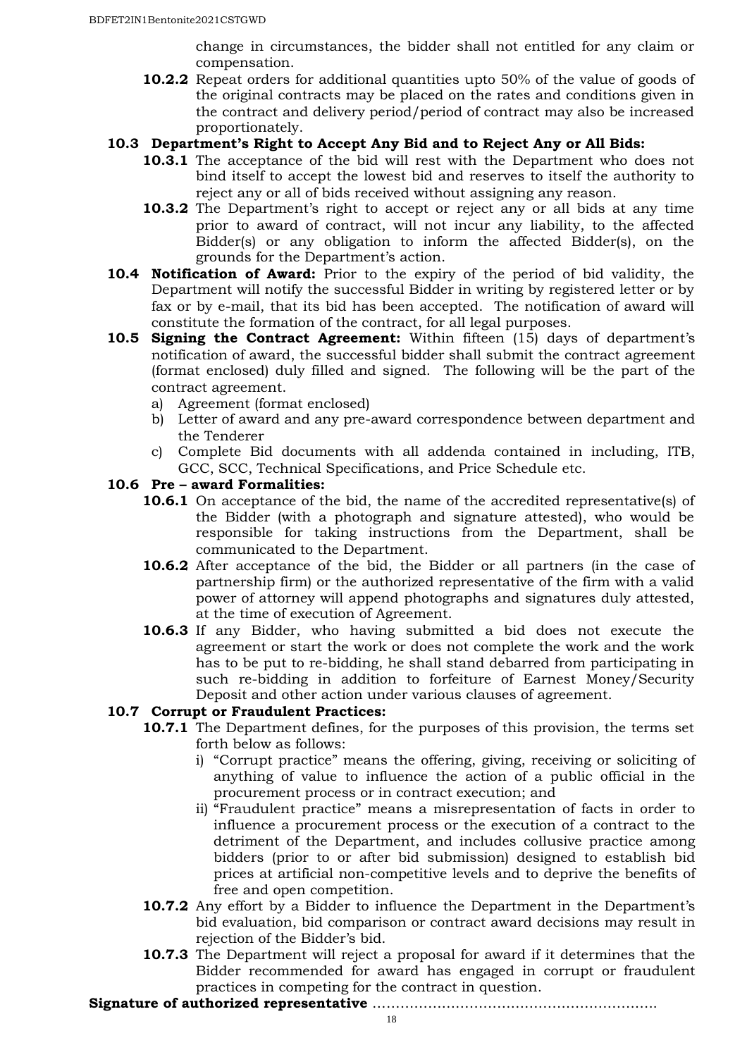change in circumstances, the bidder shall not entitled for any claim or compensation.

**10.2.2** Repeat orders for additional quantities upto 50% of the value of goods of the original contracts may be placed on the rates and conditions given in the contract and delivery period/period of contract may also be increased proportionately.

**10.3 Department's Right to Accept Any Bid and to Reject Any or All Bids:**

**10.3.1** The acceptance of the bid will rest with the Department who does not bind itself to accept the lowest bid and reserves to itself the authority to reject any or all of bids received without assigning any reason.

**10.3.2** The Department's right to accept or reject any or all bids at any time prior to award of contract, will not incur any liability, to the affected Bidder(s) or any obligation to inform the affected Bidder(s), on the grounds for the Department's action.

**10.4 Notification of Award:** Prior to the expiry of the period of bid validity, the Department will notify the successful Bidder in writing by registered letter or by fax or by e-mail, that its bid has been accepted. The notification of award will constitute the formation of the contract, for all legal purposes.

**10.5 Signing the Contract Agreement:** Within fifteen (15) days of department's notification of award, the successful bidder shall submit the contract agreement (format enclosed) duly filled and signed. The following will be the part of the contract agreement.

a) Agreement (format enclosed)
b) Letter of award and any pre-award correspondence between department and the Tenderer
c) Complete Bid documents with all addenda contained in including, ITB, GCC, SCC, Technical Specifications, and Price Schedule etc.

**10.6 Pre – award Formalities:**

**10.6.1** On acceptance of the bid, the name of the accredited representative(s) of the Bidder (with a photograph and signature attested), who would be responsible for taking instructions from the Department, shall be communicated to the Department.

**10.6.2** After acceptance of the bid, the Bidder or all partners (in the case of partnership firm) or the authorized representative of the firm with a valid power of attorney will append photographs and signatures duly attested, at the time of execution of Agreement.

**10.6.3** If any Bidder, who having submitted a bid does not execute the agreement or start the work or does not complete the work and the work has to be put to re-bidding, he shall stand debarred from participating in such re-bidding in addition to forfeiture of Earnest Money/Security Deposit and other action under various clauses of agreement.

**10.7 Corrupt or Fraudulent Practices:**

**10.7.1** The Department defines, for the purposes of this provision, the terms set forth below as follows:

i) "Corrupt practice" means the offering, giving, receiving or soliciting of anything of value to influence the action of a public official in the procurement process or in contract execution; and
ii) "Fraudulent practice" means a misrepresentation of facts in order to influence a procurement process or the execution of a contract to the detriment of the Department, and includes collusive practice among bidders (prior to or after bid submission) designed to establish bid prices at artificial non-competitive levels and to deprive the benefits of free and open competition.

**10.7.2** Any effort by a Bidder to influence the Department in the Department's bid evaluation, bid comparison or contract award decisions may result in rejection of the Bidder's bid.

**10.7.3** The Department will reject a proposal for award if it determines that the Bidder recommended for award has engaged in corrupt or fraudulent practices in competing for the contract in question.

**Signature of authorized representative** ……………………………………………………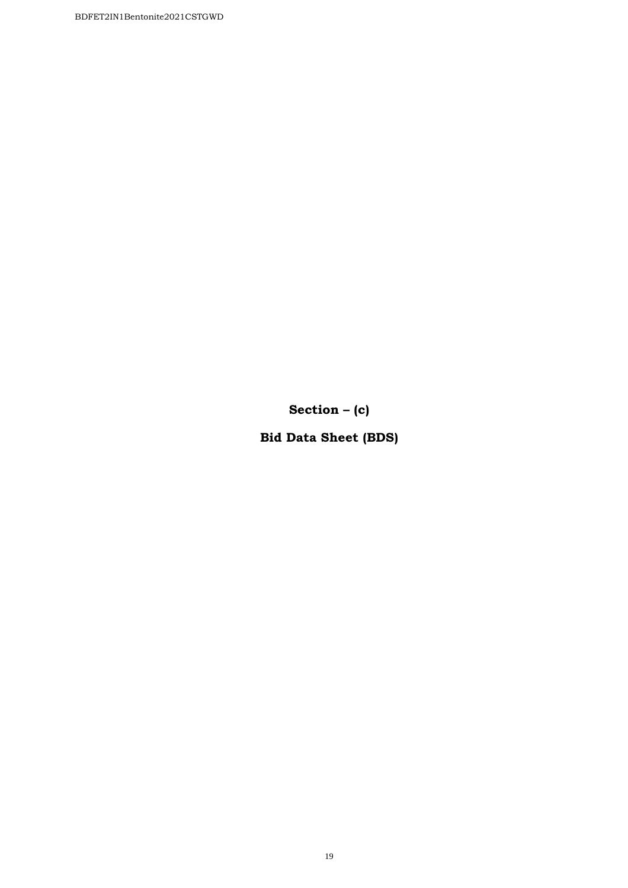# Section – (c)

# Bid Data Sheet (BDS)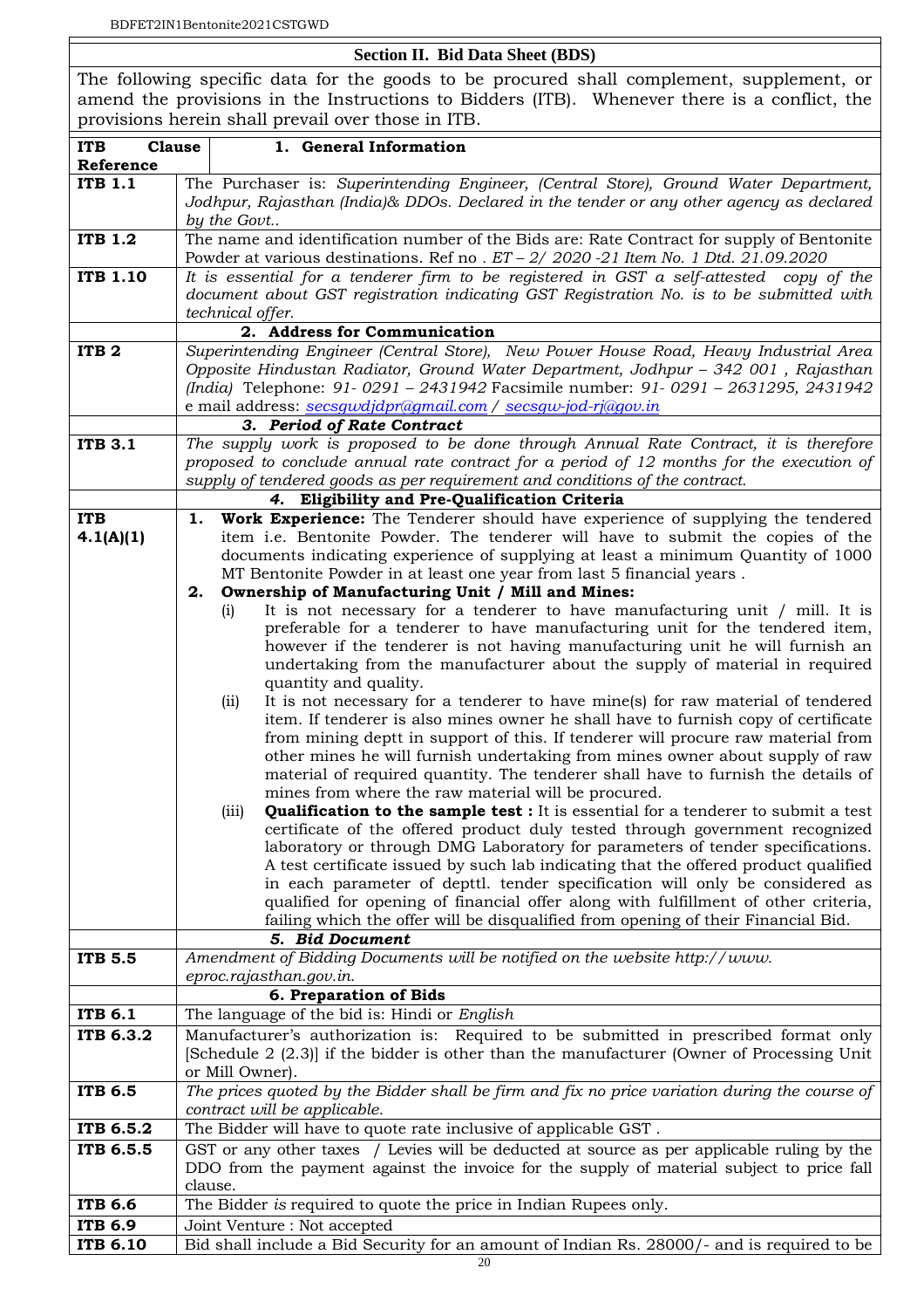## Section II. Bid Data Sheet (BDS)

The following specific data for the goods to be procured shall complement, supplement, or amend the provisions in the Instructions to Bidders (ITB). Whenever there is a conflict, the provisions herein shall prevail over those in ITB.

| ITB Clause Reference | **1. General Information** |
|---|---|
| **ITB 1.1** | The Purchaser is: *Superintending Engineer, (Central Store), Ground Water Department, Jodhpur, Rajasthan (India)& DDOs. Declared in the tender or any other agency as declared by the Govt..* |
| **ITB 1.2** | The name and identification number of the Bids are: Rate Contract for supply of Bentonite Powder at various destinations. Ref no *. ET – 2/ 2020 -21 Item No. 1 Dtd. 21.09.2020* |
| **ITB 1.10** | *It is essential for a tender firm to be registered in GST a self-attested copy of the document about GST registration indicating GST Registration No. is to be submitted with technical offer.* |
| | **2. Address for Communication** |
| **ITB 2** | *Superintending Engineer (Central Store), New Power House Road, Heavy Industrial Area Opposite Hindustan Radiator, Ground Water Department, Jodhpur – 342 001 , Rajasthan (India) Telephone: 91- 0291 – 2431942 Facsimile number: 91- 0291 – 2631295, 2431942 e mail address: secsgwdjdpr@gmail.com / secsgw-jod-rj@gov.in* |
| | ***3. Period of Rate Contract*** |
| **ITB 3.1** | *The supply work is proposed to be done through Annual Rate Contract, it is therefore proposed to conclude annual rate contract for a period of 12 months for the execution of supply of tendered goods as per requirement and conditions of the contract.* |
| | ***4. Eligibility and Pre-Qualification Criteria*** |
| **ITB 4.1(A)(1)** | **1. Work Experience:** The Tenderer should have experience of supplying the tendered item i.e. Bentonite Powder. The tenderer will have to submit the copies of the documents indicating experience of supplying at least a minimum Quantity of 1000 MT Bentonite Powder in at least one year from last 5 financial years .<br>**2. Ownership of Manufacturing Unit / Mill and Mines:**<br>(i) It is not necessary for a tenderer to have manufacturing unit / mill. It is preferable for a tenderer to have manufacturing unit for the tendered item, however if the tenderer is not having manufacturing unit he will furnish an undertaking from the manufacturer about the supply of material in required quantity and quality.<br>(ii) It is not necessary for a tenderer to have mine(s) for raw material of tendered item. If tenderer is also mines owner he shall have to furnish copy of certificate from mining deptt in support of this. If tenderer will procure raw material from other mines he will furnish undertaking from mines owner about supply of raw material of required quantity. The tenderer shall have to furnish the details of mines from where the raw material will be procured.<br>(iii) **Qualification to the sample test :** It is essential for a tenderer to submit a test certificate of the offered product duly tested through government recognized laboratory or through DMG Laboratory for parameters of tender specifications. A test certificate issued by such lab indicating that the offered product qualified in each parameter of depttl. tender specification will only be considered as qualified for opening of financial offer along with fulfillment of other criteria, failing which the offer will be disqualified from opening of their Financial Bid. |
| | ***5. Bid Document*** |
| **ITB 5.5** | *Amendment of Bidding Documents will be notified on the website http://www. eproc.rajasthan.gov.in.* |
| | **6. Preparation of Bids** |
| **ITB 6.1** | The language of the bid is: Hindi or *English* |
| **ITB 6.3.2** | Manufacturer's authorization is: Required to be submitted in prescribed format only [Schedule 2 (2.3)] if the bidder is other than the manufacturer (Owner of Processing Unit or Mill Owner). |
| **ITB 6.5** | *The prices quoted by the Bidder shall be firm and fix no price variation during the course of contract will be applicable.* |
| **ITB 6.5.2** | The Bidder will have to quote rate inclusive of applicable GST . |
| **ITB 6.5.5** | GST or any other taxes / Levies will be deducted at source as per applicable ruling by the DDO from the payment against the invoice for the supply of material subject to price fall clause. |
| **ITB 6.6** | The Bidder *is* required to quote the price in Indian Rupees only. |
| **ITB 6.9** | Joint Venture : Not accepted |
| **ITB 6.10** | Bid shall include a Bid Security for an amount of Indian Rs. 28000/- and is required to be |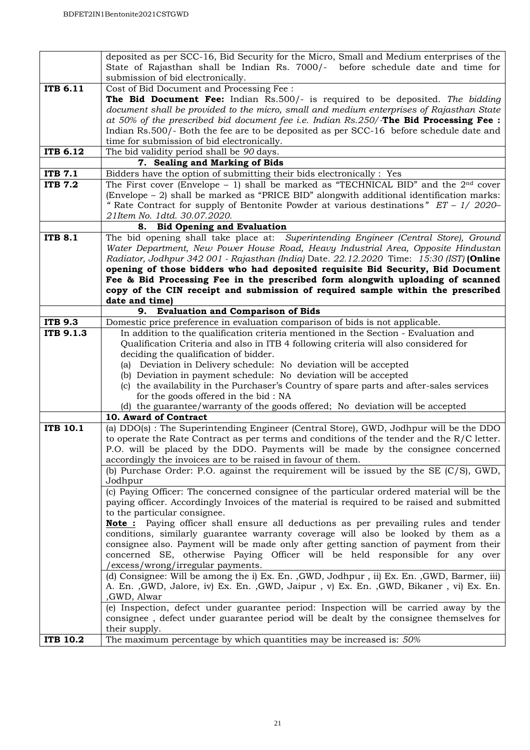| | |
|---|---|
| | deposited as per SCC-16, Bid Security for the Micro, Small and Medium enterprises of the State of Rajasthan shall be Indian Rs. 7000/- before schedule date and time for submission of bid electronically. |
| **ITB 6.11** | Cost of Bid Document and Processing Fee :<br>**The Bid Document Fee:** Indian Rs.500/- is required to be deposited. *The bidding document shall be provided to the micro, small and medium enterprises of Rajasthan State at 50% of the prescribed bid document fee i.e. Indian Rs.250/-***The Bid Processing Fee :** Indian Rs.500/- Both the fee are to be deposited as per SCC-16 before schedule date and time for submission of bid electronically. |
| **ITB 6.12** | The bid validity period shall be *90* days. |
| | **7. Sealing and Marking of Bids** |
| **ITB 7.1** | Bidders have the option of submitting their bids electronically : Yes |
| **ITB 7.2** | The First cover (Envelope – 1) shall be marked as "TECHNICAL BID" and the 2nd cover (Envelope – 2) shall be marked as "PRICE BID" alongwith additional identification marks: *" Rate Contract for supply of Bentonite Powder at various destinations" ET – 1/ 2020–21Item No. 1dtd. 30.07.2020.* |
| | **8. Bid Opening and Evaluation** |
| **ITB 8.1** | The bid opening shall take place at: *Superintending Engineer (Central Store), Ground Water Department, New Power House Road, Heavy Industrial Area, Opposite Hindustan Radiator, Jodhpur 342 001 - Rajasthan (India)* Date. *22.12.2020* Time: *15:30 (IST)* **(Online opening of those bidders who had deposited requisite Bid Security, Bid Document Fee & Bid Processing Fee in the prescribed form alongwith uploading of scanned copy of the CIN receipt and submission of required sample within the prescribed date and time)** |
| | **9. Evaluation and Comparison of Bids** |
| **ITB 9.3** | Domestic price preference in evaluation comparison of bids is not applicable. |
| **ITB 9.1.3** | In addition to the qualification criteria mentioned in the Section - Evaluation and Qualification Criteria and also in ITB 4 following criteria will also considered for deciding the qualification of bidder.<br>(a) Deviation in Delivery schedule: No deviation will be accepted<br>(b) Deviation in payment schedule: No deviation will be accepted<br>(c) the availability in the Purchaser's Country of spare parts and after-sales services for the goods offered in the bid : NA<br>(d) the guarantee/warranty of the goods offered; No deviation will be accepted |
| | **10. Award of Contract** |
| **ITB 10.1** | (a) DDO(s) : The Superintending Engineer (Central Store), GWD, Jodhpur will be the DDO to operate the Rate Contract as per terms and conditions of the tender and the R/C letter. P.O. will be placed by the DDO. Payments will be made by the consignee concerned accordingly the invoices are to be raised in favour of them.<br>(b) Purchase Order: P.O. against the requirement will be issued by the SE (C/S), GWD, Jodhpur<br>(c) Paying Officer: The concerned consignee of the particular ordered material will be the paying officer. Accordingly Invoices of the material is required to be raised and submitted to the particular consignee.<br>**Note :** Paying officer shall ensure all deductions as per prevailing rules and tender conditions, similarly guarantee warranty coverage will also be looked by them as a consignee also. Payment will be made only after getting sanction of payment from their concerned SE, otherwise Paying Officer will be held responsible for any over /excess/wrong/irregular payments.<br>(d) Consignee: Will be among the i) Ex. En. ,GWD, Jodhpur , ii) Ex. En. ,GWD, Barmer, iii) A. En. ,GWD, Jalore, iv) Ex. En. ,GWD, Jaipur , v) Ex. En. ,GWD, Bikaner , vi) Ex. En. ,GWD, Alwar<br>(e) Inspection, defect under guarantee period: Inspection will be carried away by the consignee , defect under guarantee period will be dealt by the consignee themselves for their supply. |
| **ITB 10.2** | The maximum percentage by which quantities may be increased is: *50%* |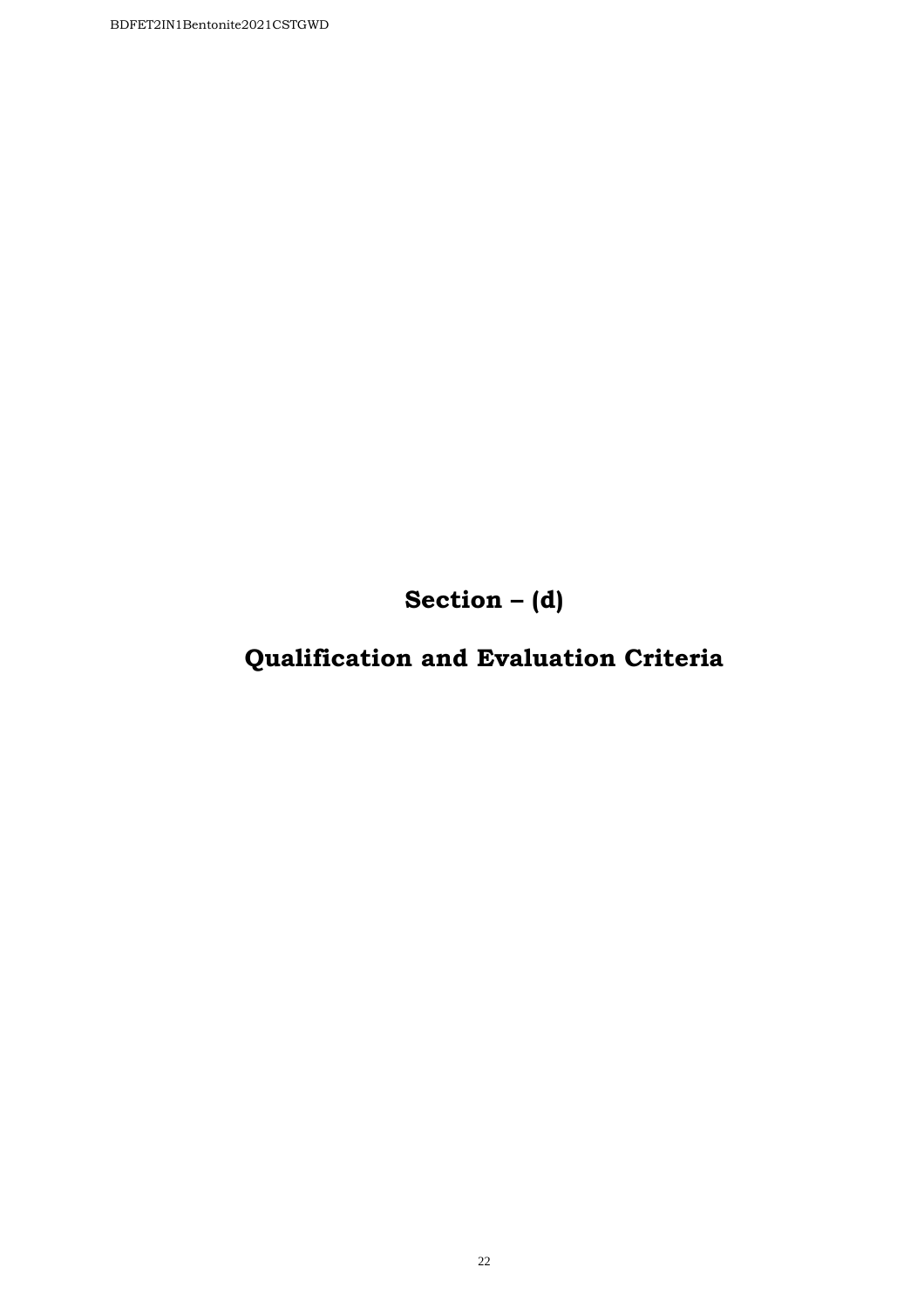# Section – (d)

# Qualification and Evaluation Criteria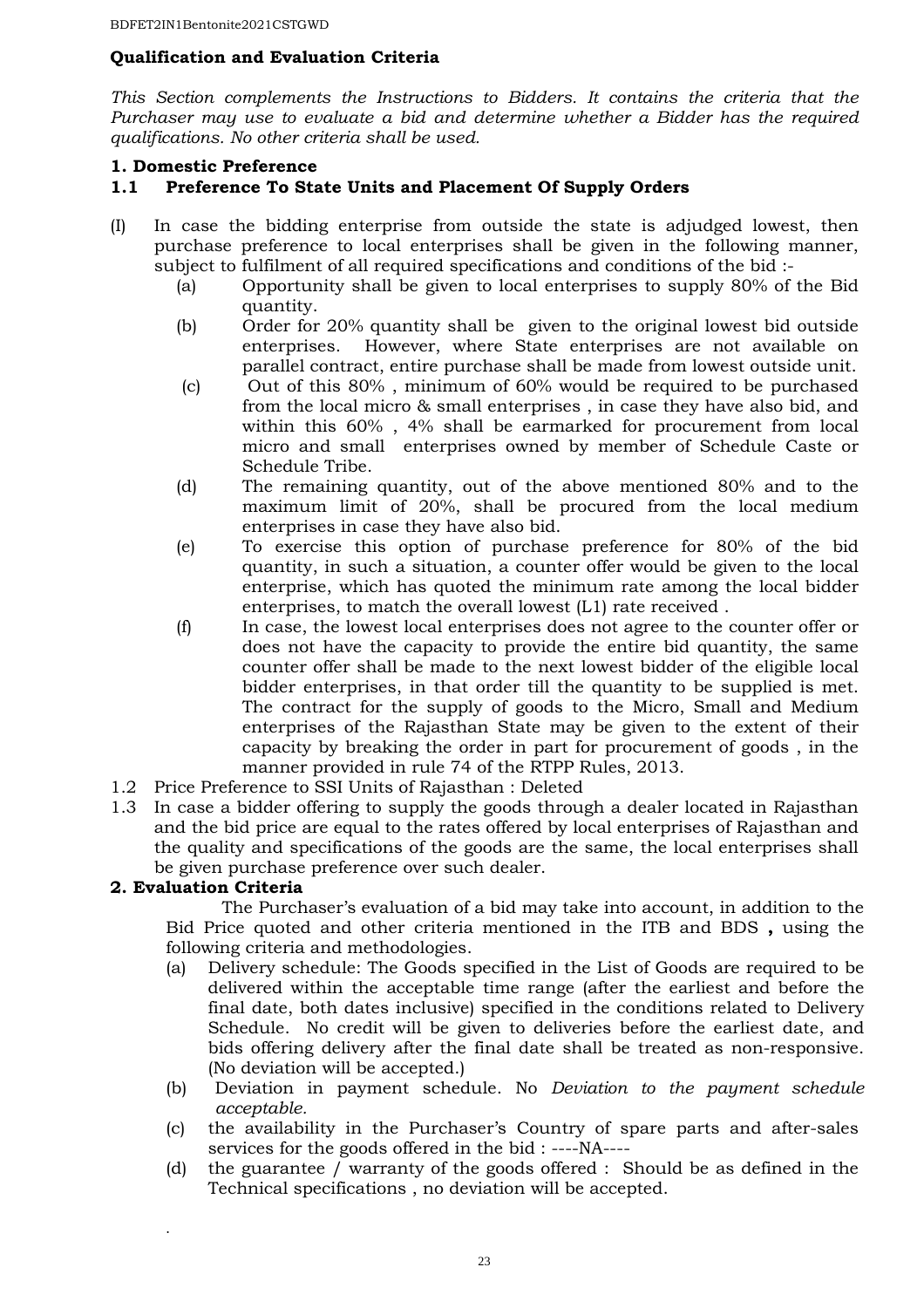**Qualification and Evaluation Criteria**

*This Section complements the Instructions to Bidders. It contains the criteria that the Purchaser may use to evaluate a bid and determine whether a Bidder has the required qualifications. No other criteria shall be used.*

**1. Domestic Preference**

**1.1 Preference To State Units and Placement Of Supply Orders**

(I) In case the bidding enterprise from outside the state is adjudged lowest, then purchase preference to local enterprises shall be given in the following manner, subject to fulfilment of all required specifications and conditions of the bid :-

(a) Opportunity shall be given to local enterprises to supply 80% of the Bid quantity.

(b) Order for 20% quantity shall be given to the original lowest bid outside enterprises. However, where State enterprises are not available on parallel contract, entire purchase shall be made from lowest outside unit.

(c) Out of this 80% , minimum of 60% would be required to be purchased from the local micro & small enterprises , in case they have also bid, and within this 60% , 4% shall be earmarked for procurement from local micro and small enterprises owned by member of Schedule Caste or Schedule Tribe.

(d) The remaining quantity, out of the above mentioned 80% and to the maximum limit of 20%, shall be procured from the local medium enterprises in case they have also bid.

(e) To exercise this option of purchase preference for 80% of the bid quantity, in such a situation, a counter offer would be given to the local enterprise, which has quoted the minimum rate among the local bidder enterprises, to match the overall lowest (L1) rate received .

(f) In case, the lowest local enterprises does not agree to the counter offer or does not have the capacity to provide the entire bid quantity, the same counter offer shall be made to the next lowest bidder of the eligible local bidder enterprises, in that order till the quantity to be supplied is met. The contract for the supply of goods to the Micro, Small and Medium enterprises of the Rajasthan State may be given to the extent of their capacity by breaking the order in part for procurement of goods , in the manner provided in rule 74 of the RTPP Rules, 2013.

1.2 Price Preference to SSI Units of Rajasthan : Deleted

1.3 In case a bidder offering to supply the goods through a dealer located in Rajasthan and the bid price are equal to the rates offered by local enterprises of Rajasthan and the quality and specifications of the goods are the same, the local enterprises shall be given purchase preference over such dealer.

**2. Evaluation Criteria**

The Purchaser's evaluation of a bid may take into account, in addition to the Bid Price quoted and other criteria mentioned in the ITB and BDS **,** using the following criteria and methodologies.

(a) Delivery schedule: The Goods specified in the List of Goods are required to be delivered within the acceptable time range (after the earliest and before the final date, both dates inclusive) specified in the conditions related to Delivery Schedule. No credit will be given to deliveries before the earliest date, and bids offering delivery after the final date shall be treated as non-responsive. (No deviation will be accepted.)

(b) Deviation in payment schedule. No *Deviation to the payment schedule acceptable.*

(c) the availability in the Purchaser's Country of spare parts and after-sales services for the goods offered in the bid : ----NA----

(d) the guarantee / warranty of the goods offered : Should be as defined in the Technical specifications , no deviation will be accepted.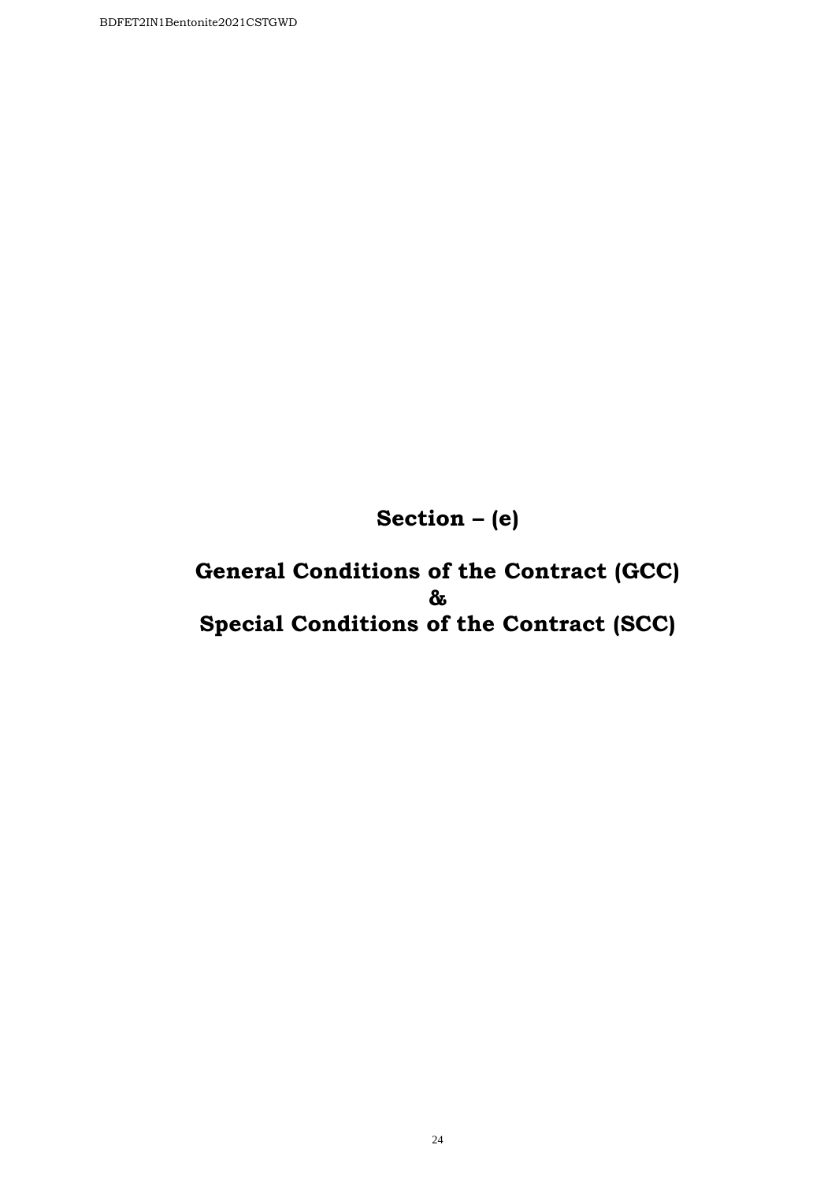# Section – (e)

# General Conditions of the Contract (GCC)
# &
# Special Conditions of the Contract (SCC)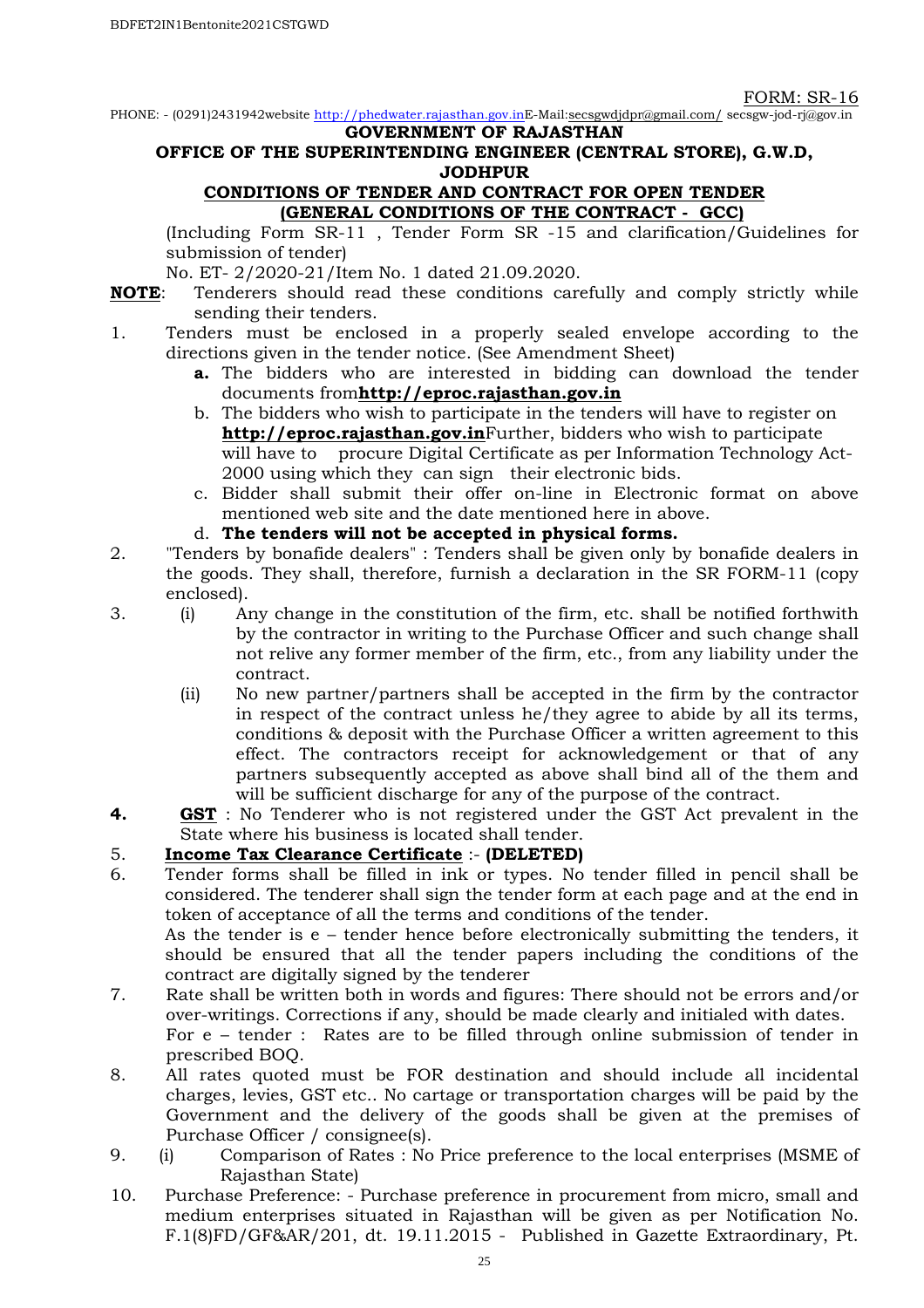FORM: SR-16

PHONE: - (0291)2431942website http://phedwater.rajasthan.gov.inE-Mail:secsgwdjdpr@gmail.com/ secsgw-jod-rj@gov.in

**GOVERNMENT OF RAJASTHAN**

**OFFICE OF THE SUPERINTENDING ENGINEER (CENTRAL STORE), G.W.D, JODHPUR**

**CONDITIONS OF TENDER AND CONTRACT FOR OPEN TENDER**
**(GENERAL CONDITIONS OF THE CONTRACT - GCC)**

(Including Form SR-11 , Tender Form SR -15 and clarification/Guidelines for submission of tender)

No. ET- 2/2020-21/Item No. 1 dated 21.09.2020.

**NOTE**: Tenderers should read these conditions carefully and comply strictly while sending their tenders.

1. Tenders must be enclosed in a properly sealed envelope according to the directions given in the tender notice. (See Amendment Sheet)
   - **a.** The bidders who are interested in bidding can download the tender documents from**http://eproc.rajasthan.gov.in**
   - b. The bidders who wish to participate in the tenders will have to register on **http://eproc.rajasthan.gov.in**Further, bidders who wish to participate will have to procure Digital Certificate as per Information Technology Act-2000 using which they can sign their electronic bids.
   - c. Bidder shall submit their offer on-line in Electronic format on above mentioned web site and the date mentioned here in above.
   - d. **The tenders will not be accepted in physical forms.**
2. "Tenders by bonafide dealers" : Tenders shall be given only by bonafide dealers in the goods. They shall, therefore, furnish a declaration in the SR FORM-11 (copy enclosed).
3. (i) Any change in the constitution of the firm, etc. shall be notified forthwith by the contractor in writing to the Purchase Officer and such change shall not relive any former member of the firm, etc., from any liability under the contract.

   (ii) No new partner/partners shall be accepted in the firm by the contractor in respect of the contract unless he/they agree to abide by all its terms, conditions & deposit with the Purchase Officer a written agreement to this effect. The contractors receipt for acknowledgement or that of any partners subsequently accepted as above shall bind all of the them and will be sufficient discharge for any of the purpose of the contract.
4. **GST** : No Tenderer who is not registered under the GST Act prevalent in the State where his business is located shall tender.
5. **Income Tax Clearance Certificate** :- **(DELETED)**
6. Tender forms shall be filled in ink or types. No tender filled in pencil shall be considered. The tenderer shall sign the tender form at each page and at the end in token of acceptance of all the terms and conditions of the tender.
   As the tender is e – tender hence before electronically submitting the tenders, it should be ensured that all the tender papers including the conditions of the contract are digitally signed by the tenderer
7. Rate shall be written both in words and figures: There should not be errors and/or over-writings. Corrections if any, should be made clearly and initialed with dates.
   For e – tender : Rates are to be filled through online submission of tender in prescribed BOQ.
8. All rates quoted must be FOR destination and should include all incidental charges, levies, GST etc.. No cartage or transportation charges will be paid by the Government and the delivery of the goods shall be given at the premises of Purchase Officer / consignee(s).
9. (i) Comparison of Rates : No Price preference to the local enterprises (MSME of Rajasthan State)
10. Purchase Preference: - Purchase preference in procurement from micro, small and medium enterprises situated in Rajasthan will be given as per Notification No. F.1(8)FD/GF&AR/201, dt. 19.11.2015 - Published in Gazette Extraordinary, Pt.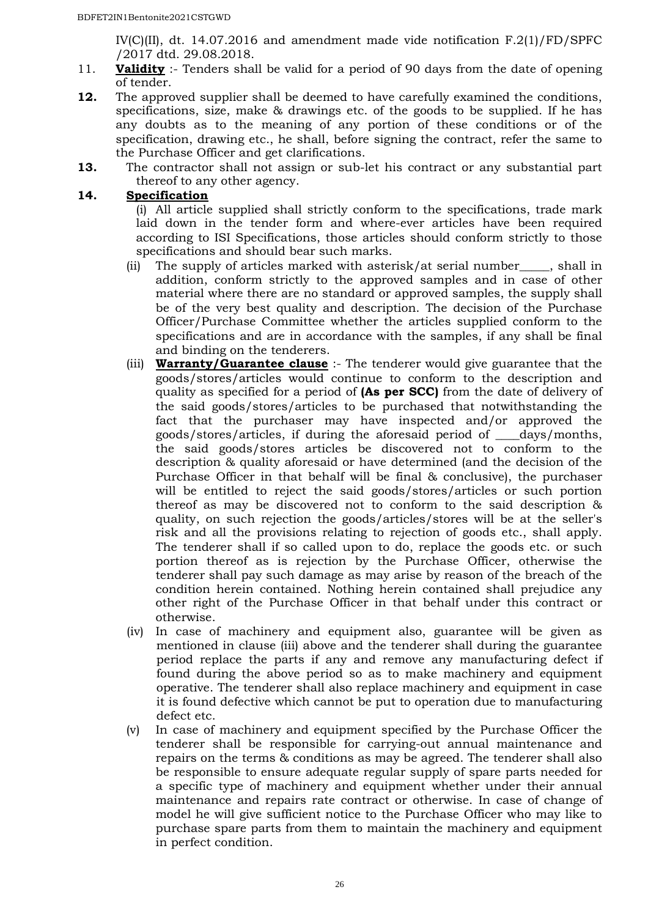IV(C)(II), dt. 14.07.2016 and amendment made vide notification F.2(1)/FD/SPFC /2017 dtd. 29.08.2018.

11. **Validity** :- Tenders shall be valid for a period of 90 days from the date of opening of tender.

**12.** The approved supplier shall be deemed to have carefully examined the conditions, specifications, size, make & drawings etc. of the goods to be supplied. If he has any doubts as to the meaning of any portion of these conditions or of the specification, drawing etc., he shall, before signing the contract, refer the same to the Purchase Officer and get clarifications.

**13.** The contractor shall not assign or sub-let his contract or any substantial part thereof to any other agency.

**14. Specification**

(i) All article supplied shall strictly conform to the specifications, trade mark laid down in the tender form and where-ever articles have been required according to ISI Specifications, those articles should conform strictly to those specifications and should bear such marks.

(ii) The supply of articles marked with asterisk/at serial number_____, shall in addition, conform strictly to the approved samples and in case of other material where there are no standard or approved samples, the supply shall be of the very best quality and description. The decision of the Purchase Officer/Purchase Committee whether the articles supplied conform to the specifications and are in accordance with the samples, if any shall be final and binding on the tenderers.

(iii) **Warranty/Guarantee clause** :- The tenderer would give guarantee that the goods/stores/articles would continue to conform to the description and quality as specified for a period of **(As per SCC)** from the date of delivery of the said goods/stores/articles to be purchased that notwithstanding the fact that the purchaser may have inspected and/or approved the goods/stores/articles, if during the aforesaid period of ____days/months, the said goods/stores articles be discovered not to conform to the description & quality aforesaid or have determined (and the decision of the Purchase Officer in that behalf will be final & conclusive), the purchaser will be entitled to reject the said goods/stores/articles or such portion thereof as may be discovered not to conform to the said description & quality, on such rejection the goods/articles/stores will be at the seller's risk and all the provisions relating to rejection of goods etc., shall apply. The tenderer shall if so called upon to do, replace the goods etc. or such portion thereof as is rejection by the Purchase Officer, otherwise the tenderer shall pay such damage as may arise by reason of the breach of the condition herein contained. Nothing herein contained shall prejudice any other right of the Purchase Officer in that behalf under this contract or otherwise.

(iv) In case of machinery and equipment also, guarantee will be given as mentioned in clause (iii) above and the tenderer shall during the guarantee period replace the parts if any and remove any manufacturing defect if found during the above period so as to make machinery and equipment operative. The tenderer shall also replace machinery and equipment in case it is found defective which cannot be put to operation due to manufacturing defect etc.

(v) In case of machinery and equipment specified by the Purchase Officer the tenderer shall be responsible for carrying-out annual maintenance and repairs on the terms & conditions as may be agreed. The tenderer shall also be responsible to ensure adequate regular supply of spare parts needed for a specific type of machinery and equipment whether under their annual maintenance and repairs rate contract or otherwise. In case of change of model he will give sufficient notice to the Purchase Officer who may like to purchase spare parts from them to maintain the machinery and equipment in perfect condition.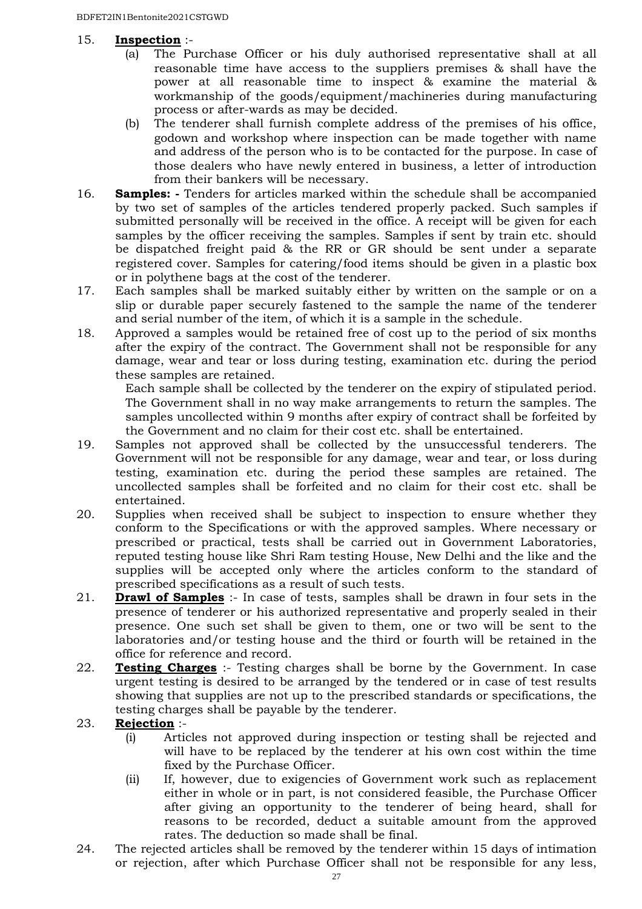15. **Inspection** :-
    - (a) The Purchase Officer or his duly authorised representative shall at all reasonable time have access to the suppliers premises & shall have the power at all reasonable time to inspect & examine the material & workmanship of the goods/equipment/machineries during manufacturing process or after-wards as may be decided.
    - (b) The tenderer shall furnish complete address of the premises of his office, godown and workshop where inspection can be made together with name and address of the person who is to be contacted for the purpose. In case of those dealers who have newly entered in business, a letter of introduction from their bankers will be necessary.
16. **Samples: -** Tenders for articles marked within the schedule shall be accompanied by two set of samples of the articles tendered properly packed. Such samples if submitted personally will be received in the office. A receipt will be given for each samples by the officer receiving the samples. Samples if sent by train etc. should be dispatched freight paid & the RR or GR should be sent under a separate registered cover. Samples for catering/food items should be given in a plastic box or in polythene bags at the cost of the tenderer.
17. Each samples shall be marked suitably either by written on the sample or on a slip or durable paper securely fastened to the sample the name of the tenderer and serial number of the item, of which it is a sample in the schedule.
18. Approved a samples would be retained free of cost up to the period of six months after the expiry of the contract. The Government shall not be responsible for any damage, wear and tear or loss during testing, examination etc. during the period these samples are retained.

    Each sample shall be collected by the tenderer on the expiry of stipulated period. The Government shall in no way make arrangements to return the samples. The samples uncollected within 9 months after expiry of contract shall be forfeited by the Government and no claim for their cost etc. shall be entertained.
19. Samples not approved shall be collected by the unsuccessful tenderers. The Government will not be responsible for any damage, wear and tear, or loss during testing, examination etc. during the period these samples are retained. The uncollected samples shall be forfeited and no claim for their cost etc. shall be entertained.
20. Supplies when received shall be subject to inspection to ensure whether they conform to the Specifications or with the approved samples. Where necessary or prescribed or practical, tests shall be carried out in Government Laboratories, reputed testing house like Shri Ram testing House, New Delhi and the like and the supplies will be accepted only where the articles conform to the standard of prescribed specifications as a result of such tests.
21. **Drawl of Samples** :- In case of tests, samples shall be drawn in four sets in the presence of tenderer or his authorized representative and properly sealed in their presence. One such set shall be given to them, one or two will be sent to the laboratories and/or testing house and the third or fourth will be retained in the office for reference and record.
22. **Testing Charges** :- Testing charges shall be borne by the Government. In case urgent testing is desired to be arranged by the tendered or in case of test results showing that supplies are not up to the prescribed standards or specifications, the testing charges shall be payable by the tenderer.
23. **Rejection** :-
    - (i) Articles not approved during inspection or testing shall be rejected and will have to be replaced by the tenderer at his own cost within the time fixed by the Purchase Officer.
    - (ii) If, however, due to exigencies of Government work such as replacement either in whole or in part, is not considered feasible, the Purchase Officer after giving an opportunity to the tenderer of being heard, shall for reasons to be recorded, deduct a suitable amount from the approved rates. The deduction so made shall be final.
24. The rejected articles shall be removed by the tenderer within 15 days of intimation or rejection, after which Purchase Officer shall not be responsible for any less,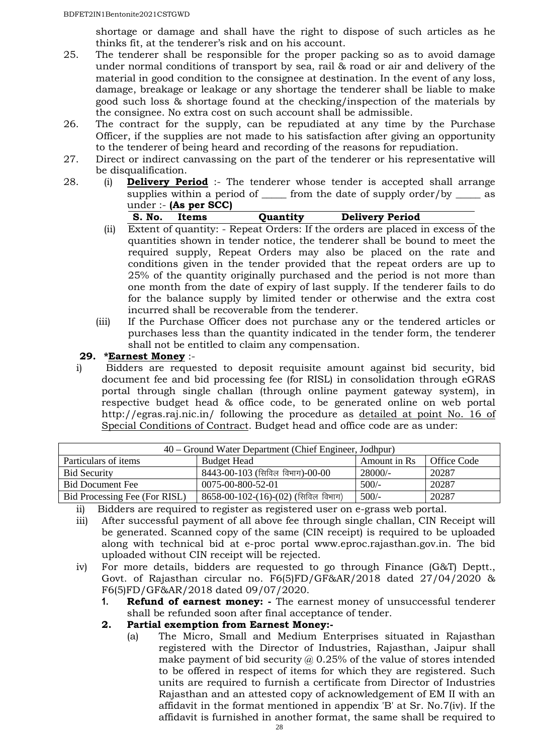shortage or damage and shall have the right to dispose of such articles as he thinks fit, at the tenderer's risk and on his account.

25. The tenderer shall be responsible for the proper packing so as to avoid damage under normal conditions of transport by sea, rail & road or air and delivery of the material in good condition to the consignee at destination. In the event of any loss, damage, breakage or leakage or any shortage the tenderer shall be liable to make good such loss & shortage found at the checking/inspection of the materials by the consignee. No extra cost on such account shall be admissible.
26. The contract for the supply, can be repudiated at any time by the Purchase Officer, if the supplies are not made to his satisfaction after giving an opportunity to the tenderer of being heard and recording of the reasons for repudiation.
27. Direct or indirect canvassing on the part of the tenderer or his representative will be disqualification.
28. (i) **Delivery Period** :- The tenderer whose tender is accepted shall arrange supplies within a period of _____ from the date of supply order/by _____ as under :- **(As per SCC)**

| **S. No.** | **Items** | **Quantity** | **Delivery Period** |
|---|---|---|---|

(ii) Extent of quantity: - Repeat Orders: If the orders are placed in excess of the quantities shown in tender notice, the tenderer shall be bound to meet the required supply, Repeat Orders may also be placed on the rate and conditions given in the tender provided that the repeat orders are up to 25% of the quantity originally purchased and the period is not more than one month from the date of expiry of last supply. If the tenderer fails to do for the balance supply by limited tender or otherwise and the extra cost incurred shall be recoverable from the tenderer.

(iii) If the Purchase Officer does not purchase any or the tendered articles or purchases less than the quantity indicated in the tender form, the tenderer shall not be entitled to claim any compensation.

**29. *Earnest Money** :-

i) Bidders are requested to deposit requisite amount against bid security, bid document fee and bid processing fee (for RISL) in consolidation through eGRAS portal through single challan (through online payment gateway system), in respective budget head & office code, to be generated online on web portal http://egras.raj.nic.in/ following the procedure as detailed at point No. 16 of Special Conditions of Contract. Budget head and office code are as under:

| 40 – Ground Water Department (Chief Engineer, Jodhpur) | | | |
|---|---|---|---|
| Particulars of items | Budget Head | Amount in Rs | Office Code |
| Bid Security | 8443-00-103 (सिविल विभाग)-00-00 | 28000/- | 20287 |
| Bid Document Fee | 0075-00-800-52-01 | 500/- | 20287 |
| Bid Processing Fee (For RISL) | 8658-00-102-(16)-(02) (सिविल विभाग) | 500/- | 20287 |

ii) Bidders are required to register as registered user on e-grass web portal.

iii) After successful payment of all above fee through single challan, CIN Receipt will be generated. Scanned copy of the same (CIN receipt) is required to be uploaded along with technical bid at e-proc portal www.eproc.rajasthan.gov.in. The bid uploaded without CIN receipt will be rejected.

iv) For more details, bidders are requested to go through Finance (G&T) Deptt., Govt. of Rajasthan circular no. F6(5)FD/GF&AR/2018 dated 27/04/2020 & F6(5)FD/GF&AR/2018 dated 09/07/2020.

1. **Refund of earnest money: -** The earnest money of unsuccessful tenderer shall be refunded soon after final acceptance of tender.
2. **Partial exemption from Earnest Money:-**
   (a) The Micro, Small and Medium Enterprises situated in Rajasthan registered with the Director of Industries, Rajasthan, Jaipur shall make payment of bid security @ 0.25% of the value of stores intended to be offered in respect of items for which they are registered. Such units are required to furnish a certificate from Director of Industries Rajasthan and an attested copy of acknowledgement of EM II with an affidavit in the format mentioned in appendix 'B' at Sr. No.7(iv). If the affidavit is furnished in another format, the same shall be required to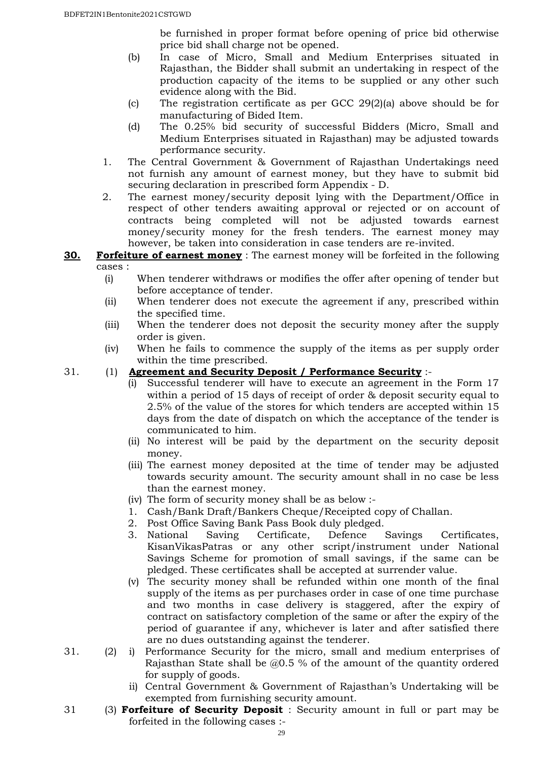be furnished in proper format before opening of price bid otherwise price bid shall charge not be opened.

(b) In case of Micro, Small and Medium Enterprises situated in Rajasthan, the Bidder shall submit an undertaking in respect of the production capacity of the items to be supplied or any other such evidence along with the Bid.

(c) The registration certificate as per GCC 29(2)(a) above should be for manufacturing of Bided Item.

(d) The 0.25% bid security of successful Bidders (Micro, Small and Medium Enterprises situated in Rajasthan) may be adjusted towards performance security.

1. The Central Government & Government of Rajasthan Undertakings need not furnish any amount of earnest money, but they have to submit bid securing declaration in prescribed form Appendix - D.
2. The earnest money/security deposit lying with the Department/Office in respect of other tenders awaiting approval or rejected or on account of contracts being completed will not be adjusted towards earnest money/security money for the fresh tenders. The earnest money may however, be taken into consideration in case tenders are re-invited.

**30. Forfeiture of earnest money** : The earnest money will be forfeited in the following cases :

(i) When tenderer withdraws or modifies the offer after opening of tender but before acceptance of tender.

(ii) When tenderer does not execute the agreement if any, prescribed within the specified time.

(iii) When the tenderer does not deposit the security money after the supply order is given.

(iv) When he fails to commence the supply of the items as per supply order within the time prescribed.

31. (1) **Agreement and Security Deposit / Performance Security** :-

(i) Successful tenderer will have to execute an agreement in the Form 17 within a period of 15 days of receipt of order & deposit security equal to 2.5% of the value of the stores for which tenders are accepted within 15 days from the date of dispatch on which the acceptance of the tender is communicated to him.

(ii) No interest will be paid by the department on the security deposit money.

(iii) The earnest money deposited at the time of tender may be adjusted towards security amount. The security amount shall in no case be less than the earnest money.

(iv) The form of security money shall be as below :-

1. Cash/Bank Draft/Bankers Cheque/Receipted copy of Challan.
2. Post Office Saving Bank Pass Book duly pledged.
3. National Saving Certificate, Defence Savings Certificates, KisanVikasPatras or any other script/instrument under National Savings Scheme for promotion of small savings, if the same can be pledged. These certificates shall be accepted at surrender value.

(v) The security money shall be refunded within one month of the final supply of the items as per purchases order in case of one time purchase and two months in case delivery is staggered, after the expiry of contract on satisfactory completion of the same or after the expiry of the period of guarantee if any, whichever is later and after satisfied there are no dues outstanding against the tenderer.

31. (2) i) Performance Security for the micro, small and medium enterprises of Rajasthan State shall be @0.5 % of the amount of the quantity ordered for supply of goods.

ii) Central Government & Government of Rajasthan's Undertaking will be exempted from furnishing security amount.

31 (3) **Forfeiture of Security Deposit** : Security amount in full or part may be forfeited in the following cases :-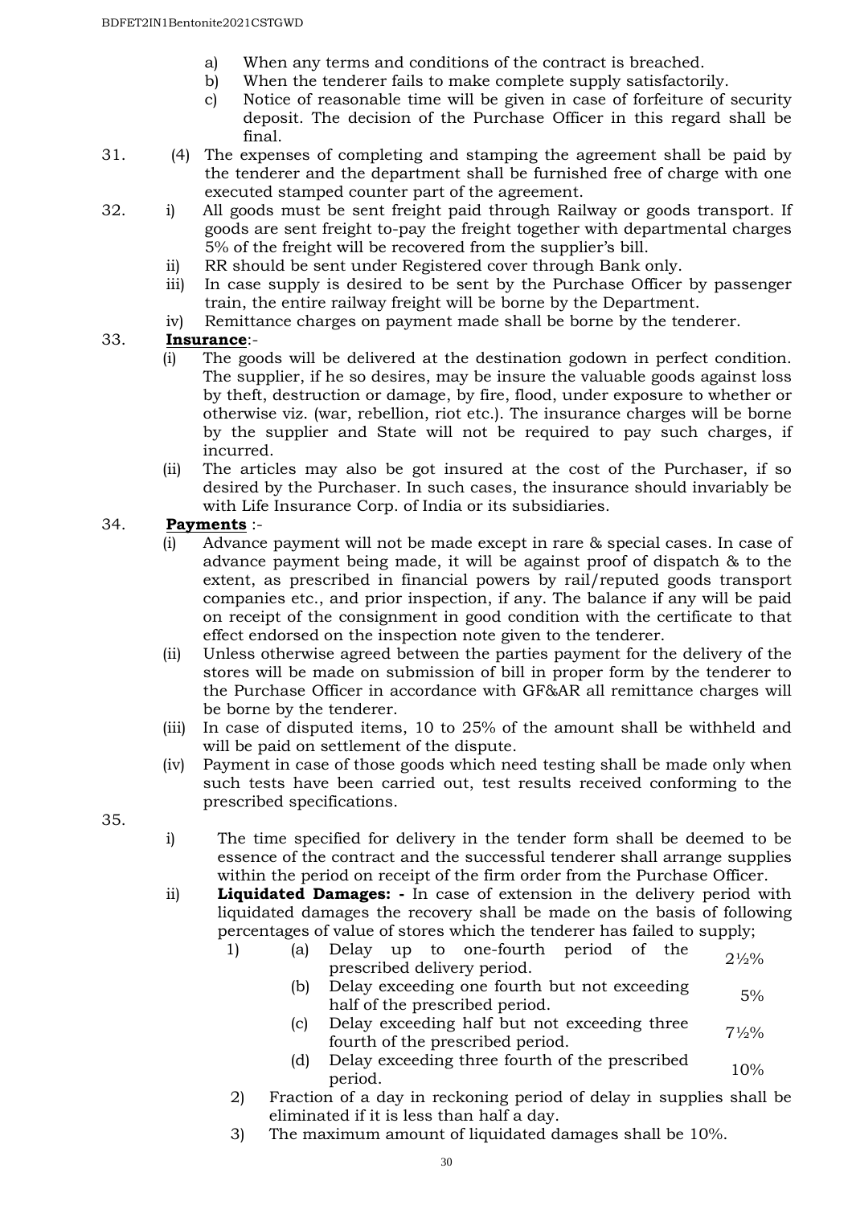a) When any terms and conditions of the contract is breached.
b) When the tenderer fails to make complete supply satisfactorily.
c) Notice of reasonable time will be given in case of forfeiture of security deposit. The decision of the Purchase Officer in this regard shall be final.

31. (4) The expenses of completing and stamping the agreement shall be paid by the tenderer and the department shall be furnished free of charge with one executed stamped counter part of the agreement.

32. i) All goods must be sent freight paid through Railway or goods transport. If goods are sent freight to-pay the freight together with departmental charges 5% of the freight will be recovered from the supplier's bill.
ii) RR should be sent under Registered cover through Bank only.
iii) In case supply is desired to be sent by the Purchase Officer by passenger train, the entire railway freight will be borne by the Department.
iv) Remittance charges on payment made shall be borne by the tenderer.

33. **Insurance**:-
(i) The goods will be delivered at the destination godown in perfect condition. The supplier, if he so desires, may be insure the valuable goods against loss by theft, destruction or damage, by fire, flood, under exposure to whether or otherwise viz. (war, rebellion, riot etc.). The insurance charges will be borne by the supplier and State will not be required to pay such charges, if incurred.
(ii) The articles may also be got insured at the cost of the Purchaser, if so desired by the Purchaser. In such cases, the insurance should invariably be with Life Insurance Corp. of India or its subsidiaries.

34. **Payments** :-
(i) Advance payment will not be made except in rare & special cases. In case of advance payment being made, it will be against proof of dispatch & to the extent, as prescribed in financial powers by rail/reputed goods transport companies etc., and prior inspection, if any. The balance if any will be paid on receipt of the consignment in good condition with the certificate to that effect endorsed on the inspection note given to the tenderer.
(ii) Unless otherwise agreed between the parties payment for the delivery of the stores will be made on submission of bill in proper form by the tenderer to the Purchase Officer in accordance with GF&AR all remittance charges will be borne by the tenderer.
(iii) In case of disputed items, 10 to 25% of the amount shall be withheld and will be paid on settlement of the dispute.
(iv) Payment in case of those goods which need testing shall be made only when such tests have been carried out, test results received conforming to the prescribed specifications.

35.
i) The time specified for delivery in the tender form shall be deemed to be essence of the contract and the successful tenderer shall arrange supplies within the period on receipt of the firm order from the Purchase Officer.
ii) **Liquidated Damages: -** In case of extension in the delivery period with liquidated damages the recovery shall be made on the basis of following percentages of value of stores which the tenderer has failed to supply;

1)
   (a) Delay up to one-fourth period of the prescribed delivery period. — 2½%
   (b) Delay exceeding one fourth but not exceeding half of the prescribed period. — 5%
   (c) Delay exceeding half but not exceeding three fourth of the prescribed period. — 7½%
   (d) Delay exceeding three fourth of the prescribed period. — 10%

2) Fraction of a day in reckoning period of delay in supplies shall be eliminated if it is less than half a day.
3) The maximum amount of liquidated damages shall be 10%.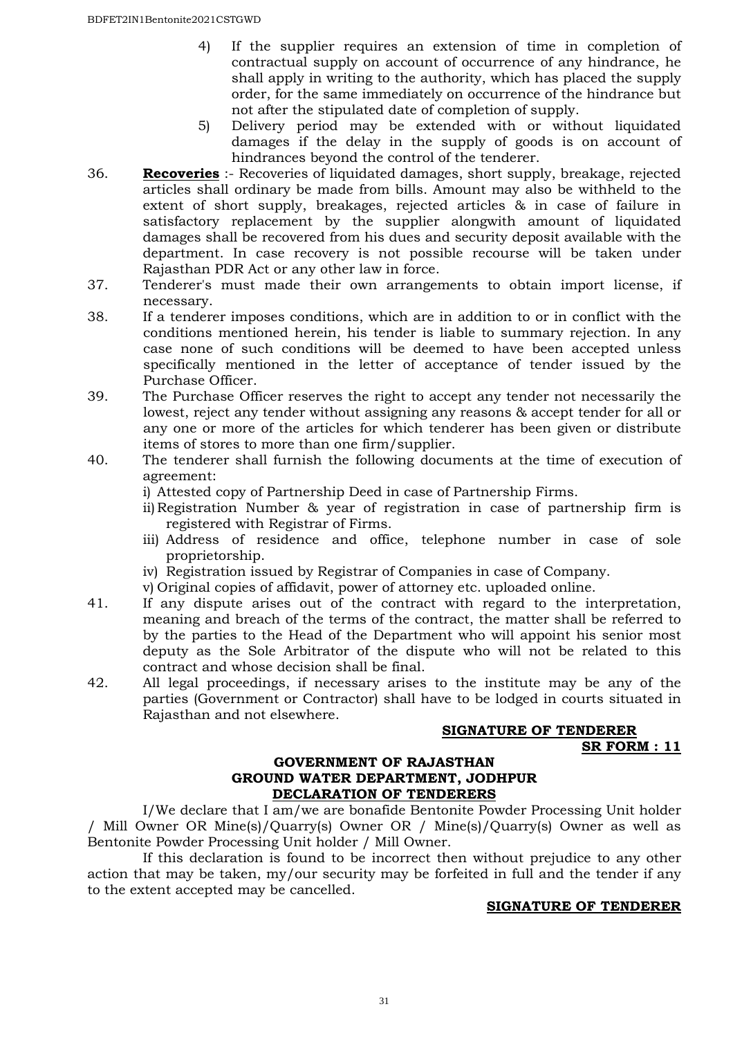4) If the supplier requires an extension of time in completion of contractual supply on account of occurrence of any hindrance, he shall apply in writing to the authority, which has placed the supply order, for the same immediately on occurrence of the hindrance but not after the stipulated date of completion of supply.

5) Delivery period may be extended with or without liquidated damages if the delay in the supply of goods is on account of hindrances beyond the control of the tenderer.

36. **Recoveries** :- Recoveries of liquidated damages, short supply, breakage, rejected articles shall ordinary be made from bills. Amount may also be withheld to the extent of short supply, breakages, rejected articles & in case of failure in satisfactory replacement by the supplier alongwith amount of liquidated damages shall be recovered from his dues and security deposit available with the department. In case recovery is not possible recourse will be taken under Rajasthan PDR Act or any other law in force.

37. Tenderer's must made their own arrangements to obtain import license, if necessary.

38. If a tenderer imposes conditions, which are in addition to or in conflict with the conditions mentioned herein, his tender is liable to summary rejection. In any case none of such conditions will be deemed to have been accepted unless specifically mentioned in the letter of acceptance of tender issued by the Purchase Officer.

39. The Purchase Officer reserves the right to accept any tender not necessarily the lowest, reject any tender without assigning any reasons & accept tender for all or any one or more of the articles for which tenderer has been given or distribute items of stores to more than one firm/supplier.

40. The tenderer shall furnish the following documents at the time of execution of agreement:

i) Attested copy of Partnership Deed in case of Partnership Firms.
ii) Registration Number & year of registration in case of partnership firm is registered with Registrar of Firms.
iii) Address of residence and office, telephone number in case of sole proprietorship.
iv) Registration issued by Registrar of Companies in case of Company.
v) Original copies of affidavit, power of attorney etc. uploaded online.

41. If any dispute arises out of the contract with regard to the interpretation, meaning and breach of the terms of the contract, the matter shall be referred to by the parties to the Head of the Department who will appoint his senior most deputy as the Sole Arbitrator of the dispute who will not be related to this contract and whose decision shall be final.

42. All legal proceedings, if necessary arises to the institute may be any of the parties (Government or Contractor) shall have to be lodged in courts situated in Rajasthan and not elsewhere.

**SIGNATURE OF TENDERER**

**SR FORM : 11**

**GOVERNMENT OF RAJASTHAN**
**GROUND WATER DEPARTMENT, JODHPUR**
**DECLARATION OF TENDERERS**

I/We declare that I am/we are bonafide Bentonite Powder Processing Unit holder / Mill Owner OR Mine(s)/Quarry(s) Owner OR / Mine(s)/Quarry(s) Owner as well as Bentonite Powder Processing Unit holder / Mill Owner.

If this declaration is found to be incorrect then without prejudice to any other action that may be taken, my/our security may be forfeited in full and the tender if any to the extent accepted may be cancelled.

**SIGNATURE OF TENDERER**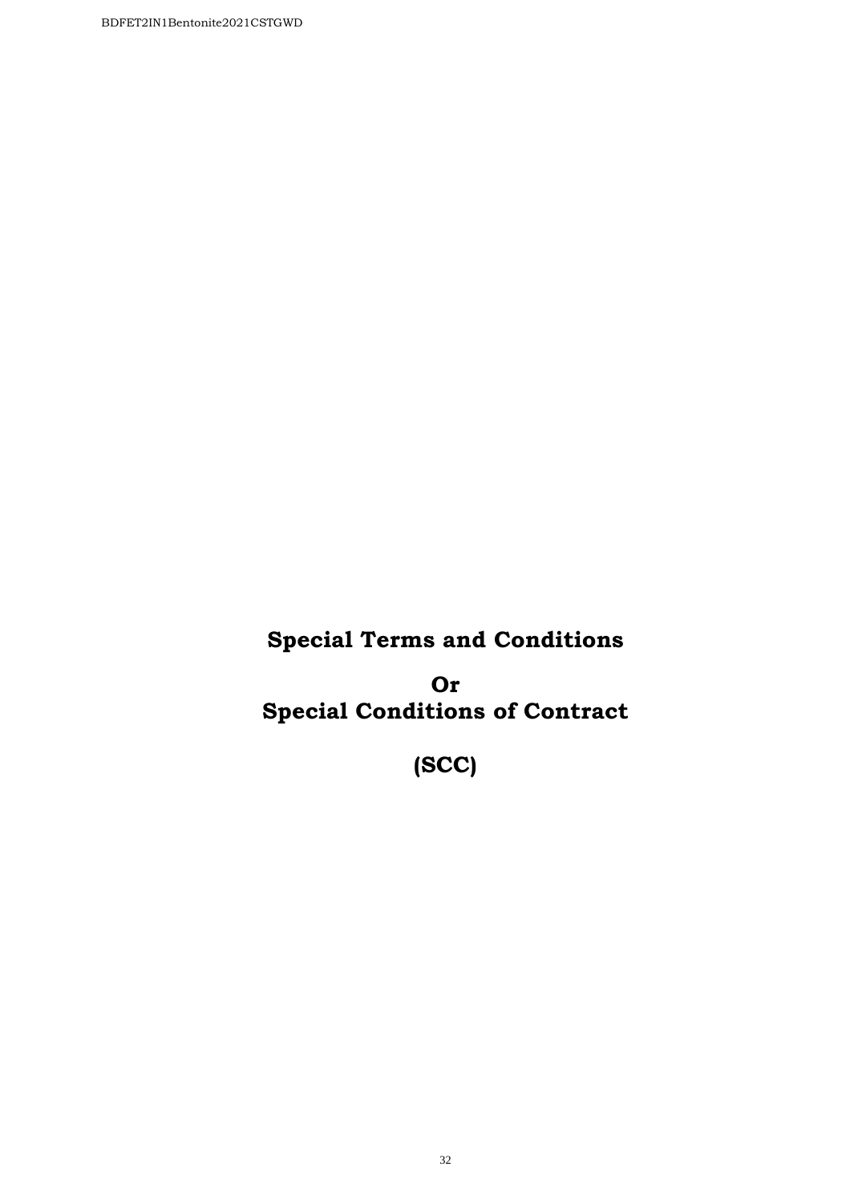# Special Terms and Conditions

# Or
# Special Conditions of Contract

# (SCC)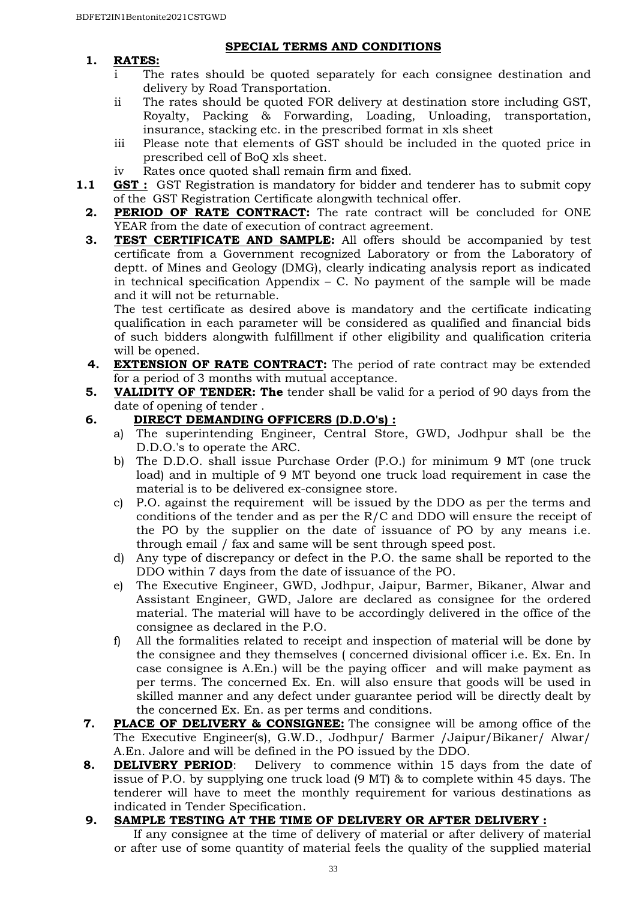## SPECIAL TERMS AND CONDITIONS

**1. RATES:**

- i The rates should be quoted separately for each consignee destination and delivery by Road Transportation.
- ii The rates should be quoted FOR delivery at destination store including GST, Royalty, Packing & Forwarding, Loading, Unloading, transportation, insurance, stacking etc. in the prescribed format in xls sheet
- iii Please note that elements of GST should be included in the quoted price in prescribed cell of BoQ xls sheet.
- iv Rates once quoted shall remain firm and fixed.

**1.1** **GST :** GST Registration is mandatory for bidder and tenderer has to submit copy of the GST Registration Certificate alongwith technical offer.

**2. PERIOD OF RATE CONTRACT:** The rate contract will be concluded for ONE YEAR from the date of execution of contract agreement.

**3. TEST CERTIFICATE AND SAMPLE:** All offers should be accompanied by test certificate from a Government recognized Laboratory or from the Laboratory of deptt. of Mines and Geology (DMG), clearly indicating analysis report as indicated in technical specification Appendix – C. No payment of the sample will be made and it will not be returnable.

The test certificate as desired above is mandatory and the certificate indicating qualification in each parameter will be considered as qualified and financial bids of such bidders alongwith fulfillment if other eligibility and qualification criteria will be opened.

**4. EXTENSION OF RATE CONTRACT:** The period of rate contract may be extended for a period of 3 months with mutual acceptance.

**5. VALIDITY OF TENDER: The** tender shall be valid for a period of 90 days from the date of opening of tender .

**6. DIRECT DEMANDING OFFICERS (D.D.O's) :**

- a) The superintending Engineer, Central Store, GWD, Jodhpur shall be the D.D.O.'s to operate the ARC.
- b) The D.D.O. shall issue Purchase Order (P.O.) for minimum 9 MT (one truck load) and in multiple of 9 MT beyond one truck load requirement in case the material is to be delivered ex-consignee store.
- c) P.O. against the requirement will be issued by the DDO as per the terms and conditions of the tender and as per the R/C and DDO will ensure the receipt of the PO by the supplier on the date of issuance of PO by any means i.e. through email / fax and same will be sent through speed post.
- d) Any type of discrepancy or defect in the P.O. the same shall be reported to the DDO within 7 days from the date of issuance of the PO.
- e) The Executive Engineer, GWD, Jodhpur, Jaipur, Barmer, Bikaner, Alwar and Assistant Engineer, GWD, Jalore are declared as consignee for the ordered material. The material will have to be accordingly delivered in the office of the consignee as declared in the P.O.
- f) All the formalities related to receipt and inspection of material will be done by the consignee and they themselves ( concerned divisional officer i.e. Ex. En. In case consignee is A.En.) will be the paying officer and will make payment as per terms. The concerned Ex. En. will also ensure that goods will be used in skilled manner and any defect under guarantee period will be directly dealt by the concerned Ex. En. as per terms and conditions.

**7. PLACE OF DELIVERY & CONSIGNEE:** The consignee will be among office of the The Executive Engineer(s), G.W.D., Jodhpur/ Barmer /Jaipur/Bikaner/ Alwar/ A.En. Jalore and will be defined in the PO issued by the DDO.

**8. DELIVERY PERIOD**: Delivery to commence within 15 days from the date of issue of P.O. by supplying one truck load (9 MT) & to complete within 45 days. The tenderer will have to meet the monthly requirement for various destinations as indicated in Tender Specification.

**9. SAMPLE TESTING AT THE TIME OF DELIVERY OR AFTER DELIVERY :**

If any consignee at the time of delivery of material or after delivery of material or after use of some quantity of material feels the quality of the supplied material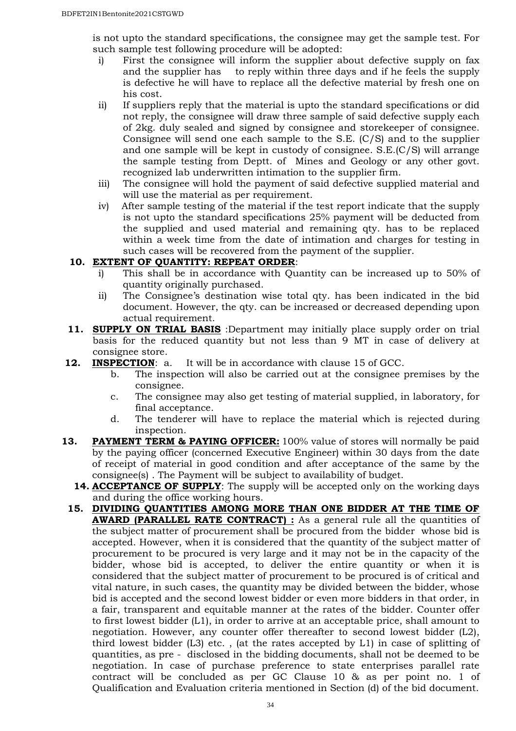is not upto the standard specifications, the consignee may get the sample test. For such sample test following procedure will be adopted:

- i) First the consignee will inform the supplier about defective supply on fax and the supplier has to reply within three days and if he feels the supply is defective he will have to replace all the defective material by fresh one on his cost.
- ii) If suppliers reply that the material is upto the standard specifications or did not reply, the consignee will draw three sample of said defective supply each of 2kg. duly sealed and signed by consignee and storekeeper of consignee. Consignee will send one each sample to the S.E. (C/S) and to the supplier and one sample will be kept in custody of consignee. S.E.(C/S) will arrange the sample testing from Deptt. of Mines and Geology or any other govt. recognized lab underwritten intimation to the supplier firm.
- iii) The consignee will hold the payment of said defective supplied material and will use the material as per requirement.
- iv) After sample testing of the material if the test report indicate that the supply is not upto the standard specifications 25% payment will be deducted from the supplied and used material and remaining qty. has to be replaced within a week time from the date of intimation and charges for testing in such cases will be recovered from the payment of the supplier.

**10. EXTENT OF QUANTITY: REPEAT ORDER**:

- i) This shall be in accordance with Quantity can be increased up to 50% of quantity originally purchased.
- ii) The Consignee's destination wise total qty. has been indicated in the bid document. However, the qty. can be increased or decreased depending upon actual requirement.

**11. SUPPLY ON TRIAL BASIS** :Department may initially place supply order on trial basis for the reduced quantity but not less than 9 MT in case of delivery at consignee store.

**12. INSPECTION**:

- a. It will be in accordance with clause 15 of GCC.
- b. The inspection will also be carried out at the consignee premises by the consignee.
- c. The consignee may also get testing of material supplied, in laboratory, for final acceptance.
- d. The tenderer will have to replace the material which is rejected during inspection.

**13. PAYMENT TERM & PAYING OFFICER:** 100% value of stores will normally be paid by the paying officer (concerned Executive Engineer) within 30 days from the date of receipt of material in good condition and after acceptance of the same by the consignee(s) . The Payment will be subject to availability of budget.

**14. ACCEPTANCE OF SUPPLY**: The supply will be accepted only on the working days and during the office working hours.

**15. DIVIDING QUANTITIES AMONG MORE THAN ONE BIDDER AT THE TIME OF AWARD (PARALLEL RATE CONTRACT) :** As a general rule all the quantities of the subject matter of procurement shall be procured from the bidder whose bid is accepted. However, when it is considered that the quantity of the subject matter of procurement to be procured is very large and it may not be in the capacity of the bidder, whose bid is accepted, to deliver the entire quantity or when it is considered that the subject matter of procurement to be procured is of critical and vital nature, in such cases, the quantity may be divided between the bidder, whose bid is accepted and the second lowest bidder or even more bidders in that order, in a fair, transparent and equitable manner at the rates of the bidder. Counter offer to first lowest bidder (L1), in order to arrive at an acceptable price, shall amount to negotiation. However, any counter offer thereafter to second lowest bidder (L2), third lowest bidder (L3) etc. , (at the rates accepted by L1) in case of splitting of quantities, as pre - disclosed in the bidding documents, shall not be deemed to be negotiation. In case of purchase preference to state enterprises parallel rate contract will be concluded as per GC Clause 10 & as per point no. 1 of Qualification and Evaluation criteria mentioned in Section (d) of the bid document.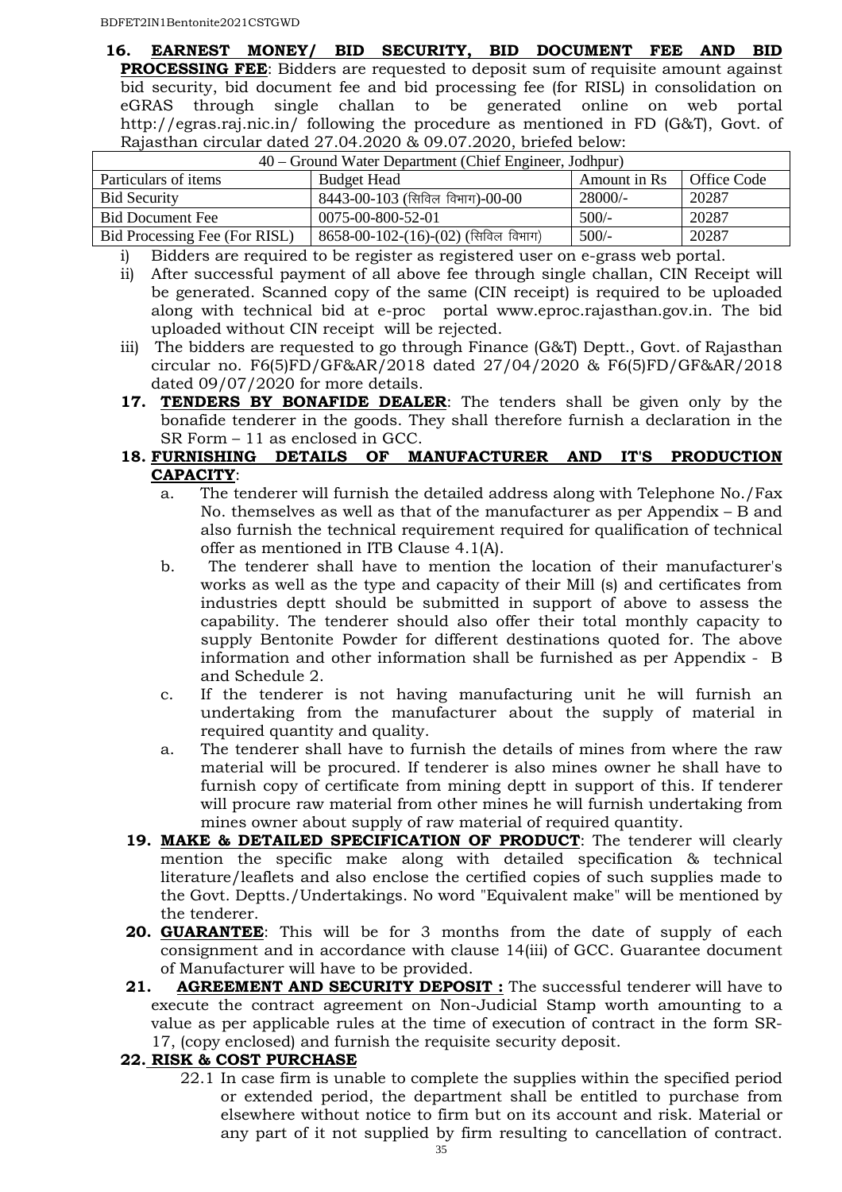**16. EARNEST MONEY/ BID SECURITY, BID DOCUMENT FEE AND BID PROCESSING FEE**: Bidders are requested to deposit sum of requisite amount against bid security, bid document fee and bid processing fee (for RISL) in consolidation on eGRAS through single challan to be generated online on web portal http://egras.raj.nic.in/ following the procedure as mentioned in FD (G&T), Govt. of Rajasthan circular dated 27.04.2020 & 09.07.2020, briefed below:

| 40 – Ground Water Department (Chief Engineer, Jodhpur) | | | |
|---|---|---|---|
| Particulars of items | Budget Head | Amount in Rs | Office Code |
| Bid Security | 8443-00-103 (सिविल विभाग)-00-00 | 28000/- | 20287 |
| Bid Document Fee | 0075-00-800-52-01 | 500/- | 20287 |
| Bid Processing Fee (For RISL) | 8658-00-102-(16)-(02) (सिविल विभाग) | 500/- | 20287 |

i) Bidders are required to be register as registered user on e-grass web portal.
ii) After successful payment of all above fee through single challan, CIN Receipt will be generated. Scanned copy of the same (CIN receipt) is required to be uploaded along with technical bid at e-proc portal www.eproc.rajasthan.gov.in. The bid uploaded without CIN receipt will be rejected.
iii) The bidders are requested to go through Finance (G&T) Deptt., Govt. of Rajasthan circular no. F6(5)FD/GF&AR/2018 dated 27/04/2020 & F6(5)FD/GF&AR/2018 dated 09/07/2020 for more details.

**17. TENDERS BY BONAFIDE DEALER**: The tenders shall be given only by the bonafide tenderer in the goods. They shall therefore furnish a declaration in the SR Form – 11 as enclosed in GCC.

**18. FURNISHING DETAILS OF MANUFACTURER AND IT'S PRODUCTION CAPACITY**:

a. The tenderer will furnish the detailed address along with Telephone No./Fax No. themselves as well as that of the manufacturer as per Appendix – B and also furnish the technical requirement required for qualification of technical offer as mentioned in ITB Clause 4.1(A).

b. The tenderer shall have to mention the location of their manufacturer's works as well as the type and capacity of their Mill (s) and certificates from industries deptt should be submitted in support of above to assess the capability. The tenderer should also offer their total monthly capacity to supply Bentonite Powder for different destinations quoted for. The above information and other information shall be furnished as per Appendix - B and Schedule 2.

c. If the tenderer is not having manufacturing unit he will furnish an undertaking from the manufacturer about the supply of material in required quantity and quality.

a. The tenderer shall have to furnish the details of mines from where the raw material will be procured. If tenderer is also mines owner he shall have to furnish copy of certificate from mining deptt in support of this. If tenderer will procure raw material from other mines he will furnish undertaking from mines owner about supply of raw material of required quantity.

**19. MAKE & DETAILED SPECIFICATION OF PRODUCT**: The tenderer will clearly mention the specific make along with detailed specification & technical literature/leaflets and also enclose the certified copies of such supplies made to the Govt. Deptts./Undertakings. No word "Equivalent make" will be mentioned by the tenderer.

**20. GUARANTEE**: This will be for 3 months from the date of supply of each consignment and in accordance with clause 14(iii) of GCC. Guarantee document of Manufacturer will have to be provided.

**21. AGREEMENT AND SECURITY DEPOSIT :** The successful tenderer will have to execute the contract agreement on Non-Judicial Stamp worth amounting to a value as per applicable rules at the time of execution of contract in the form SR-17, (copy enclosed) and furnish the requisite security deposit.

**22. RISK & COST PURCHASE**

22.1 In case firm is unable to complete the supplies within the specified period or extended period, the department shall be entitled to purchase from elsewhere without notice to firm but on its account and risk. Material or any part of it not supplied by firm resulting to cancellation of contract.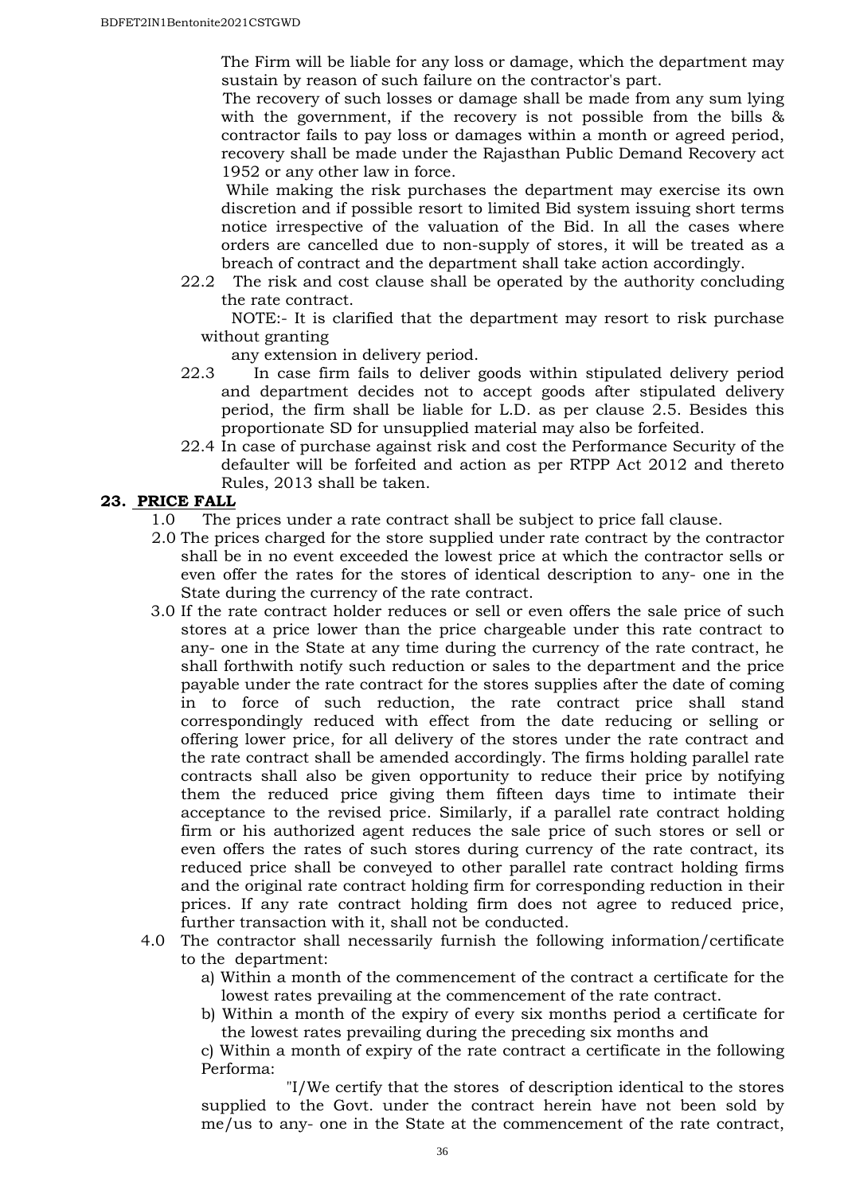The Firm will be liable for any loss or damage, which the department may sustain by reason of such failure on the contractor's part.

The recovery of such losses or damage shall be made from any sum lying with the government, if the recovery is not possible from the bills & contractor fails to pay loss or damages within a month or agreed period, recovery shall be made under the Rajasthan Public Demand Recovery act 1952 or any other law in force.

While making the risk purchases the department may exercise its own discretion and if possible resort to limited Bid system issuing short terms notice irrespective of the valuation of the Bid. In all the cases where orders are cancelled due to non-supply of stores, it will be treated as a breach of contract and the department shall take action accordingly.

22.2 The risk and cost clause shall be operated by the authority concluding the rate contract.

NOTE:- It is clarified that the department may resort to risk purchase without granting any extension in delivery period.

22.3 In case firm fails to deliver goods within stipulated delivery period and department decides not to accept goods after stipulated delivery period, the firm shall be liable for L.D. as per clause 2.5. Besides this proportionate SD for unsupplied material may also be forfeited.

22.4 In case of purchase against risk and cost the Performance Security of the defaulter will be forfeited and action as per RTPP Act 2012 and thereto Rules, 2013 shall be taken.

## 23. PRICE FALL

1.0 The prices under a rate contract shall be subject to price fall clause.

2.0 The prices charged for the store supplied under rate contract by the contractor shall be in no event exceeded the lowest price at which the contractor sells or even offer the rates for the stores of identical description to any- one in the State during the currency of the rate contract.

3.0 If the rate contract holder reduces or sell or even offers the sale price of such stores at a price lower than the price chargeable under this rate contract to any- one in the State at any time during the currency of the rate contract, he shall forthwith notify such reduction or sales to the department and the price payable under the rate contract for the stores supplies after the date of coming in to force of such reduction, the rate contract price shall stand correspondingly reduced with effect from the date reducing or selling or offering lower price, for all delivery of the stores under the rate contract and the rate contract shall be amended accordingly. The firms holding parallel rate contracts shall also be given opportunity to reduce their price by notifying them the reduced price giving them fifteen days time to intimate their acceptance to the revised price. Similarly, if a parallel rate contract holding firm or his authorized agent reduces the sale price of such stores or sell or even offers the rates of such stores during currency of the rate contract, its reduced price shall be conveyed to other parallel rate contract holding firms and the original rate contract holding firm for corresponding reduction in their prices. If any rate contract holding firm does not agree to reduced price, further transaction with it, shall not be conducted.

4.0 The contractor shall necessarily furnish the following information/certificate to the department:

a) Within a month of the commencement of the contract a certificate for the lowest rates prevailing at the commencement of the rate contract.

b) Within a month of the expiry of every six months period a certificate for the lowest rates prevailing during the preceding six months and

c) Within a month of expiry of the rate contract a certificate in the following Performa:

"I/We certify that the stores of description identical to the stores supplied to the Govt. under the contract herein have not been sold by me/us to any- one in the State at the commencement of the rate contract,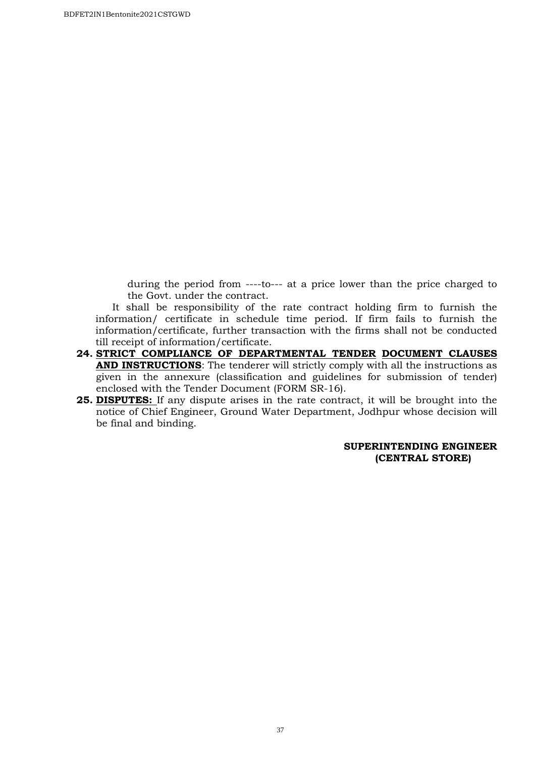during the period from ----to--- at a price lower than the price charged to the Govt. under the contract.

It shall be responsibility of the rate contract holding firm to furnish the information/ certificate in schedule time period. If firm fails to furnish the information/certificate, further transaction with the firms shall not be conducted till receipt of information/certificate.

24. **STRICT COMPLIANCE OF DEPARTMENTAL TENDER DOCUMENT CLAUSES AND INSTRUCTIONS**: The tenderer will strictly comply with all the instructions as given in the annexure (classification and guidelines for submission of tender) enclosed with the Tender Document (FORM SR-16).
25. **DISPUTES:** If any dispute arises in the rate contract, it will be brought into the notice of Chief Engineer, Ground Water Department, Jodhpur whose decision will be final and binding.

**SUPERINTENDING ENGINEER**
**(CENTRAL STORE)**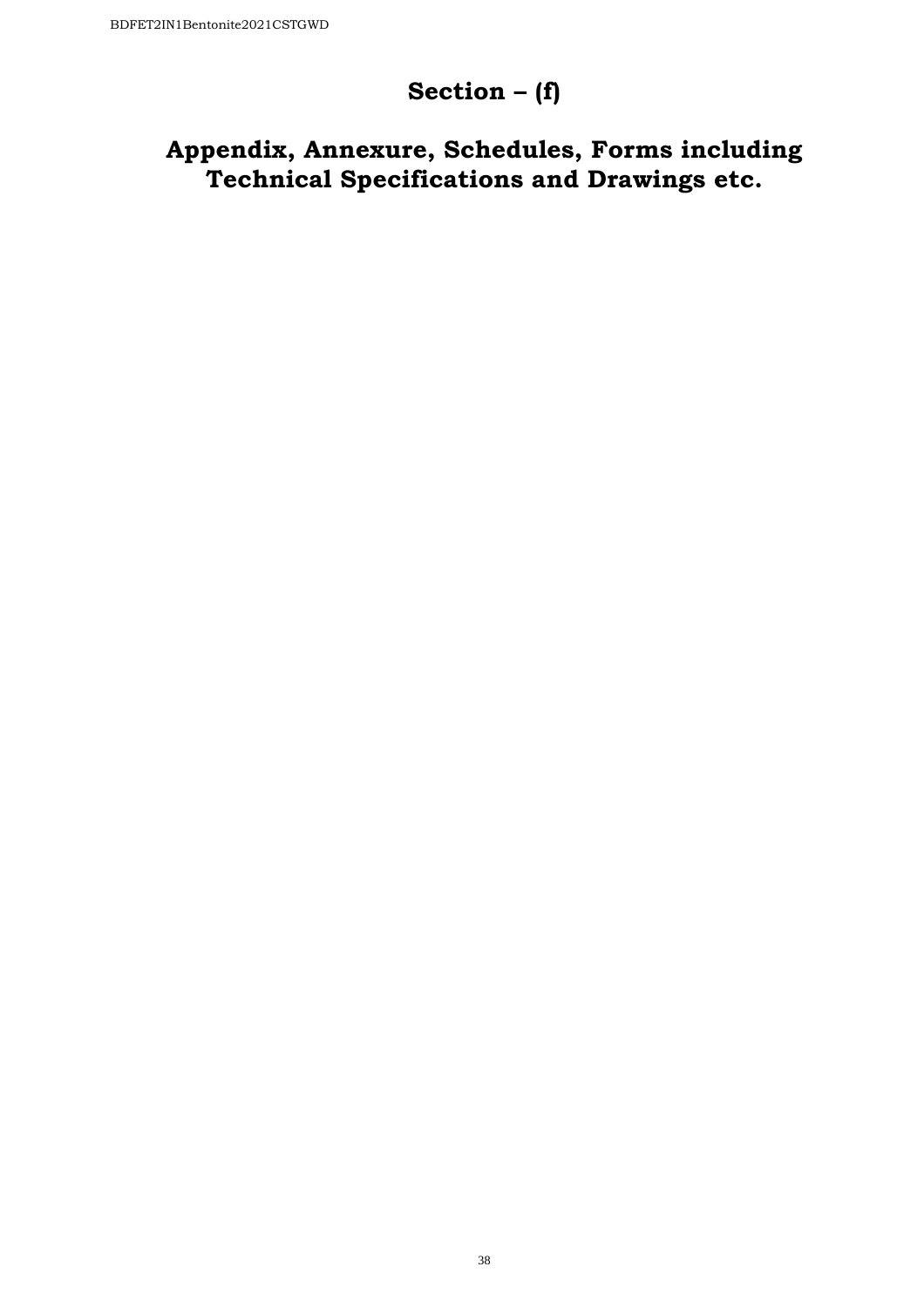# Section – (f)

## Appendix, Annexure, Schedules, Forms including Technical Specifications and Drawings etc.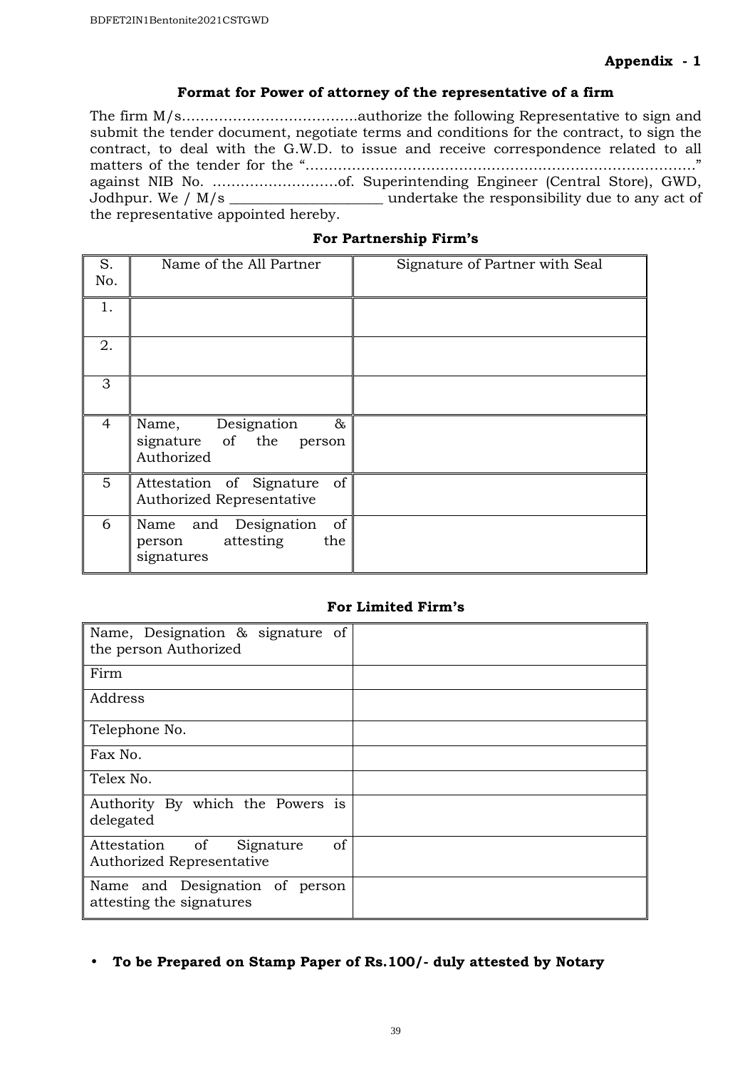**Appendix - 1**

### Format for Power of attorney of the representative of a firm

The firm M/s……………………………….authorize the following Representative to sign and submit the tender document, negotiate terms and conditions for the contract, to sign the contract, to deal with the G.W.D. to issue and receive correspondence related to all matters of the tender for the "…………………………………………………………………………" against NIB No. ………………………of. Superintending Engineer (Central Store), GWD, Jodhpur. We / M/s ____________________ undertake the responsibility due to any act of the representative appointed hereby.

### For Partnership Firm's

| S. No. | Name of the All Partner | Signature of Partner with Seal |
|---|---|---|
| 1. | | |
| 2. | | |
| 3 | | |
| 4 | Name, Designation & signature of the person Authorized | |
| 5 | Attestation of Signature of Authorized Representative | |
| 6 | Name and Designation of person attesting the signatures | |

### For Limited Firm's

| | |
|---|---|
| Name, Designation & signature of the person Authorized | |
| Firm | |
| Address | |
| Telephone No. | |
| Fax No. | |
| Telex No. | |
| Authority By which the Powers is delegated | |
| Attestation of Signature of Authorized Representative | |
| Name and Designation of person attesting the signatures | |

- **To be Prepared on Stamp Paper of Rs.100/- duly attested by Notary**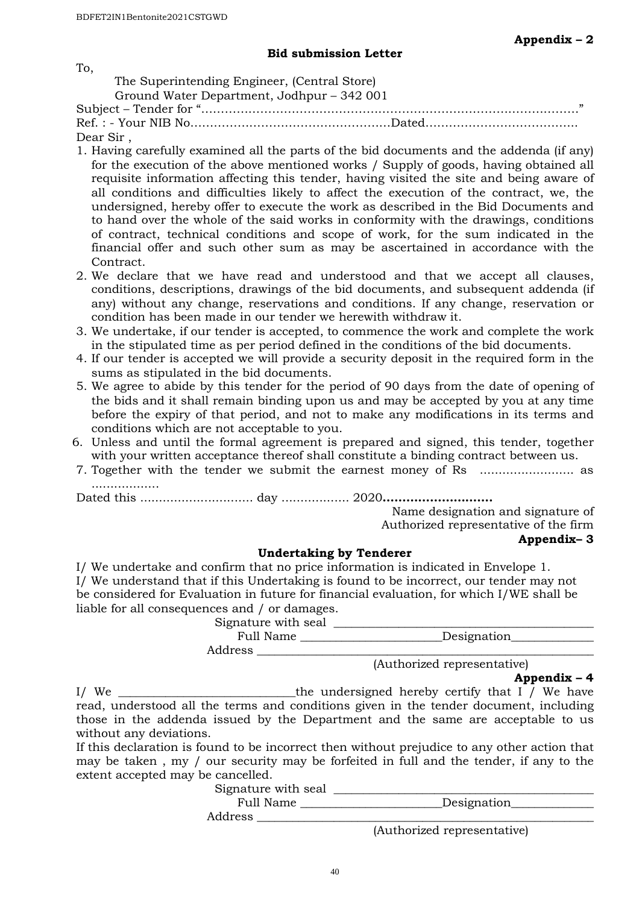**Appendix – 2**

**Bid submission Letter**

To,

The Superintending Engineer, (Central Store)
Ground Water Department, Jodhpur – 342 001

Subject – Tender for "………………………………………………………………………………………"

Ref. : - Your NIB No……………………………………………Dated…………………………………

Dear Sir ,

1. Having carefully examined all the parts of the bid documents and the addenda (if any) for the execution of the above mentioned works / Supply of goods, having obtained all requisite information affecting this tender, having visited the site and being aware of all conditions and difficulties likely to affect the execution of the contract, we, the undersigned, hereby offer to execute the work as described in the Bid Documents and to hand over the whole of the said works in conformity with the drawings, conditions of contract, technical conditions and scope of work, for the sum indicated in the financial offer and such other sum as may be ascertained in accordance with the Contract.
2. We declare that we have read and understood and that we accept all clauses, conditions, descriptions, drawings of the bid documents, and subsequent addenda (if any) without any change, reservations and conditions. If any change, reservation or condition has been made in our tender we herewith withdraw it.
3. We undertake, if our tender is accepted, to commence the work and complete the work in the stipulated time as per period defined in the conditions of the bid documents.
4. If our tender is accepted we will provide a security deposit in the required form in the sums as stipulated in the bid documents.
5. We agree to abide by this tender for the period of 90 days from the date of opening of the bids and it shall remain binding upon us and may be accepted by you at any time before the expiry of that period, and not to make any modifications in its terms and conditions which are not acceptable to you.
6. Unless and until the formal agreement is prepared and signed, this tender, together with your written acceptance thereof shall constitute a binding contract between us.
7. Together with the tender we submit the earnest money of Rs ……………………. as ………………

Dated this ………………………… day ……………… 2020**………………………**

Name designation and signature of
Authorized representative of the firm

**Appendix– 3**

**Undertaking by Tenderer**

I/ We undertake and confirm that no price information is indicated in Envelope 1.
I/ We understand that if this Undertaking is found to be incorrect, our tender may not be considered for Evaluation in future for financial evaluation, for which I/WE shall be liable for all consequences and / or damages.

Signature with seal ___________________________________________

Full Name _______________________Designation_____________

Address _______________________________________________________

(Authorized representative)

**Appendix – 4**

I/ We ____________________________the undersigned hereby certify that I / We have read, understood all the terms and conditions given in the tender document, including those in the addenda issued by the Department and the same are acceptable to us without any deviations.

If this declaration is found to be incorrect then without prejudice to any other action that may be taken , my / our security may be forfeited in full and the tender, if any to the extent accepted may be cancelled.

Signature with seal ___________________________________________

Full Name _______________________Designation_____________

Address _______________________________________________________

(Authorized representative)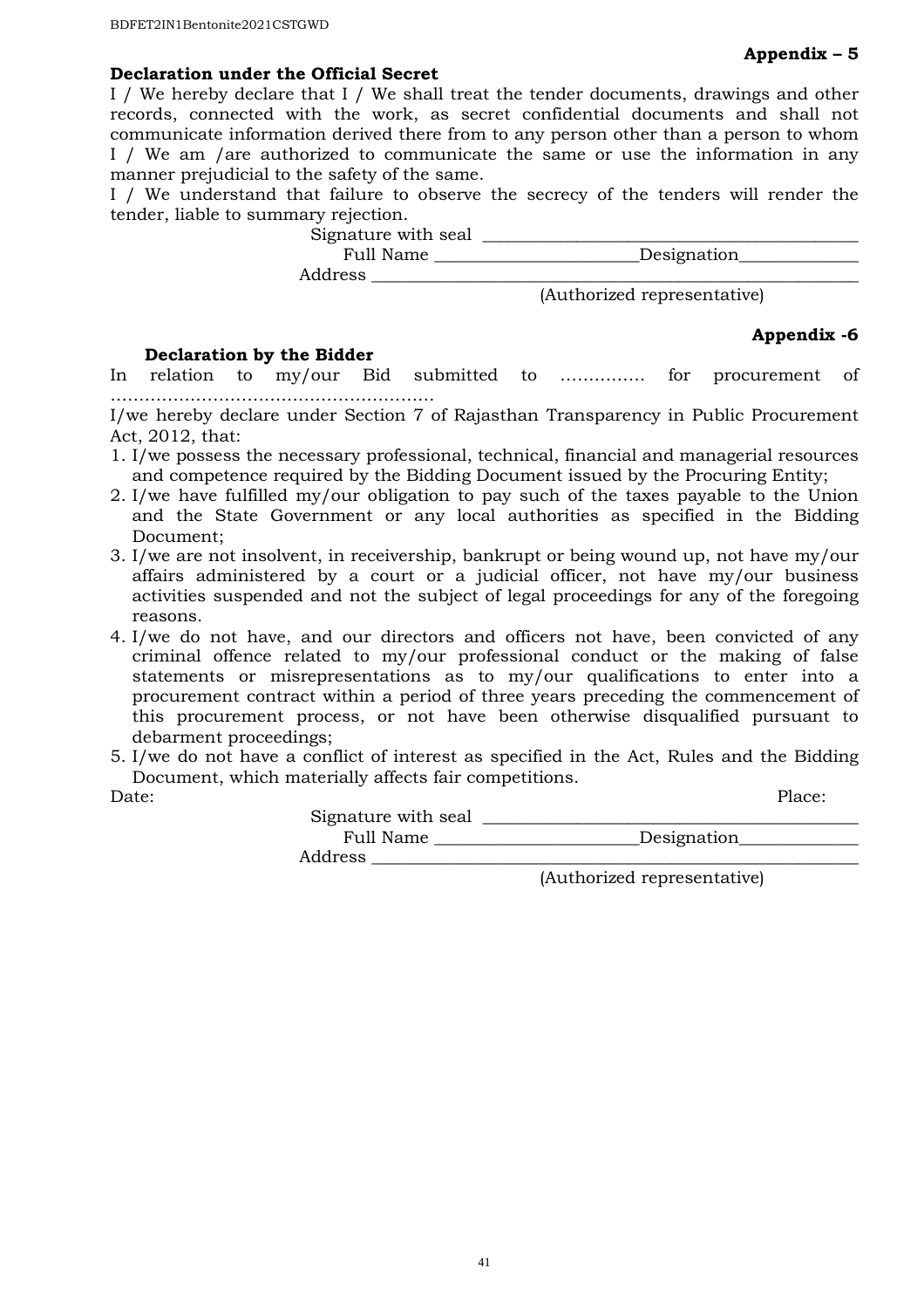**Appendix – 5**

**Declaration under the Official Secret**

I / We hereby declare that I / We shall treat the tender documents, drawings and other records, connected with the work, as secret confidential documents and shall not communicate information derived there from to any person other than a person to whom I / We am /are authorized to communicate the same or use the information in any manner prejudicial to the safety of the same.

I / We understand that failure to observe the secrecy of the tenders will render the tender, liable to summary rejection.

Signature with seal ___________________________________________

Full Name _______________________Designation_____________

Address ________________________________________________________

(Authorized representative)

**Appendix -6**

**Declaration by the Bidder**

In relation to my/our Bid submitted to …………… for procurement of ………………………………………………..

I/we hereby declare under Section 7 of Rajasthan Transparency in Public Procurement Act, 2012, that:

1. I/we possess the necessary professional, technical, financial and managerial resources and competence required by the Bidding Document issued by the Procuring Entity;
2. I/we have fulfilled my/our obligation to pay such of the taxes payable to the Union and the State Government or any local authorities as specified in the Bidding Document;
3. I/we are not insolvent, in receivership, bankrupt or being wound up, not have my/our affairs administered by a court or a judicial officer, not have my/our business activities suspended and not the subject of legal proceedings for any of the foregoing reasons.
4. I/we do not have, and our directors and officers not have, been convicted of any criminal offence related to my/our professional conduct or the making of false statements or misrepresentations as to my/our qualifications to enter into a procurement contract within a period of three years preceding the commencement of this procurement process, or not have been otherwise disqualified pursuant to debarment proceedings;
5. I/we do not have a conflict of interest as specified in the Act, Rules and the Bidding Document, which materially affects fair competitions.

Date: Place:

Signature with seal ___________________________________________

Full Name _______________________Designation_____________

Address ________________________________________________________

(Authorized representative)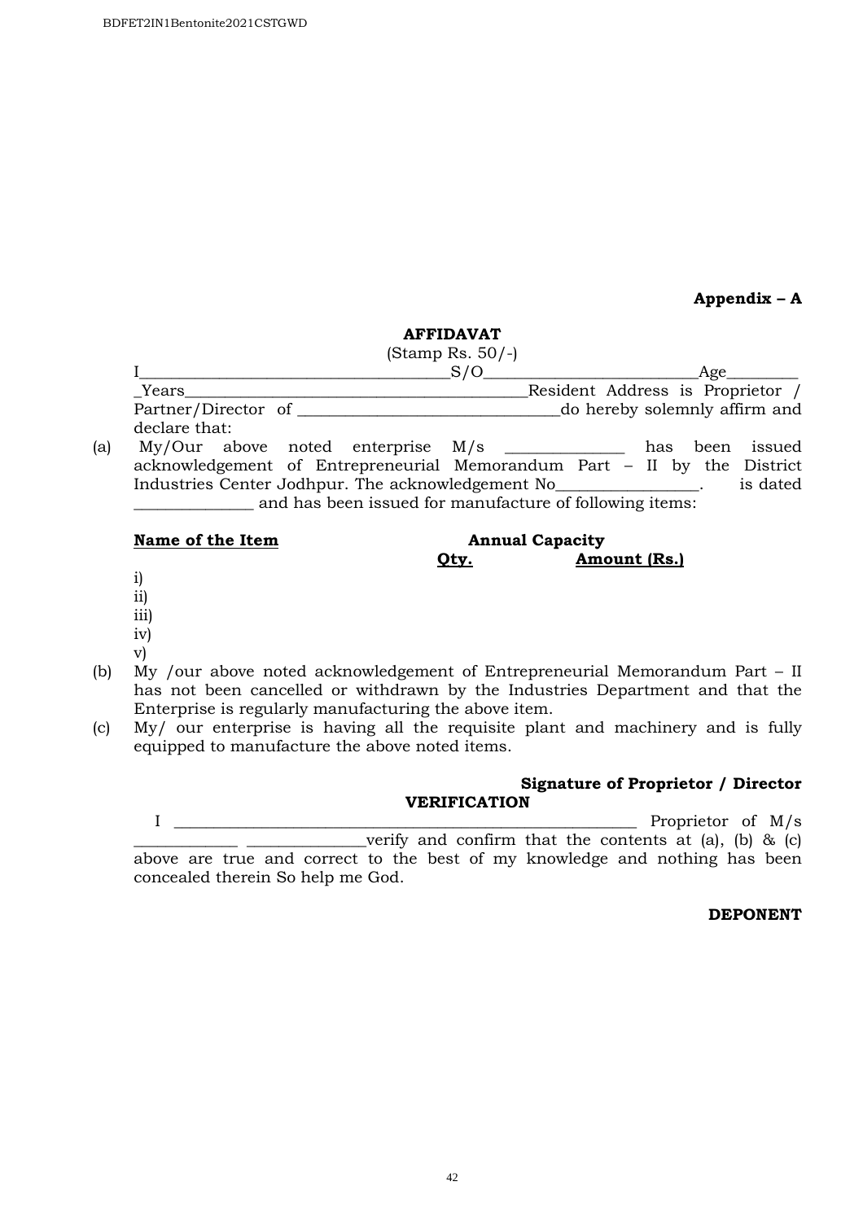**Appendix – A**

**AFFIDAVAT**

(Stamp Rs. 50/-)

I______________________________________S/O___________________________Age_________ _Years___________________________________________Resident Address is Proprietor / Partner/Director of ________________________________do hereby solemnly affirm and declare that:

(a) My/Our above noted enterprise M/s _______________ has been issued acknowledgement of Entrepreneurial Memorandum Part – II by the District Industries Center Jodhpur. The acknowledgement No__________________. is dated _______________ and has been issued for manufacture of following items:

| **Name of the Item** | **Annual Capacity** | |
|---|---|---|
| | **Qty.** | **Amount (Rs.)** |
| i) | | |
| ii) | | |
| iii) | | |
| iv) | | |
| v) | | |

(b) My /our above noted acknowledgement of Entrepreneurial Memorandum Part – II has not been cancelled or withdrawn by the Industries Department and that the Enterprise is regularly manufacturing the above item.

(c) My/ our enterprise is having all the requisite plant and machinery and is fully equipped to manufacture the above noted items.

**Signature of Proprietor / Director**

**VERIFICATION**

I ___________________________________________________________ Proprietor of M/s _____________ _______________verify and confirm that the contents at (a), (b) & (c) above are true and correct to the best of my knowledge and nothing has been concealed therein So help me God.

**DEPONENT**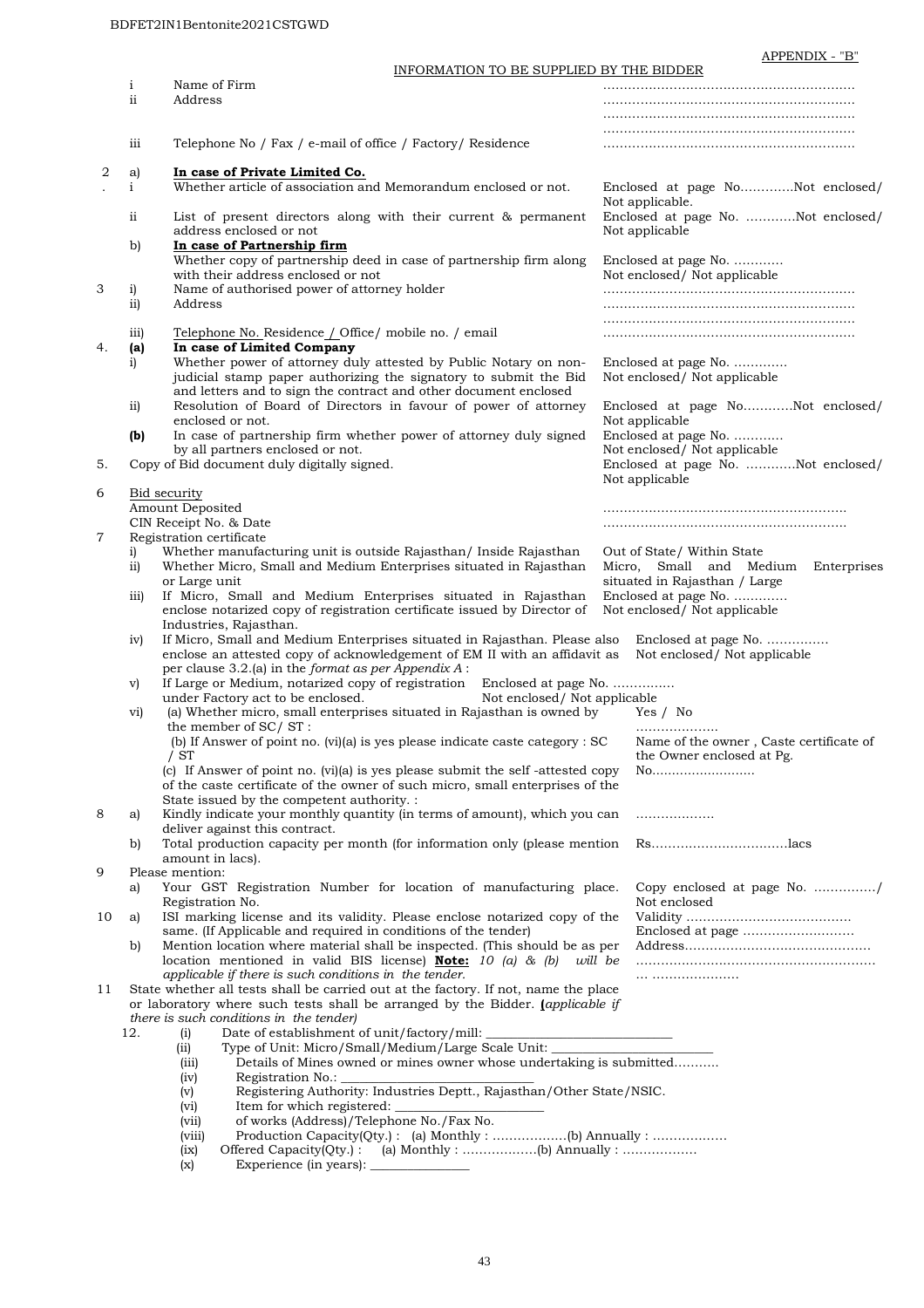APPENDIX - "B"

INFORMATION TO BE SUPPLIED BY THE BIDDER

| | | | |
|---|---|---|---|
| | i | Name of Firm | ………………………………………………… |
| | ii | Address | ………………………………………………… ………………………………………………… ………………………………………………… |
| | iii | Telephone No / Fax / e-mail of office / Factory/ Residence | ………………………………………………… |
| 2. | a) | **In case of Private Limited Co.** | |
| | i | Whether article of association and Memorandum enclosed or not. | Enclosed at page No…………Not enclosed/ Not applicable. |
| | ii | List of present directors along with their current & permanent address enclosed or not | Enclosed at page No. …………Not enclosed/ Not applicable |
| | b) | **In case of Partnership firm** Whether copy of partnership deed in case of partnership firm along with their address enclosed or not | Enclosed at page No. ………… Not enclosed/ Not applicable |
| 3 | i) | Name of authorised power of attorney holder | ………………………………………………… |
| | ii) | Address | ………………………………………………… ………………………………………………… |
| | iii) | Telephone No. Residence / Office/ mobile no. / email | ………………………………………………… |
| 4. | **(a)** | **In case of Limited Company** | |
| | i) | Whether power of attorney duly attested by Public Notary on non-judicial stamp paper authorizing the signatory to submit the Bid and letters and to sign the contract and other document enclosed | Enclosed at page No. …………. Not enclosed/ Not applicable |
| | ii) | Resolution of Board of Directors in favour of power of attorney enclosed or not. | Enclosed at page No…………Not enclosed/ Not applicable |
| | **(b)** | In case of partnership firm whether power of attorney duly signed by all partners enclosed or not. | Enclosed at page No. ………… Not enclosed/ Not applicable |
| 5. | | Copy of Bid document duly digitally signed. | Enclosed at page No. …………Not enclosed/ Not applicable |
| 6 | | Bid security Amount Deposited CIN Receipt No. & Date | ……………………………………………… ……………………………………………… |
| 7 | | Registration certificate | |
| | i) | Whether manufacturing unit is outside Rajasthan/ Inside Rajasthan | Out of State/ Within State |
| | ii) | Whether Micro, Small and Medium Enterprises situated in Rajasthan or Large unit | Micro, Small and Medium Enterprises situated in Rajasthan / Large |
| | iii) | If Micro, Small and Medium Enterprises situated in Rajasthan enclose notarized copy of registration certificate issued by Director of Industries, Rajasthan. | Enclosed at page No. …………. Not enclosed/ Not applicable |
| | iv) | If Micro, Small and Medium Enterprises situated in Rajasthan. Please also enclose an attested copy of acknowledgement of EM II with an affidavit as per clause 3.2.(a) in the *format as per Appendix A* : | Enclosed at page No. …………… Not enclosed/ Not applicable |
| | v) | If Large or Medium, notarized copy of registration under Factory act to be enclosed. | Enclosed at page No. …………… Not enclosed/ Not applicable |
| | vi) | (a) Whether micro, small enterprises situated in Rajasthan is owned by the member of SC/ ST : | Yes / No ……………….. |
| | | (b) If Answer of point no. (vi)(a) is yes please indicate caste category : SC / ST | Name of the owner , Caste certificate of the Owner enclosed at Pg. |
| | | (c) If Answer of point no. (vi)(a) is yes please submit the self -attested copy of the caste certificate of the owner of such micro, small enterprises of the State issued by the competent authority. : | No……………………. |
| 8 | a) | Kindly indicate your monthly quantity (in terms of amount), which you can deliver against this contract. | ………………. |
| | b) | Total production capacity per month (for information only (please mention amount in lacs). | Rs……………………………lacs |
| 9 | | Please mention: | |
| | a) | Your GST Registration Number for location of manufacturing place. Registration No. | Copy enclosed at page No. ……………/ Not enclosed |
| 10 | a) | ISI marking license and its validity. Please enclose notarized copy of the same. (If Applicable and required in conditions of the tender) | Validity ………………………………… Enclosed at page …………………….. |
| | b) | Mention location where material shall be inspected. (This should be as per location mentioned in valid BIS license) **Note:** *10 (a) & (b) will be applicable if there is such conditions in the tender.* | Address……………………………………… ……………………………………………… … ………………… |
| 11 | | State whether all tests shall be carried out at the factory. If not, name the place or laboratory where such tests shall be arranged by the Bidder. *(applicable if there is such conditions in the tender)* | |

12.
- (i) Date of establishment of unit/factory/mill: ___________________________
- (ii) Type of Unit: Micro/Small/Medium/Large Scale Unit: ________________________
- (iii) Details of Mines owned or mines owner whose undertaking is submitted……….
- (iv) Registration No.: ____________________________
- (v) Registering Authority: Industries Deptt., Rajasthan/Other State/NSIC.
- (vi) Item for which registered: ______________________
- (vii) of works (Address)/Telephone No./Fax No.
- (viii) Production Capacity(Qty.) : (a) Monthly : ………………(b) Annually : ………………
- (ix) Offered Capacity(Qty.) : (a) Monthly : ………………(b) Annually : ………………
- (x) Experience (in years): ______________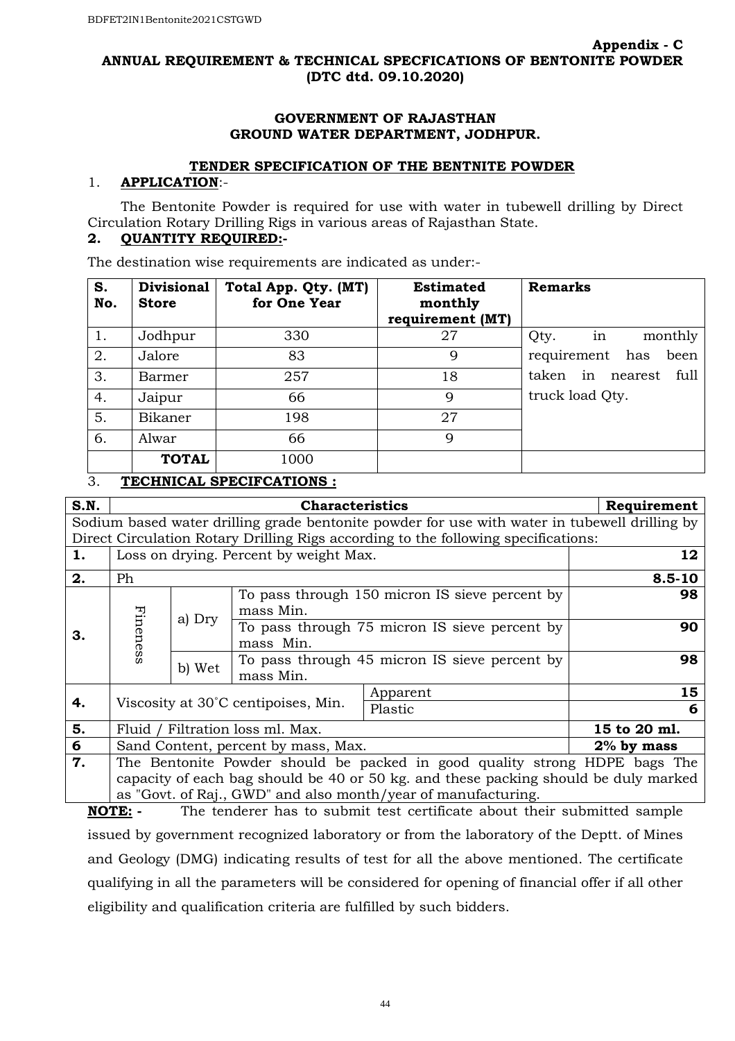**Appendix - C**

**ANNUAL REQUIREMENT & TECHNICAL SPECFICATIONS OF BENTONITE POWDER (DTC dtd. 09.10.2020)**

**GOVERNMENT OF RAJASTHAN**
**GROUND WATER DEPARTMENT, JODHPUR.**

## TENDER SPECIFICATION OF THE BENTNITE POWDER

1. **APPLICATION**:-

The Bentonite Powder is required for use with water in tubewell drilling by Direct Circulation Rotary Drilling Rigs in various areas of Rajasthan State.

**2. QUANTITY REQUIRED:-**

The destination wise requirements are indicated as under:-

| S. No. | Divisional Store | Total App. Qty. (MT) for One Year | Estimated monthly requirement (MT) | Remarks |
|---|---|---|---|---|
| 1. | Jodhpur | 330 | 27 | Qty. in monthly requirement has been taken in nearest full truck load Qty. |
| 2. | Jalore | 83 | 9 | |
| 3. | Barmer | 257 | 18 | |
| 4. | Jaipur | 66 | 9 | |
| 5. | Bikaner | 198 | 27 | |
| 6. | Alwar | 66 | 9 | |
| | **TOTAL** | 1000 | | |

3. **TECHNICAL SPECIFCATIONS :**

| S.N. | Characteristics | | | Requirement |
|---|---|---|---|---|
| Sodium based water drilling grade bentonite powder for use with water in tubewell drilling by Direct Circulation Rotary Drilling Rigs according to the following specifications: | | | | |
| **1.** | Loss on drying. Percent by weight Max. | | | **12** |
| **2.** | Ph | | | **8.5-10** |
| **3.** | Fineness | a) Dry | To pass through 150 micron IS sieve percent by mass Min. | **98** |
| | | | To pass through 75 micron IS sieve percent by mass Min. | **90** |
| | | b) Wet | To pass through 45 micron IS sieve percent by mass Min. | **98** |
| **4.** | Viscosity at 30˚C centipoises, Min. | | Apparent | **15** |
| | | | Plastic | **6** |
| **5.** | Fluid / Filtration loss ml. Max. | | | **15 to 20 ml.** |
| **6** | Sand Content, percent by mass, Max. | | | **2% by mass** |
| **7.** | The Bentonite Powder should be packed in good quality strong HDPE bags The capacity of each bag should be 40 or 50 kg. and these packing should be duly marked as "Govt. of Raj., GWD" and also month/year of manufacturing. | | | |

**NOTE: -** The tenderer has to submit test certificate about their submitted sample issued by government recognized laboratory or from the laboratory of the Deptt. of Mines and Geology (DMG) indicating results of test for all the above mentioned. The certificate qualifying in all the parameters will be considered for opening of financial offer if all other eligibility and qualification criteria are fulfilled by such bidders.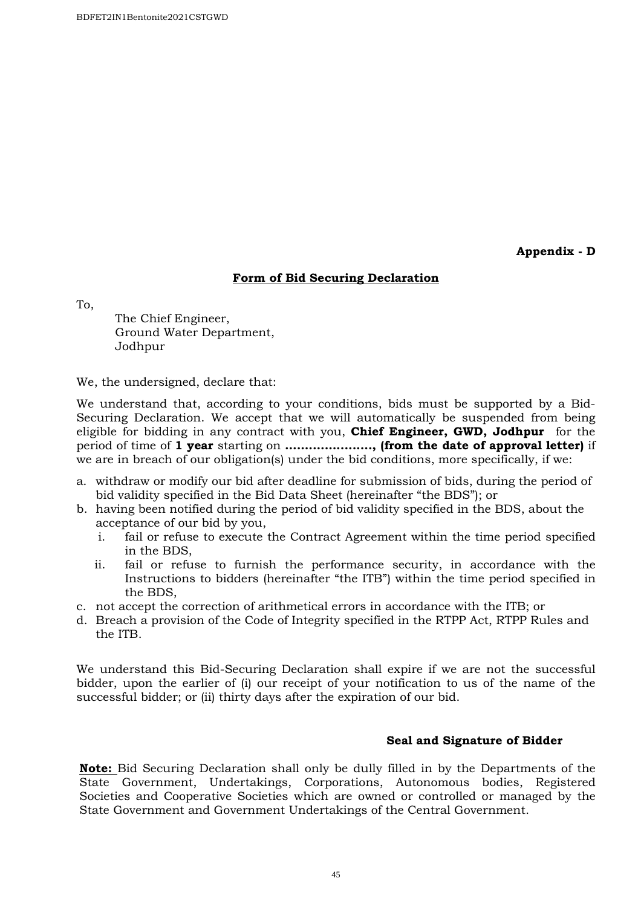**Appendix - D**

## Form of Bid Securing Declaration

To,

The Chief Engineer,
Ground Water Department,
Jodhpur

We, the undersigned, declare that:

We understand that, according to your conditions, bids must be supported by a Bid-Securing Declaration. We accept that we will automatically be suspended from being eligible for bidding in any contract with you, **Chief Engineer, GWD, Jodhpur** for the period of time of **1 year** starting on **…………………., (from the date of approval letter)** if we are in breach of our obligation(s) under the bid conditions, more specifically, if we:

a. withdraw or modify our bid after deadline for submission of bids, during the period of bid validity specified in the Bid Data Sheet (hereinafter "the BDS"); or
b. having been notified during the period of bid validity specified in the BDS, about the acceptance of our bid by you,
   i. fail or refuse to execute the Contract Agreement within the time period specified in the BDS,
   ii. fail or refuse to furnish the performance security, in accordance with the Instructions to bidders (hereinafter "the ITB") within the time period specified in the BDS,
c. not accept the correction of arithmetical errors in accordance with the ITB; or
d. Breach a provision of the Code of Integrity specified in the RTPP Act, RTPP Rules and the ITB.

We understand this Bid-Securing Declaration shall expire if we are not the successful bidder, upon the earlier of (i) our receipt of your notification to us of the name of the successful bidder; or (ii) thirty days after the expiration of our bid.

**Seal and Signature of Bidder**

**Note:** Bid Securing Declaration shall only be dully filled in by the Departments of the State Government, Undertakings, Corporations, Autonomous bodies, Registered Societies and Cooperative Societies which are owned or controlled or managed by the State Government and Government Undertakings of the Central Government.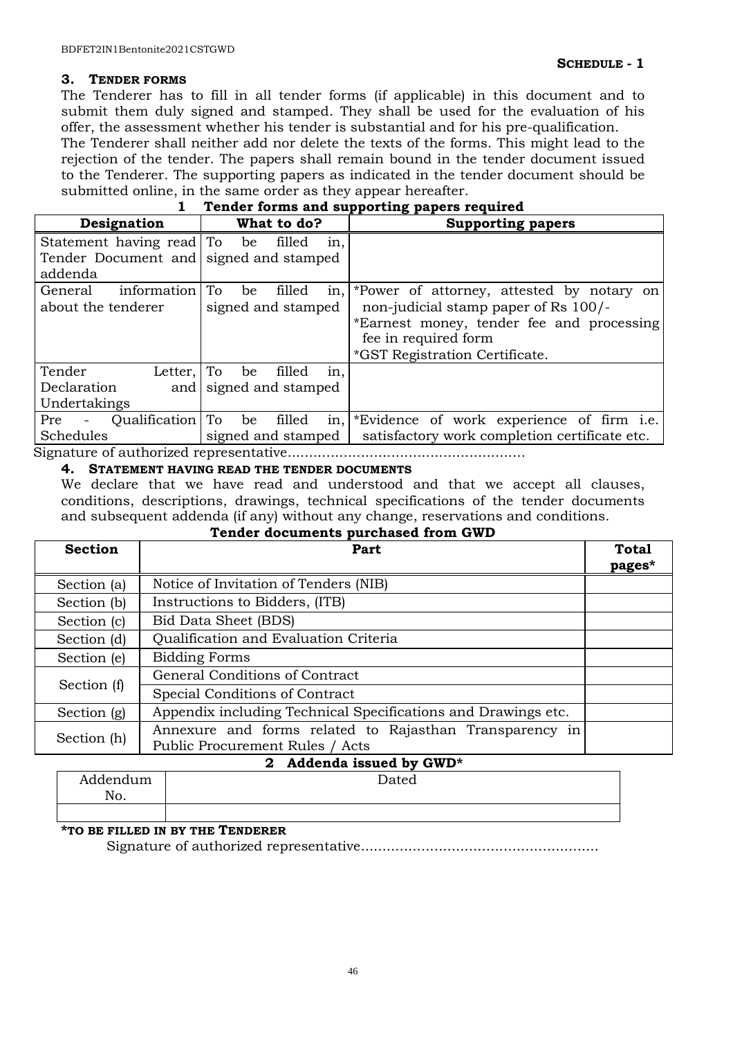**SCHEDULE - 1**

### 3. TENDER FORMS

The Tenderer has to fill in all tender forms (if applicable) in this document and to submit them duly signed and stamped. They shall be used for the evaluation of his offer, the assessment whether his tender is substantial and for his pre-qualification.

The Tenderer shall neither add nor delete the texts of the forms. This might lead to the rejection of the tender. The papers shall remain bound in the tender document issued to the Tenderer. The supporting papers as indicated in the tender document should be submitted online, in the same order as they appear hereafter.

**1 Tender forms and supporting papers required**

| Designation | What to do? | Supporting papers |
|---|---|---|
| Statement having read Tender Document and addenda | To be filled in, signed and stamped | |
| General information about the tenderer | To be filled in, signed and stamped | *Power of attorney, attested by notary on non-judicial stamp paper of Rs 100/-<br>*Earnest money, tender fee and processing fee in required form<br>*GST Registration Certificate. |
| Tender Letter, Declaration and Undertakings | To be filled in, signed and stamped | |
| Pre - Qualification Schedules | To be filled in, signed and stamped | *Evidence of work experience of firm i.e. satisfactory work completion certificate etc. |

Signature of authorized representative.......................................................

### 4. STATEMENT HAVING READ THE TENDER DOCUMENTS

We declare that we have read and understood and that we accept all clauses, conditions, descriptions, drawings, technical specifications of the tender documents and subsequent addenda (if any) without any change, reservations and conditions.

**Tender documents purchased from GWD**

| Section | Part | Total pages* |
|---|---|---|
| Section (a) | Notice of Invitation of Tenders (NIB) | |
| Section (b) | Instructions to Bidders, (ITB) | |
| Section (c) | Bid Data Sheet (BDS) | |
| Section (d) | Qualification and Evaluation Criteria | |
| Section (e) | Bidding Forms | |
| Section (f) | General Conditions of Contract | |
| | Special Conditions of Contract | |
| Section (g) | Appendix including Technical Specifications and Drawings etc. | |
| Section (h) | Annexure and forms related to Rajasthan Transparency in Public Procurement Rules / Acts | |

**2 Addenda issued by GWD***

| Addendum No. | Dated |
|---|---|
| | |

***TO BE FILLED IN BY THE TENDERER**

Signature of authorized representative.......................................................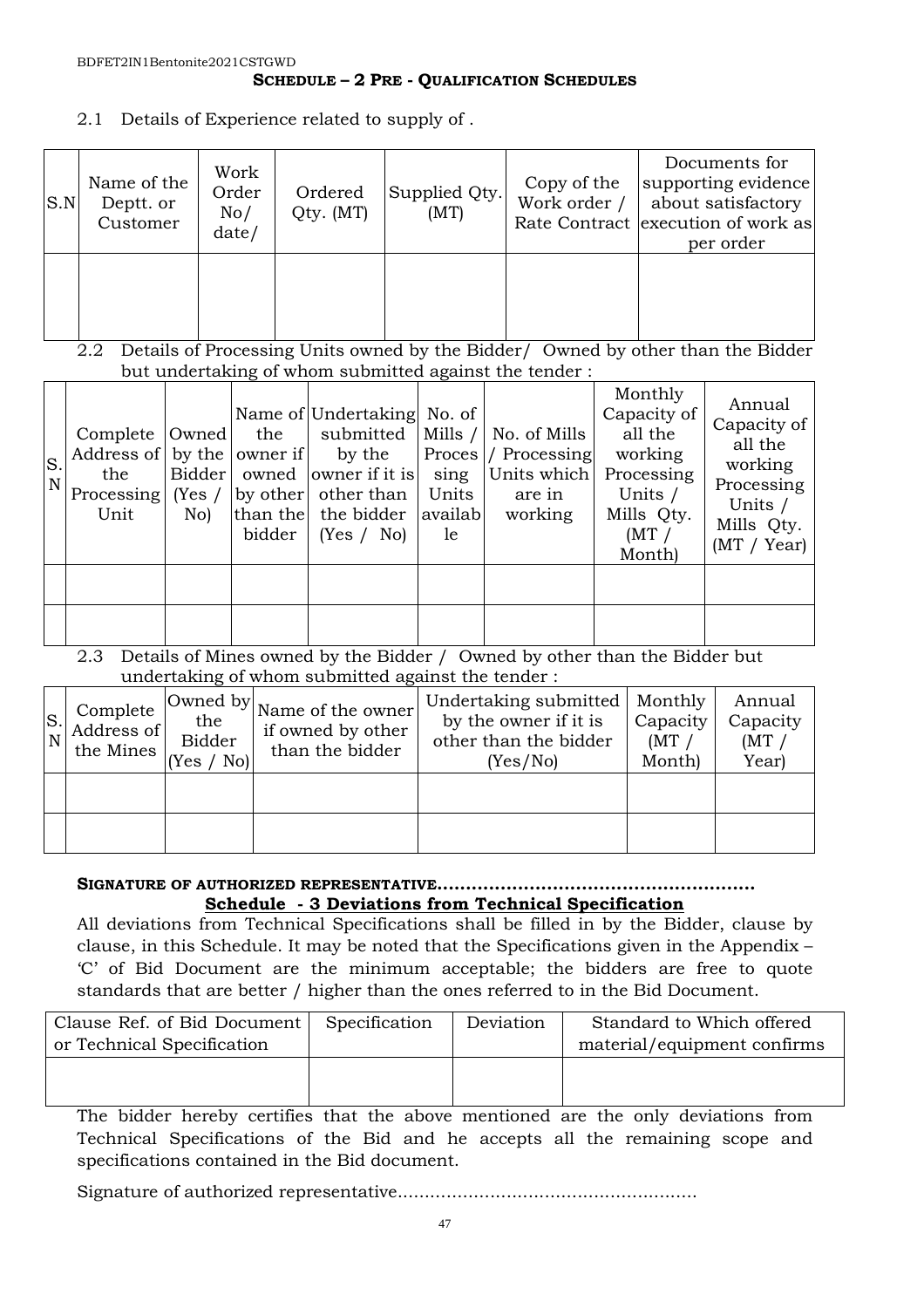**SCHEDULE – 2 PRE - QUALIFICATION SCHEDULES**

2.1 Details of Experience related to supply of .

| S.N | Name of the Deptt. or Customer | Work Order No/ date/ | Ordered Qty. (MT) | Supplied Qty. (MT) | Copy of the Work order / Rate Contract | Documents for supporting evidence about satisfactory execution of work as per order |
|---|---|---|---|---|---|---|
| | | | | | | |

2.2 Details of Processing Units owned by the Bidder/ Owned by other than the Bidder but undertaking of whom submitted against the tender :

| S. N | Complete Address of the Processing Unit | Owned by the Bidder (Yes / No) | Name of the owner if owned by other than the bidder | Undertaking submitted by the owner if it is other than the bidder (Yes / No) | No. of Mills / Processing Units available | No. of Mills / Processing Units which are in working | Monthly Capacity of all the working Processing Units / Mills Qty. (MT / Month) | Annual Capacity of all the working Processing Units / Mills Qty. (MT / Year) |
|---|---|---|---|---|---|---|---|---|
| | | | | | | | | |
| | | | | | | | | |

2.3 Details of Mines owned by the Bidder / Owned by other than the Bidder but undertaking of whom submitted against the tender :

| S. N | Complete Address of the Mines | Owned by the Bidder (Yes / No) | Name of the owner if owned by other than the bidder | Undertaking submitted by the owner if it is other than the bidder (Yes/No) | Monthly Capacity (MT / Month) | Annual Capacity (MT / Year) |
|---|---|---|---|---|---|---|
| | | | | | | |
| | | | | | | |

**SIGNATURE OF AUTHORIZED REPRESENTATIVE.......................................................**

**Schedule - 3 Deviations from Technical Specification**

All deviations from Technical Specifications shall be filled in by the Bidder, clause by clause, in this Schedule. It may be noted that the Specifications given in the Appendix – 'C' of Bid Document are the minimum acceptable; the bidders are free to quote standards that are better / higher than the ones referred to in the Bid Document.

| Clause Ref. of Bid Document or Technical Specification | Specification | Deviation | Standard to Which offered material/equipment confirms |
|---|---|---|---|
| | | | |

The bidder hereby certifies that the above mentioned are the only deviations from Technical Specifications of the Bid and he accepts all the remaining scope and specifications contained in the Bid document.

Signature of authorized representative......................................................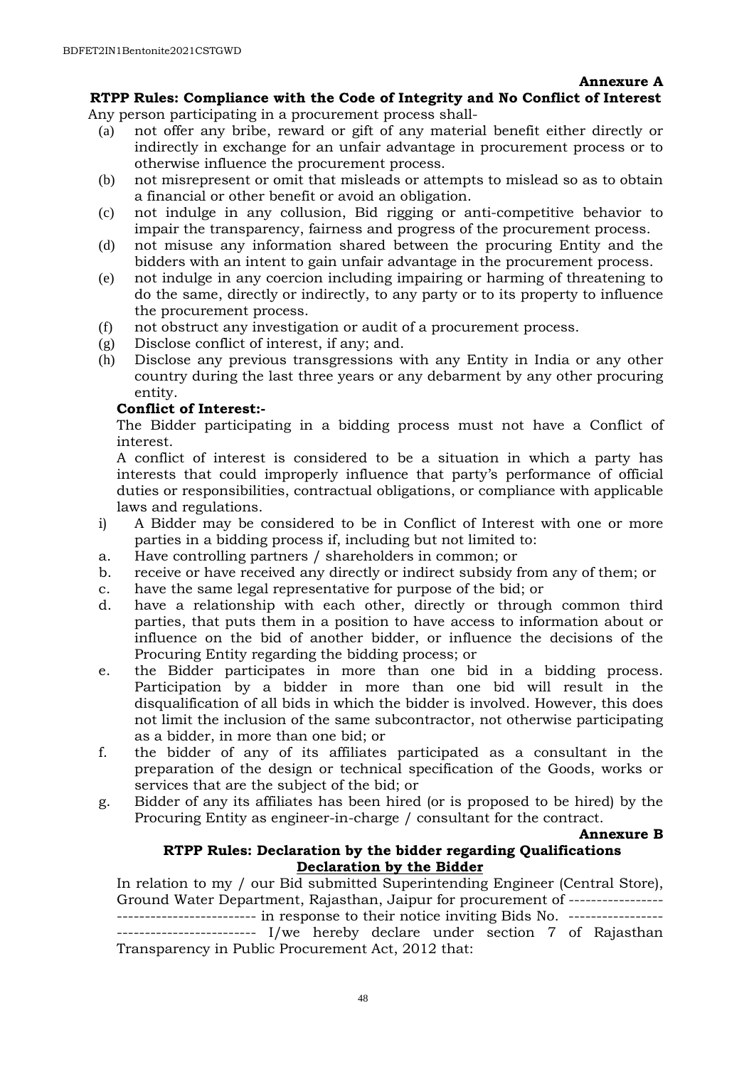**Annexure A**

**RTPP Rules: Compliance with the Code of Integrity and No Conflict of Interest**

Any person participating in a procurement process shall-

(a) not offer any bribe, reward or gift of any material benefit either directly or indirectly in exchange for an unfair advantage in procurement process or to otherwise influence the procurement process.
(b) not misrepresent or omit that misleads or attempts to mislead so as to obtain a financial or other benefit or avoid an obligation.
(c) not indulge in any collusion, Bid rigging or anti-competitive behavior to impair the transparency, fairness and progress of the procurement process.
(d) not misuse any information shared between the procuring Entity and the bidders with an intent to gain unfair advantage in the procurement process.
(e) not indulge in any coercion including impairing or harming of threatening to do the same, directly or indirectly, to any party or to its property to influence the procurement process.
(f) not obstruct any investigation or audit of a procurement process.
(g) Disclose conflict of interest, if any; and.
(h) Disclose any previous transgressions with any Entity in India or any other country during the last three years or any debarment by any other procuring entity.

**Conflict of Interest:-**

The Bidder participating in a bidding process must not have a Conflict of interest.

A conflict of interest is considered to be a situation in which a party has interests that could improperly influence that party's performance of official duties or responsibilities, contractual obligations, or compliance with applicable laws and regulations.

i) A Bidder may be considered to be in Conflict of Interest with one or more parties in a bidding process if, including but not limited to:

a. Have controlling partners / shareholders in common; or
b. receive or have received any directly or indirect subsidy from any of them; or
c. have the same legal representative for purpose of the bid; or
d. have a relationship with each other, directly or through common third parties, that puts them in a position to have access to information about or influence on the bid of another bidder, or influence the decisions of the Procuring Entity regarding the bidding process; or
e. the Bidder participates in more than one bid in a bidding process. Participation by a bidder in more than one bid will result in the disqualification of all bids in which the bidder is involved. However, this does not limit the inclusion of the same subcontractor, not otherwise participating as a bidder, in more than one bid; or
f. the bidder of any of its affiliates participated as a consultant in the preparation of the design or technical specification of the Goods, works or services that are the subject of the bid; or
g. Bidder of any its affiliates has been hired (or is proposed to be hired) by the Procuring Entity as engineer-in-charge / consultant for the contract.

**Annexure B**

**RTPP Rules: Declaration by the bidder regarding Qualifications**

**<u>Declaration by the Bidder</u>**

In relation to my / our Bid submitted Superintending Engineer (Central Store), Ground Water Department, Rajasthan, Jaipur for procurement of ------------------------------------------ in response to their notice inviting Bids No. ------------------------------------------ I/we hereby declare under section 7 of Rajasthan Transparency in Public Procurement Act, 2012 that: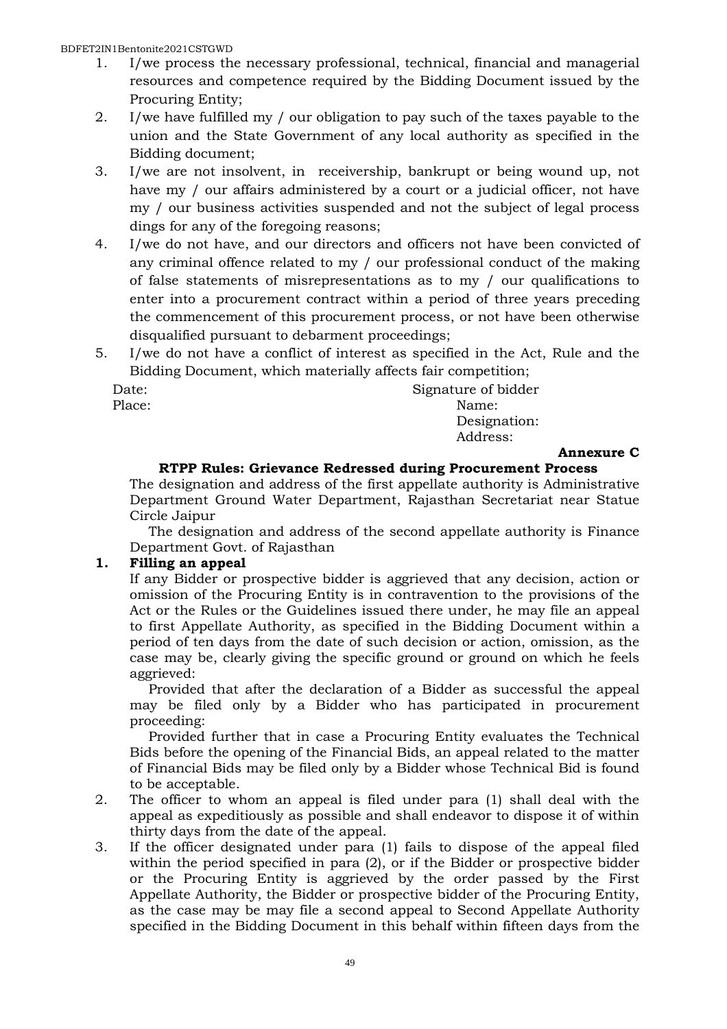1. I/we process the necessary professional, technical, financial and managerial resources and competence required by the Bidding Document issued by the Procuring Entity;
2. I/we have fulfilled my / our obligation to pay such of the taxes payable to the union and the State Government of any local authority as specified in the Bidding document;
3. I/we are not insolvent, in receivership, bankrupt or being wound up, not have my / our affairs administered by a court or a judicial officer, not have my / our business activities suspended and not the subject of legal process dings for any of the foregoing reasons;
4. I/we do not have, and our directors and officers not have been convicted of any criminal offence related to my / our professional conduct of the making of false statements of misrepresentations as to my / our qualifications to enter into a procurement contract within a period of three years preceding the commencement of this procurement process, or not have been otherwise disqualified pursuant to debarment proceedings;
5. I/we do not have a conflict of interest as specified in the Act, Rule and the Bidding Document, which materially affects fair competition;

Date: Signature of bidder

Place: Name:

Designation:

Address:

**Annexure C**

**RTPP Rules: Grievance Redressed during Procurement Process**

The designation and address of the first appellate authority is Administrative Department Ground Water Department, Rajasthan Secretariat near Statue Circle Jaipur

The designation and address of the second appellate authority is Finance Department Govt. of Rajasthan

**1. Filling an appeal**

If any Bidder or prospective bidder is aggrieved that any decision, action or omission of the Procuring Entity is in contravention to the provisions of the Act or the Rules or the Guidelines issued there under, he may file an appeal to first Appellate Authority, as specified in the Bidding Document within a period of ten days from the date of such decision or action, omission, as the case may be, clearly giving the specific ground or ground on which he feels aggrieved:

Provided that after the declaration of a Bidder as successful the appeal may be filed only by a Bidder who has participated in procurement proceeding:

Provided further that in case a Procuring Entity evaluates the Technical Bids before the opening of the Financial Bids, an appeal related to the matter of Financial Bids may be filed only by a Bidder whose Technical Bid is found to be acceptable.

2. The officer to whom an appeal is filed under para (1) shall deal with the appeal as expeditiously as possible and shall endeavor to dispose it of within thirty days from the date of the appeal.
3. If the officer designated under para (1) fails to dispose of the appeal filed within the period specified in para (2), or if the Bidder or prospective bidder or the Procuring Entity is aggrieved by the order passed by the First Appellate Authority, the Bidder or prospective bidder of the Procuring Entity, as the case may be may file a second appeal to Second Appellate Authority specified in the Bidding Document in this behalf within fifteen days from the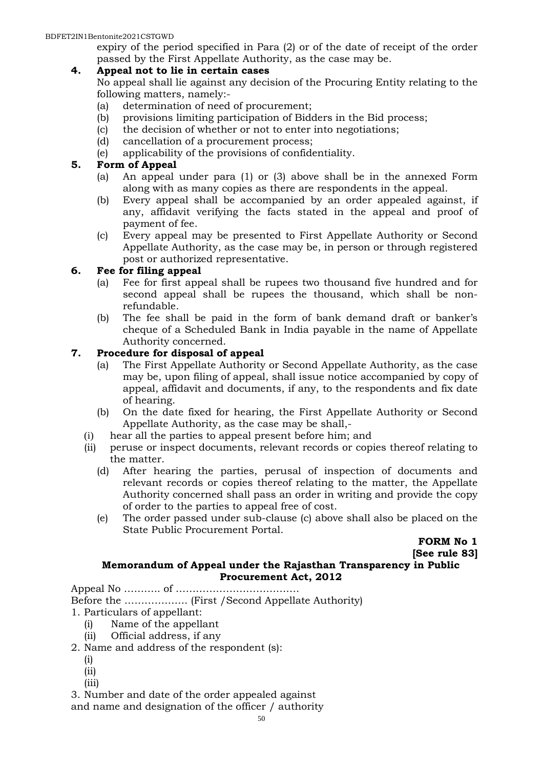expiry of the period specified in Para (2) or of the date of receipt of the order passed by the First Appellate Authority, as the case may be.

**4. Appeal not to lie in certain cases**

No appeal shall lie against any decision of the Procuring Entity relating to the following matters, namely:-

(a) determination of need of procurement;
(b) provisions limiting participation of Bidders in the Bid process;
(c) the decision of whether or not to enter into negotiations;
(d) cancellation of a procurement process;
(e) applicability of the provisions of confidentiality.

**5. Form of Appeal**

(a) An appeal under para (1) or (3) above shall be in the annexed Form along with as many copies as there are respondents in the appeal.
(b) Every appeal shall be accompanied by an order appealed against, if any, affidavit verifying the facts stated in the appeal and proof of payment of fee.
(c) Every appeal may be presented to First Appellate Authority or Second Appellate Authority, as the case may be, in person or through registered post or authorized representative.

**6. Fee for filing appeal**

(a) Fee for first appeal shall be rupees two thousand five hundred and for second appeal shall be rupees the thousand, which shall be non-refundable.
(b) The fee shall be paid in the form of bank demand draft or banker's cheque of a Scheduled Bank in India payable in the name of Appellate Authority concerned.

**7. Procedure for disposal of appeal**

(a) The First Appellate Authority or Second Appellate Authority, as the case may be, upon filing of appeal, shall issue notice accompanied by copy of appeal, affidavit and documents, if any, to the respondents and fix date of hearing.
(b) On the date fixed for hearing, the First Appellate Authority or Second Appellate Authority, as the case may be shall,-
   (i) hear all the parties to appeal present before him; and
   (ii) peruse or inspect documents, relevant records or copies thereof relating to the matter.
(d) After hearing the parties, perusal of inspection of documents and relevant records or copies thereof relating to the matter, the Appellate Authority concerned shall pass an order in writing and provide the copy of order to the parties to appeal free of cost.
(e) The order passed under sub-clause (c) above shall also be placed on the State Public Procurement Portal.

**FORM No 1**
**[See rule 83]**

**Memorandum of Appeal under the Rajasthan Transparency in Public Procurement Act, 2012**

Appeal No ……….. of ………………………………

Before the ………………. (First /Second Appellate Authority)

1. Particulars of appellant:
   (i) Name of the appellant
   (ii) Official address, if any
2. Name and address of the respondent (s):
   (i)
   (ii)
   (iii)
3. Number and date of the order appealed against and name and designation of the officer / authority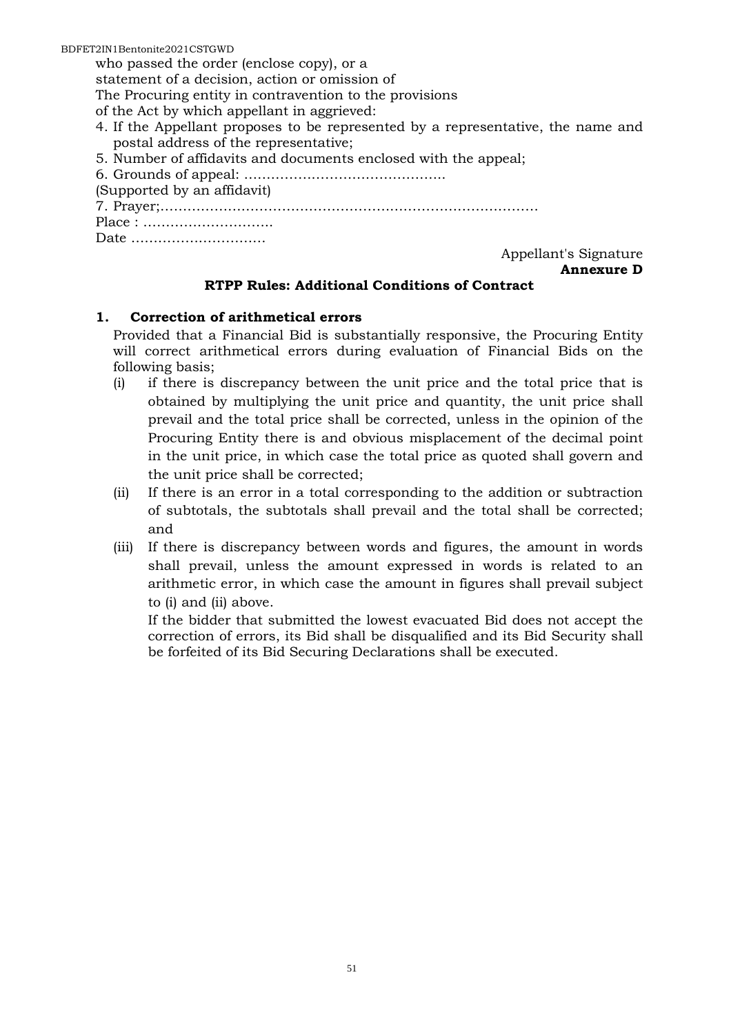who passed the order (enclose copy), or a
statement of a decision, action or omission of
The Procuring entity in contravention to the provisions
of the Act by which appellant in aggrieved:

4. If the Appellant proposes to be represented by a representative, the name and postal address of the representative;
5. Number of affidavits and documents enclosed with the appeal;
6. Grounds of appeal: ……………………………………….
(Supported by an affidavit)
7. Prayer;…………………………………………………………………………

Place : ………………………..
Date …………………………

Appellant's Signature

**Annexure D**

**RTPP Rules: Additional Conditions of Contract**

**1. Correction of arithmetical errors**

Provided that a Financial Bid is substantially responsive, the Procuring Entity will correct arithmetical errors during evaluation of Financial Bids on the following basis;

(i) if there is discrepancy between the unit price and the total price that is obtained by multiplying the unit price and quantity, the unit price shall prevail and the total price shall be corrected, unless in the opinion of the Procuring Entity there is and obvious misplacement of the decimal point in the unit price, in which case the total price as quoted shall govern and the unit price shall be corrected;

(ii) If there is an error in a total corresponding to the addition or subtraction of subtotals, the subtotals shall prevail and the total shall be corrected; and

(iii) If there is discrepancy between words and figures, the amount in words shall prevail, unless the amount expressed in words is related to an arithmetic error, in which case the amount in figures shall prevail subject to (i) and (ii) above.

If the bidder that submitted the lowest evacuated Bid does not accept the correction of errors, its Bid shall be disqualified and its Bid Security shall be forfeited of its Bid Securing Declarations shall be executed.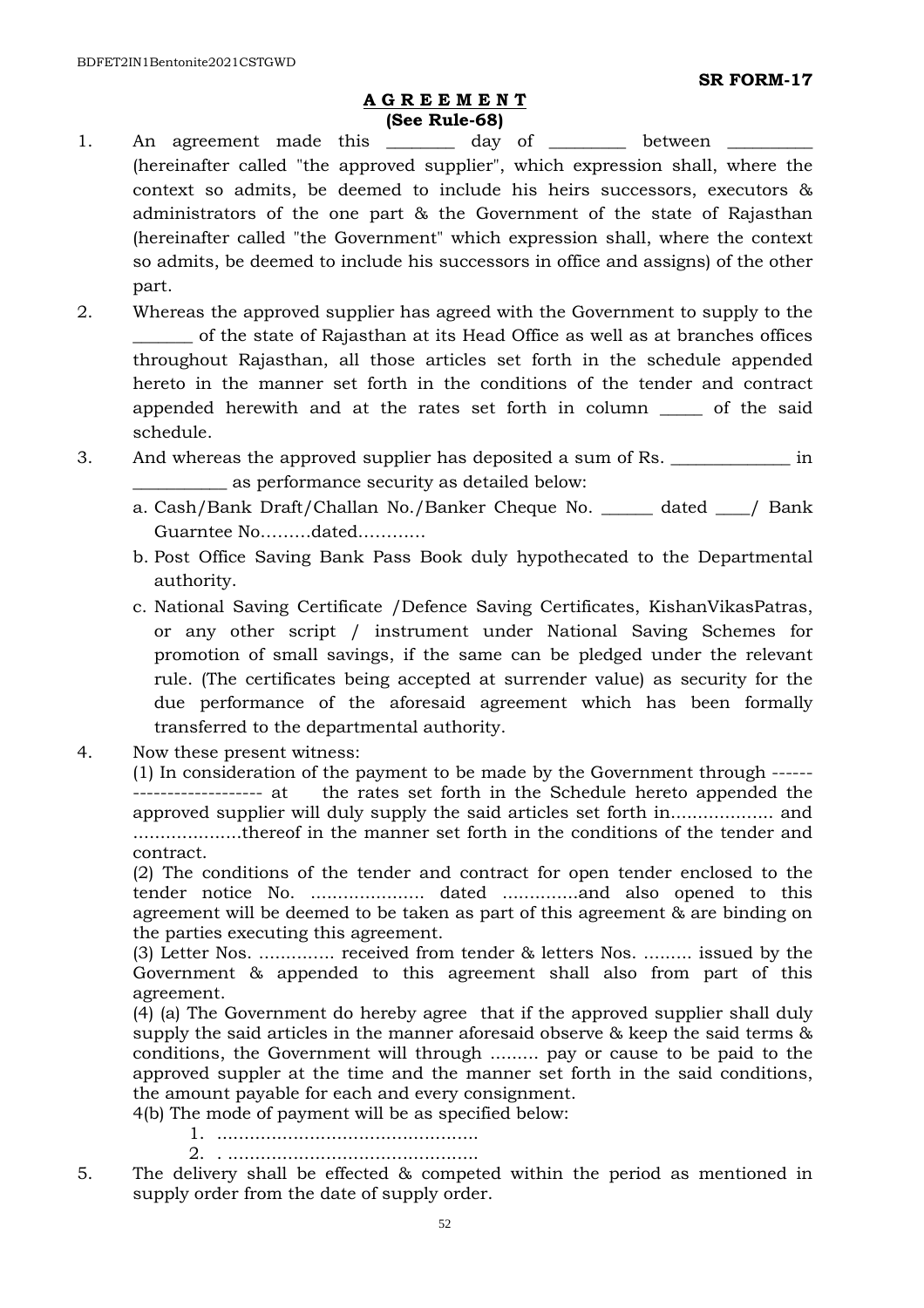**SR FORM-17**

**A G R E E M E N T**
**(See Rule-68)**

1. An agreement made this ________ day of _________ between __________ (hereinafter called "the approved supplier", which expression shall, where the context so admits, be deemed to include his heirs successors, executors & administrators of the one part & the Government of the state of Rajasthan (hereinafter called "the Government" which expression shall, where the context so admits, be deemed to include his successors in office and assigns) of the other part.
2. Whereas the approved supplier has agreed with the Government to supply to the _______ of the state of Rajasthan at its Head Office as well as at branches offices throughout Rajasthan, all those articles set forth in the schedule appended hereto in the manner set forth in the conditions of the tender and contract appended herewith and at the rates set forth in column _____ of the said schedule.
3. And whereas the approved supplier has deposited a sum of Rs. ______________ in ___________ as performance security as detailed below:
   a. Cash/Bank Draft/Challan No./Banker Cheque No. ______ dated ____/ Bank Guarntee No………dated…………
   b. Post Office Saving Bank Pass Book duly hypothecated to the Departmental authority.
   c. National Saving Certificate /Defence Saving Certificates, KishanVikasPatras, or any other script / instrument under National Saving Schemes for promotion of small savings, if the same can be pledged under the relevant rule. (The certificates being accepted at surrender value) as security for the due performance of the aforesaid agreement which has been formally transferred to the departmental authority.
4. Now these present witness:

   (1) In consideration of the payment to be made by the Government through ------------------------ at the rates set forth in the Schedule hereto appended the approved supplier will duly supply the said articles set forth in................... and ....................thereof in the manner set forth in the conditions of the tender and contract.

   (2) The conditions of the tender and contract for open tender enclosed to the tender notice No. ..................... dated ..............and also opened to this agreement will be deemed to be taken as part of this agreement & are binding on the parties executing this agreement.

   (3) Letter Nos. .............. received from tender & letters Nos. ......... issued by the Government & appended to this agreement shall also from part of this agreement.

   (4) (a) The Government do hereby agree that if the approved supplier shall duly supply the said articles in the manner aforesaid observe & keep the said terms & conditions, the Government will through ......... pay or cause to be paid to the approved suppler at the time and the manner set forth in the said conditions, the amount payable for each and every consignment.

   4(b) The mode of payment will be as specified below:

      1. ................................................
      2. . ..............................................
5. The delivery shall be effected & competed within the period as mentioned in supply order from the date of supply order.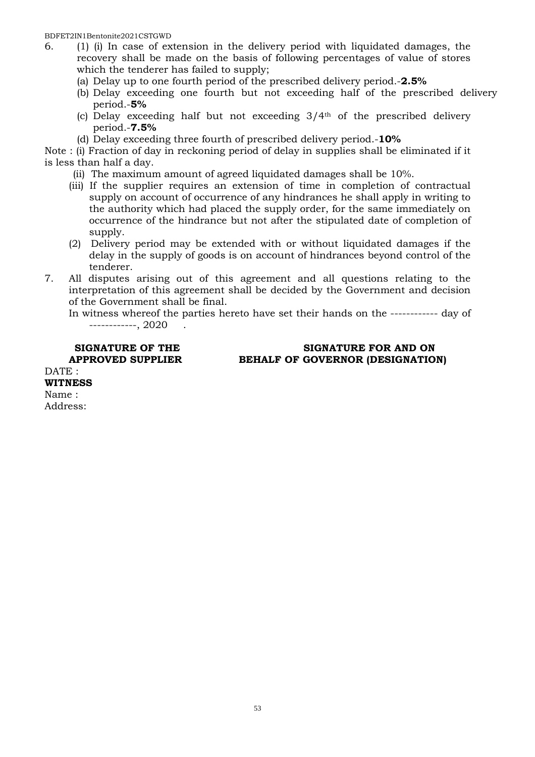6. (1) (i) In case of extension in the delivery period with liquidated damages, the recovery shall be made on the basis of following percentages of value of stores which the tenderer has failed to supply;
   (a) Delay up to one fourth period of the prescribed delivery period.-**2.5%**
   (b) Delay exceeding one fourth but not exceeding half of the prescribed delivery period.-**5%**
   (c) Delay exceeding half but not exceeding 3/4th of the prescribed delivery period.-**7.5%**
   (d) Delay exceeding three fourth of prescribed delivery period.-**10%**

Note : (i) Fraction of day in reckoning period of delay in supplies shall be eliminated if it is less than half a day.

   (ii) The maximum amount of agreed liquidated damages shall be 10%.
   (iii) If the supplier requires an extension of time in completion of contractual supply on account of occurrence of any hindrances he shall apply in writing to the authority which had placed the supply order, for the same immediately on occurrence of the hindrance but not after the stipulated date of completion of supply.

   (2) Delivery period may be extended with or without liquidated damages if the delay in the supply of goods is on account of hindrances beyond control of the tenderer.

7. All disputes arising out of this agreement and all questions relating to the interpretation of this agreement shall be decided by the Government and decision of the Government shall be final.

   In witness whereof the parties hereto have set their hands on the ------------ day of ------------, 2020 .

**SIGNATURE OF THE APPROVED SUPPLIER**

**SIGNATURE FOR AND ON BEHALF OF GOVERNOR (DESIGNATION)**

DATE :

**WITNESS**

Name :

Address: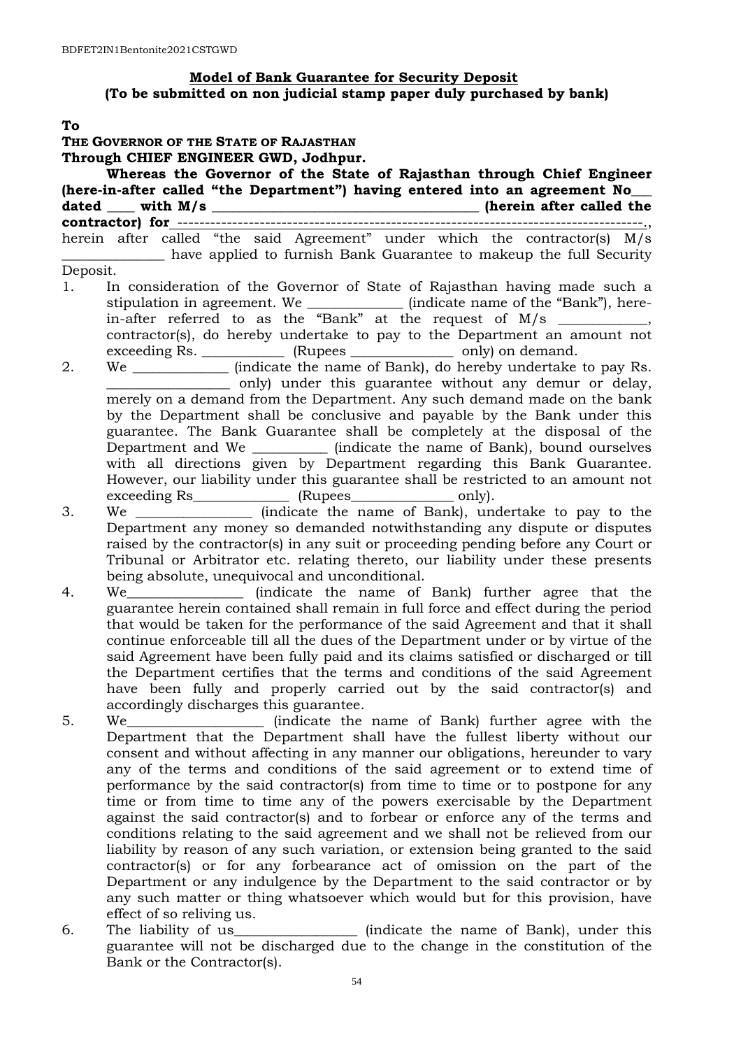**Model of Bank Guarantee for Security Deposit**
**(To be submitted on non judicial stamp paper duly purchased by bank)**

**To**

**THE GOVERNOR OF THE STATE OF RAJASTHAN**
**Through CHIEF ENGINEER GWD, Jodhpur.**

**Whereas the Governor of the State of Rajasthan through Chief Engineer (here-in-after called "the Department") having entered into an agreement No___ dated ____ with M/s _______________________________________ (herein after called the contractor) for**-------------------------------------------------------------------------------------., herein after called "the said Agreement" under which the contractor(s) M/s ______________ have applied to furnish Bank Guarantee to makeup the full Security Deposit.

1. In consideration of the Governor of State of Rajasthan having made such a stipulation in agreement. We _____________ (indicate name of the "Bank"), here-in-after referred to as the "Bank" at the request of M/s ____________, contractor(s), do hereby undertake to pay to the Department an amount not exceeding Rs. ___________ (Rupees ______________ only) on demand.
2. We _____________ (indicate the name of Bank), do hereby undertake to pay Rs. ________________ only) under this guarantee without any demur or delay, merely on a demand from the Department. Any such demand made on the bank by the Department shall be conclusive and payable by the Bank under this guarantee. The Bank Guarantee shall be completely at the disposal of the Department and We __________ (indicate the name of Bank), bound ourselves with all directions given by Department regarding this Bank Guarantee. However, our liability under this guarantee shall be restricted to an amount not exceeding Rs_____________ (Rupees______________ only).
3. We ________________ (indicate the name of Bank), undertake to pay to the Department any money so demanded notwithstanding any dispute or disputes raised by the contractor(s) in any suit or proceeding pending before any Court or Tribunal or Arbitrator etc. relating thereto, our liability under these presents being absolute, unequivocal and unconditional.
4. We________________ (indicate the name of Bank) further agree that the guarantee herein contained shall remain in full force and effect during the period that would be taken for the performance of the said Agreement and that it shall continue enforceable till all the dues of the Department under or by virtue of the said Agreement have been fully paid and its claims satisfied or discharged or till the Department certifies that the terms and conditions of the said Agreement have been fully and properly carried out by the said contractor(s) and accordingly discharges this guarantee.
5. We___________________ (indicate the name of Bank) further agree with the Department that the Department shall have the fullest liberty without our consent and without affecting in any manner our obligations, hereunder to vary any of the terms and conditions of the said agreement or to extend time of performance by the said contractor(s) from time to time or to postpone for any time or from time to time any of the powers exercisable by the Department against the said contractor(s) and to forbear or enforce any of the terms and conditions relating to the said agreement and we shall not be relieved from our liability by reason of any such variation, or extension being granted to the said contractor(s) or for any forbearance act of omission on the part of the Department or any indulgence by the Department to the said contractor or by any such matter or thing whatsoever which would but for this provision, have effect of so reliving us.
6. The liability of us_________________ (indicate the name of Bank), under this guarantee will not be discharged due to the change in the constitution of the Bank or the Contractor(s).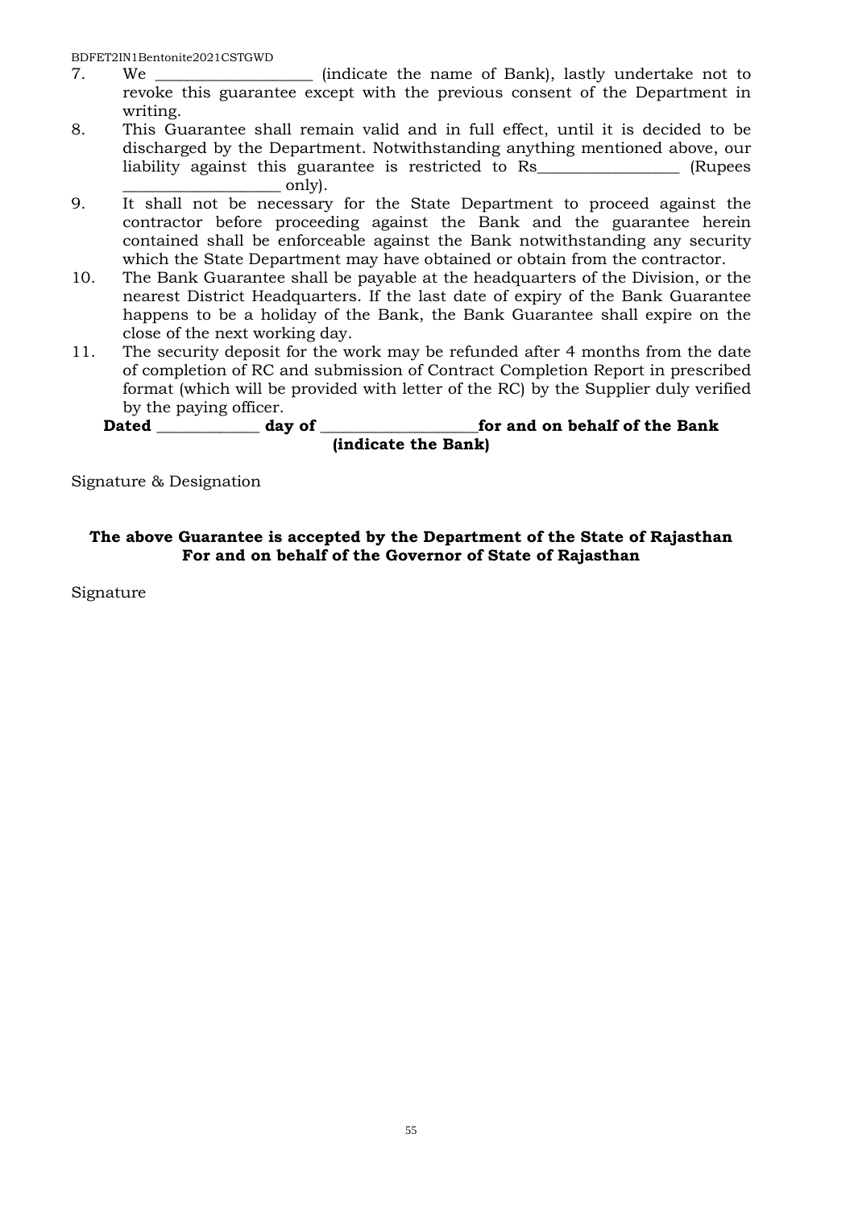7. We ___________________ (indicate the name of Bank), lastly undertake not to revoke this guarantee except with the previous consent of the Department in writing.
8. This Guarantee shall remain valid and in full effect, until it is decided to be discharged by the Department. Notwithstanding anything mentioned above, our liability against this guarantee is restricted to Rs_________________ (Rupees ___________________ only).
9. It shall not be necessary for the State Department to proceed against the contractor before proceeding against the Bank and the guarantee herein contained shall be enforceable against the Bank notwithstanding any security which the State Department may have obtained or obtain from the contractor.
10. The Bank Guarantee shall be payable at the headquarters of the Division, or the nearest District Headquarters. If the last date of expiry of the Bank Guarantee happens to be a holiday of the Bank, the Bank Guarantee shall expire on the close of the next working day.
11. The security deposit for the work may be refunded after 4 months from the date of completion of RC and submission of Contract Completion Report in prescribed format (which will be provided with letter of the RC) by the Supplier duly verified by the paying officer.

**Dated _____________ day of ___________________for and on behalf of the Bank (indicate the Bank)**

Signature & Designation

**The above Guarantee is accepted by the Department of the State of Rajasthan For and on behalf of the Governor of State of Rajasthan**

Signature